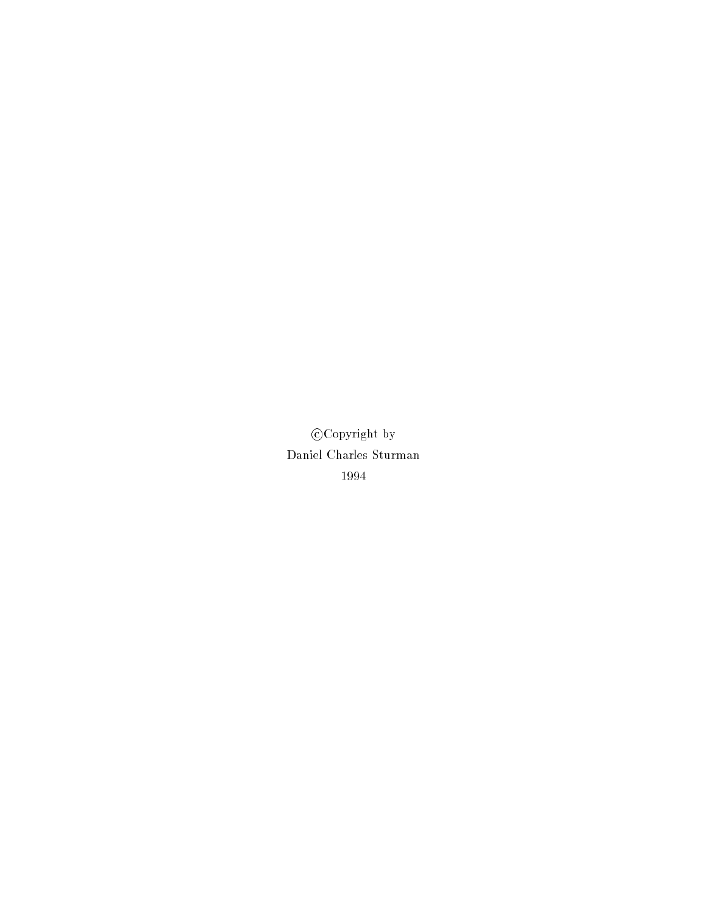©Copyright by

Daniel Charles Sturman

1994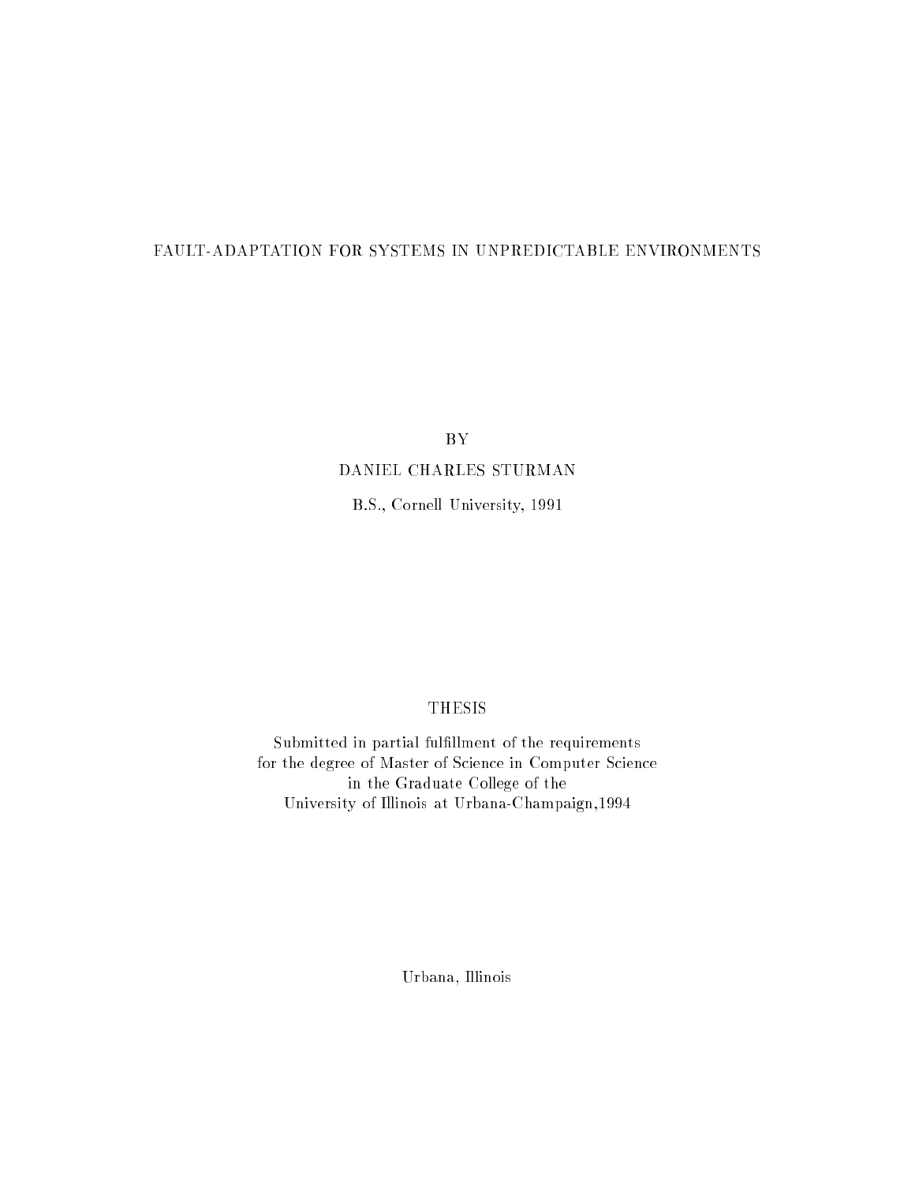# FAULT-ADAPTATION FOR SYSTEMS IN UNPREDICTABLE ENVIRONMENTS

BY

DANIEL CHARLES STURMAN

B.S., Cornell University, 1991

THESIS

Submitted in partial fulfillment of the requirements
for the degree of Master of Science in Computer Science
in the Graduate College of the
University of Illinois at Urbana-Champaign,1994

Urbana, Illinois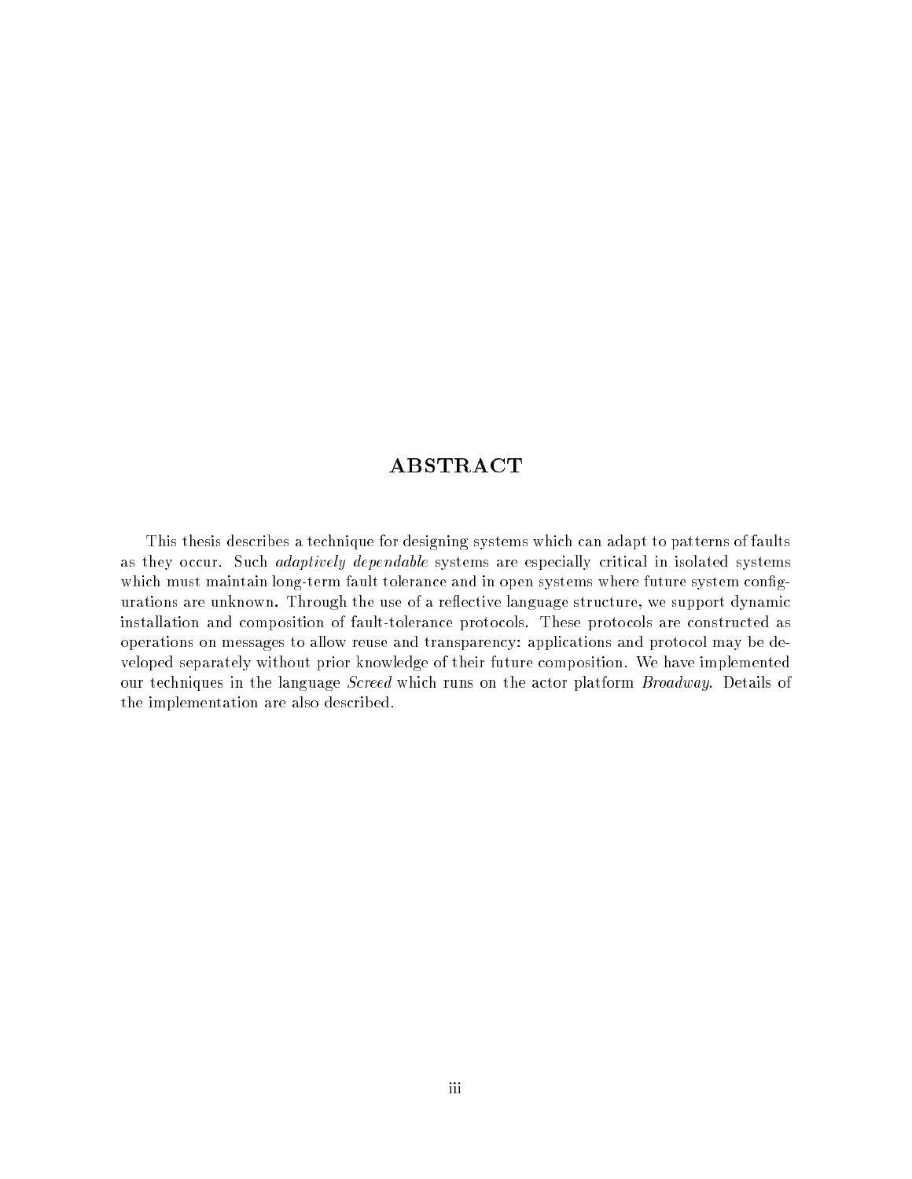# ABSTRACT

This thesis describes a technique for designing systems which can adapt to patterns of faults as they occur. Such *adaptively dependable* systems are especially critical in isolated systems which must maintain long-term fault tolerance and in open systems where future system configurations are unknown. Through the use of a reflective language structure, we support dynamic installation and composition of fault-tolerance protocols. These protocols are constructed as operations on messages to allow reuse and transparency: applications and protocol may be developed separately without prior knowledge of their future composition. We have implemented our techniques in the language *Screed* which runs on the actor platform *Broadway*. Details of the implementation are also described.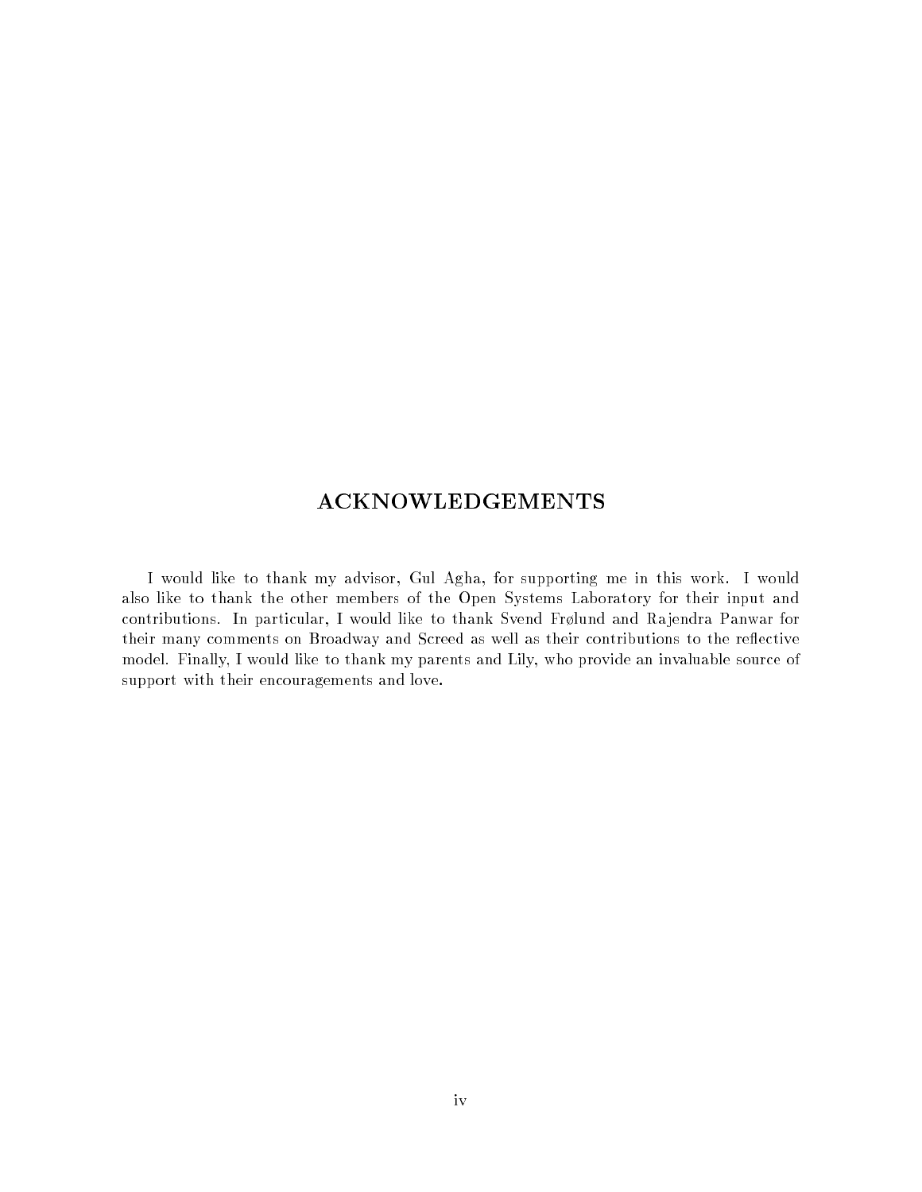# ACKNOWLEDGEMENTS

I would like to thank my advisor, Gul Agha, for supporting me in this work. I would also like to thank the other members of the Open Systems Laboratory for their input and contributions. In particular, I would like to thank Svend Frølund and Rajendra Panwar for their many comments on Broadway and Screed as well as their contributions to the reflective model. Finally, I would like to thank my parents and Lily, who provide an invaluable source of support with their encouragements and love.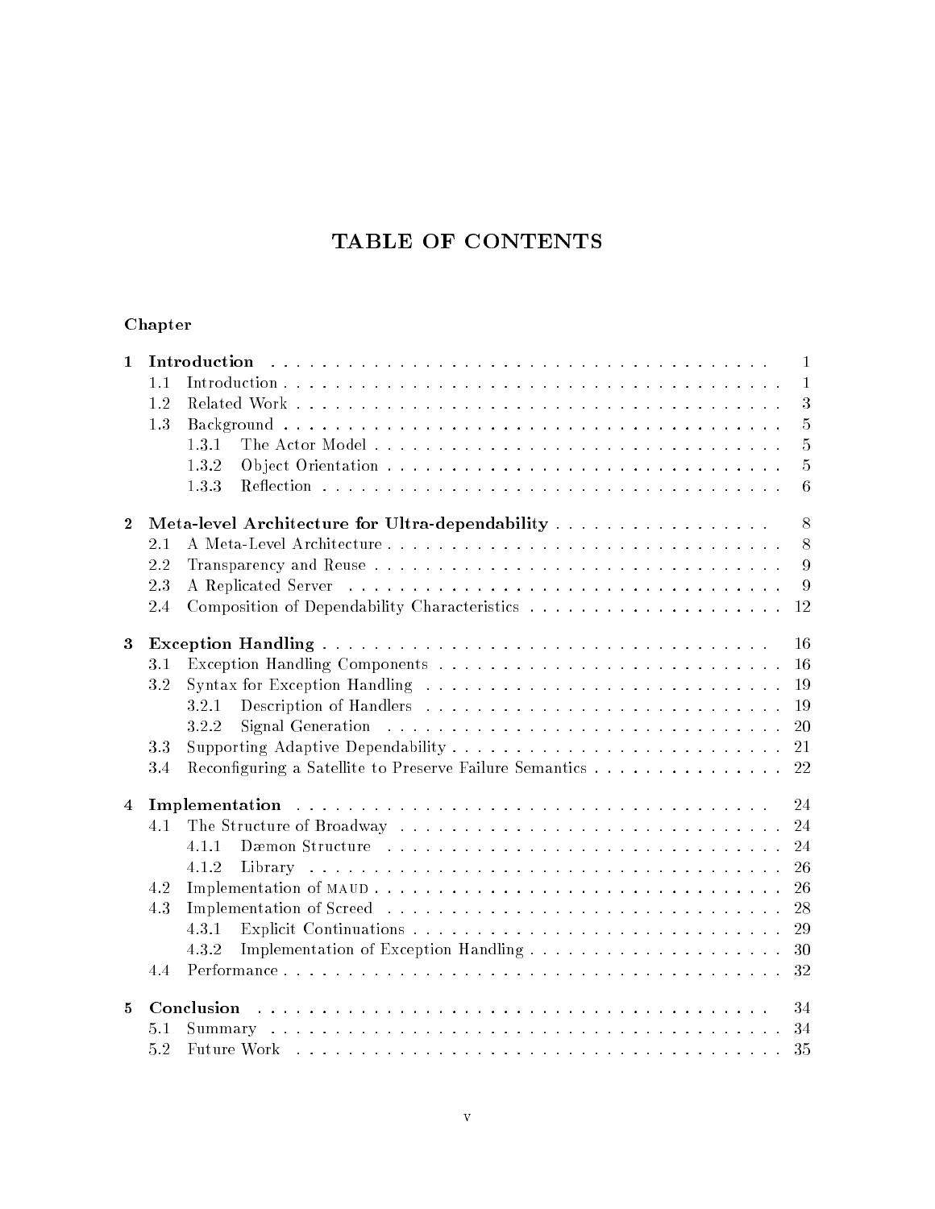# TABLE OF CONTENTS

**Chapter**

| | | | |
|---|---|---|---|
| **1** | **Introduction** | | **1** |
| | 1.1 | Introduction | 1 |
| | 1.2 | Related Work | 3 |
| | 1.3 | Background | 5 |
| | | 1.3.1 The Actor Model | 5 |
| | | 1.3.2 Object Orientation | 5 |
| | | 1.3.3 Reflection | 6 |
| **2** | **Meta-level Architecture for Ultra-dependability** | | **8** |
| | 2.1 | A Meta-Level Architecture | 8 |
| | 2.2 | Transparency and Reuse | 9 |
| | 2.3 | A Replicated Server | 9 |
| | 2.4 | Composition of Dependability Characteristics | 12 |
| **3** | **Exception Handling** | | **16** |
| | 3.1 | Exception Handling Components | 16 |
| | 3.2 | Syntax for Exception Handling | 19 |
| | | 3.2.1 Description of Handlers | 19 |
| | | 3.2.2 Signal Generation | 20 |
| | 3.3 | Supporting Adaptive Dependability | 21 |
| | 3.4 | Reconfiguring a Satellite to Preserve Failure Semantics | 22 |
| **4** | **Implementation** | | **24** |
| | 4.1 | The Structure of Broadway | 24 |
| | | 4.1.1 Dæmon Structure | 24 |
| | | 4.1.2 Library | 26 |
| | 4.2 | Implementation of MAUD | 26 |
| | 4.3 | Implementation of Screed | 28 |
| | | 4.3.1 Explicit Continuations | 29 |
| | | 4.3.2 Implementation of Exception Handling | 30 |
| | 4.4 | Performance | 32 |
| **5** | **Conclusion** | | **34** |
| | 5.1 | Summary | 34 |
| | 5.2 | Future Work | 35 |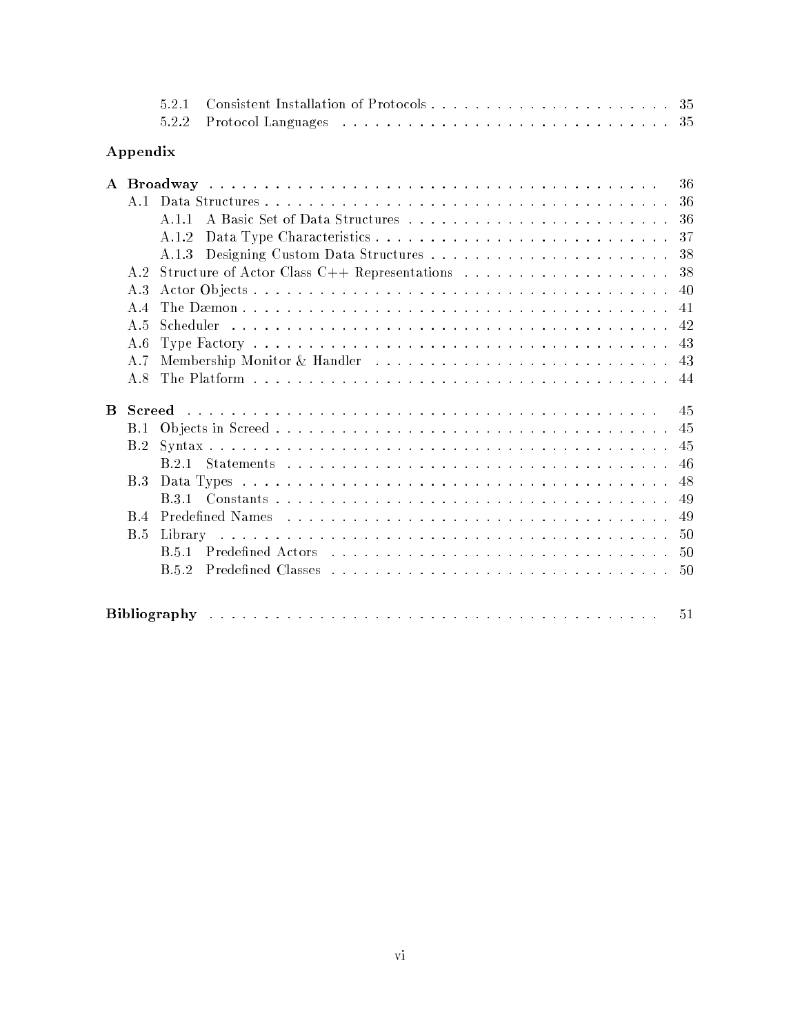- 5.2.1 Consistent Installation of Protocols . . . . . . . . . . . . . . . . . . . . . . 35
- 5.2.2 Protocol Languages . . . . . . . . . . . . . . . . . . . . . . . . . . . . . 35

**Appendix**

**A Broadway** . . . . . . . . . . . . . . . . . . . . . . . . . . . . . . . . . . . . . . 36

- A.1 Data Structures . . . . . . . . . . . . . . . . . . . . . . . . . . . . . . . . . . 36
  - A.1.1 A Basic Set of Data Structures . . . . . . . . . . . . . . . . . . . . . . . 36
  - A.1.2 Data Type Characteristics . . . . . . . . . . . . . . . . . . . . . . . . . . 37
  - A.1.3 Designing Custom Data Structures . . . . . . . . . . . . . . . . . . . . . . 38
- A.2 Structure of Actor Class C++ Representations . . . . . . . . . . . . . . . . . . 38
- A.3 Actor Objects . . . . . . . . . . . . . . . . . . . . . . . . . . . . . . . . . . . 40
- A.4 The Dæmon . . . . . . . . . . . . . . . . . . . . . . . . . . . . . . . . . . . . 41
- A.5 Scheduler . . . . . . . . . . . . . . . . . . . . . . . . . . . . . . . . . . . . . 42
- A.6 Type Factory . . . . . . . . . . . . . . . . . . . . . . . . . . . . . . . . . . . 43
- A.7 Membership Monitor & Handler . . . . . . . . . . . . . . . . . . . . . . . . . . 43
- A.8 The Platform . . . . . . . . . . . . . . . . . . . . . . . . . . . . . . . . . . . 44

**B Screed** . . . . . . . . . . . . . . . . . . . . . . . . . . . . . . . . . . . . . . . 45

- B.1 Objects in Screed . . . . . . . . . . . . . . . . . . . . . . . . . . . . . . . . . 45
- B.2 Syntax . . . . . . . . . . . . . . . . . . . . . . . . . . . . . . . . . . . . . . . 45
  - B.2.1 Statements . . . . . . . . . . . . . . . . . . . . . . . . . . . . . . . . . 46
- B.3 Data Types . . . . . . . . . . . . . . . . . . . . . . . . . . . . . . . . . . . . 48
  - B.3.1 Constants . . . . . . . . . . . . . . . . . . . . . . . . . . . . . . . . . . 49
- B.4 Predefined Names . . . . . . . . . . . . . . . . . . . . . . . . . . . . . . . . . 49
- B.5 Library . . . . . . . . . . . . . . . . . . . . . . . . . . . . . . . . . . . . . . 50
  - B.5.1 Predefined Actors . . . . . . . . . . . . . . . . . . . . . . . . . . . . . . 50
  - B.5.2 Predefined Classes . . . . . . . . . . . . . . . . . . . . . . . . . . . . . . 50

**Bibliography** . . . . . . . . . . . . . . . . . . . . . . . . . . . . . . . . . . . . . 51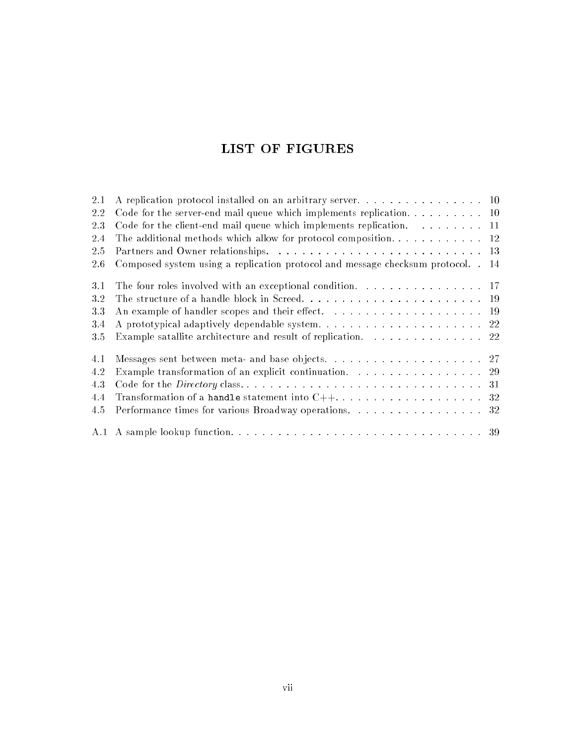# LIST OF FIGURES

| | | |
|---|---|---|
| 2.1 | A replication protocol installed on an arbitrary server. | 10 |
| 2.2 | Code for the server-end mail queue which implements replication. | 10 |
| 2.3 | Code for the client-end mail queue which implements replication. | 11 |
| 2.4 | The additional methods which allow for protocol composition. | 12 |
| 2.5 | Partners and Owner relationships. | 13 |
| 2.6 | Composed system using a replication protocol and message checksum protocol. | 14 |
| 3.1 | The four roles involved with an exceptional condition. | 17 |
| 3.2 | The structure of a handle block in Screed. | 19 |
| 3.3 | An example of handler scopes and their effect. | 19 |
| 3.4 | A prototypical adaptively dependable system. | 22 |
| 3.5 | Example satallite architecture and result of replication. | 22 |
| 4.1 | Messages sent between meta- and base objects. | 27 |
| 4.2 | Example transformation of an explicit continuation. | 29 |
| 4.3 | Code for the *Directory* class. | 31 |
| 4.4 | Transformation of a `handle` statement into C++. | 32 |
| 4.5 | Performance times for various Broadway operations. | 32 |
| A.1 | A sample lookup function. | 39 |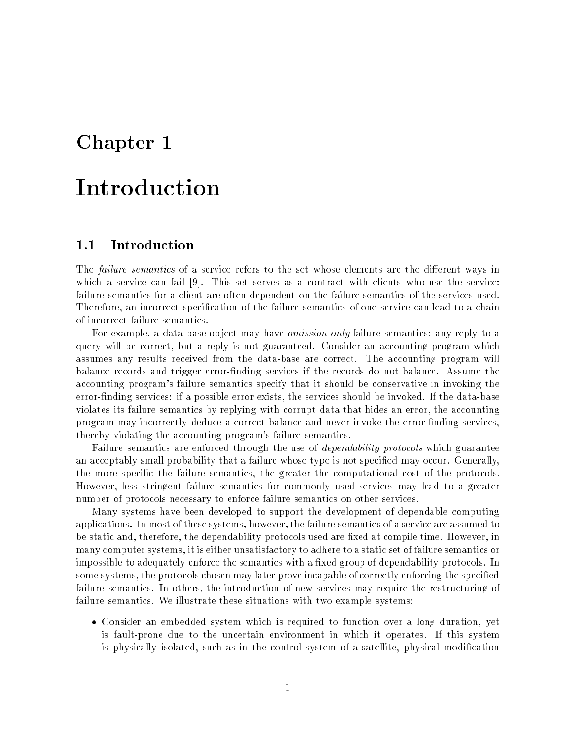# Chapter 1

# Introduction

## 1.1 Introduction

The *failure semantics* of a service refers to the set whose elements are the different ways in which a service can fail [9]. This set serves as a contract with clients who use the service: failure semantics for a client are often dependent on the failure semantics of the services used. Therefore, an incorrect specification of the failure semantics of one service can lead to a chain of incorrect failure semantics.

For example, a data-base object may have *omission-only* failure semantics: any reply to a query will be correct, but a reply is not guaranteed. Consider an accounting program which assumes any results received from the data-base are correct. The accounting program will balance records and trigger error-finding services if the records do not balance. Assume the accounting program's failure semantics specify that it should be conservative in invoking the error-finding services: if a possible error exists, the services should be invoked. If the data-base violates its failure semantics by replying with corrupt data that hides an error, the accounting program may incorrectly deduce a correct balance and never invoke the error-finding services, thereby violating the accounting program's failure semantics.

Failure semantics are enforced through the use of *dependability protocols* which guarantee an acceptably small probability that a failure whose type is not specified may occur. Generally, the more specific the failure semantics, the greater the computational cost of the protocols. However, less stringent failure semantics for commonly used services may lead to a greater number of protocols necessary to enforce failure semantics on other services.

Many systems have been developed to support the development of dependable computing applications. In most of these systems, however, the failure semantics of a service are assumed to be static and, therefore, the dependability protocols used are fixed at compile time. However, in many computer systems, it is either unsatisfactory to adhere to a static set of failure semantics or impossible to adequately enforce the semantics with a fixed group of dependability protocols. In some systems, the protocols chosen may later prove incapable of correctly enforcing the specified failure semantics. In others, the introduction of new services may require the restructuring of failure semantics. We illustrate these situations with two example systems:

- Consider an embedded system which is required to function over a long duration, yet is fault-prone due to the uncertain environment in which it operates. If this system is physically isolated, such as in the control system of a satellite, physical modification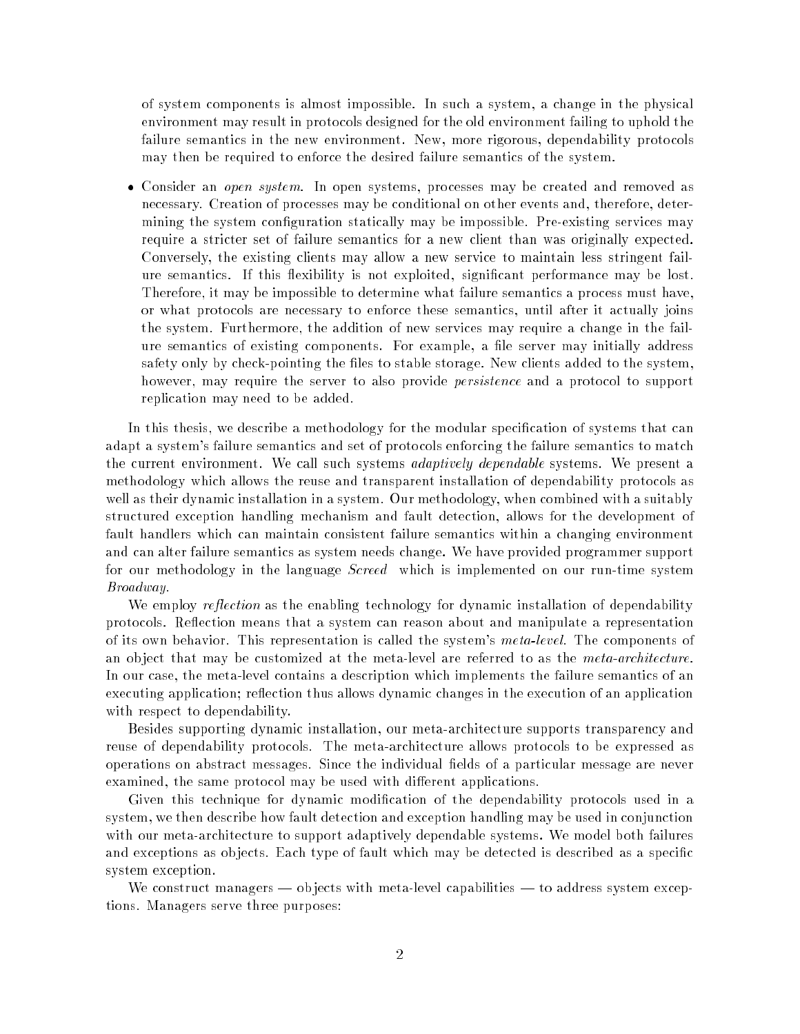of system components is almost impossible. In such a system, a change in the physical environment may result in protocols designed for the old environment failing to uphold the failure semantics in the new environment. New, more rigorous, dependability protocols may then be required to enforce the desired failure semantics of the system.

- Consider an *open system*. In open systems, processes may be created and removed as necessary. Creation of processes may be conditional on other events and, therefore, determining the system configuration statically may be impossible. Pre-existing services may require a stricter set of failure semantics for a new client than was originally expected. Conversely, the existing clients may allow a new service to maintain less stringent failure semantics. If this flexibility is not exploited, significant performance may be lost. Therefore, it may be impossible to determine what failure semantics a process must have, or what protocols are necessary to enforce these semantics, until after it actually joins the system. Furthermore, the addition of new services may require a change in the failure semantics of existing components. For example, a file server may initially address safety only by check-pointing the files to stable storage. New clients added to the system, however, may require the server to also provide *persistence* and a protocol to support replication may need to be added.

In this thesis, we describe a methodology for the modular specification of systems that can adapt a system's failure semantics and set of protocols enforcing the failure semantics to match the current environment. We call such systems *adaptively dependable* systems. We present a methodology which allows the reuse and transparent installation of dependability protocols as well as their dynamic installation in a system. Our methodology, when combined with a suitably structured exception handling mechanism and fault detection, allows for the development of fault handlers which can maintain consistent failure semantics within a changing environment and can alter failure semantics as system needs change. We have provided programmer support for our methodology in the language *Screed* which is implemented on our run-time system *Broadway*.

We employ *reflection* as the enabling technology for dynamic installation of dependability protocols. Reflection means that a system can reason about and manipulate a representation of its own behavior. This representation is called the system's *meta-level*. The components of an object that may be customized at the meta-level are referred to as the *meta-architecture*. In our case, the meta-level contains a description which implements the failure semantics of an executing application; reflection thus allows dynamic changes in the execution of an application with respect to dependability.

Besides supporting dynamic installation, our meta-architecture supports transparency and reuse of dependability protocols. The meta-architecture allows protocols to be expressed as operations on abstract messages. Since the individual fields of a particular message are never examined, the same protocol may be used with different applications.

Given this technique for dynamic modification of the dependability protocols used in a system, we then describe how fault detection and exception handling may be used in conjunction with our meta-architecture to support adaptively dependable systems. We model both failures and exceptions as objects. Each type of fault which may be detected is described as a specific system exception.

We construct managers — objects with meta-level capabilities — to address system exceptions. Managers serve three purposes: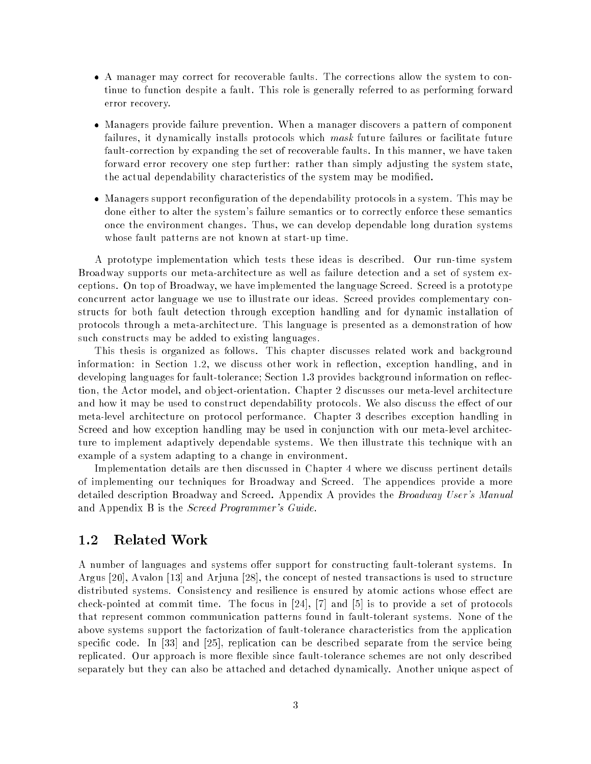- A manager may correct for recoverable faults. The corrections allow the system to continue to function despite a fault. This role is generally referred to as performing forward error recovery.

- Managers provide failure prevention. When a manager discovers a pattern of component failures, it dynamically installs protocols which *mask* future failures or facilitate future fault-correction by expanding the set of recoverable faults. In this manner, we have taken forward error recovery one step further: rather than simply adjusting the system state, the actual dependability characteristics of the system may be modified.

- Managers support reconfiguration of the dependability protocols in a system. This may be done either to alter the system's failure semantics or to correctly enforce these semantics once the environment changes. Thus, we can develop dependable long duration systems whose fault patterns are not known at start-up time.

A prototype implementation which tests these ideas is described. Our run-time system Broadway supports our meta-architecture as well as failure detection and a set of system exceptions. On top of Broadway, we have implemented the language Screed. Screed is a prototype concurrent actor language we use to illustrate our ideas. Screed provides complementary constructs for both fault detection through exception handling and for dynamic installation of protocols through a meta-architecture. This language is presented as a demonstration of how such constructs may be added to existing languages.

This thesis is organized as follows. This chapter discusses related work and background information: in Section 1.2, we discuss other work in reflection, exception handling, and in developing languages for fault-tolerance; Section 1.3 provides background information on reflection, the Actor model, and object-orientation. Chapter 2 discusses our meta-level architecture and how it may be used to construct dependability protocols. We also discuss the effect of our meta-level architecture on protocol performance. Chapter 3 describes exception handling in Screed and how exception handling may be used in conjunction with our meta-level architecture to implement adaptively dependable systems. We then illustrate this technique with an example of a system adapting to a change in environment.

Implementation details are then discussed in Chapter 4 where we discuss pertinent details of implementing our techniques for Broadway and Screed. The appendices provide a more detailed description Broadway and Screed. Appendix A provides the *Broadway User's Manual* and Appendix B is the *Screed Programmer's Guide*.

## 1.2 Related Work

A number of languages and systems offer support for constructing fault-tolerant systems. In Argus [20], Avalon [13] and Arjuna [28], the concept of nested transactions is used to structure distributed systems. Consistency and resilience is ensured by atomic actions whose effect are check-pointed at commit time. The focus in [24], [7] and [5] is to provide a set of protocols that represent common communication patterns found in fault-tolerant systems. None of the above systems support the factorization of fault-tolerance characteristics from the application specific code. In [33] and [25], replication can be described separate from the service being replicated. Our approach is more flexible since fault-tolerance schemes are not only described separately but they can also be attached and detached dynamically. Another unique aspect of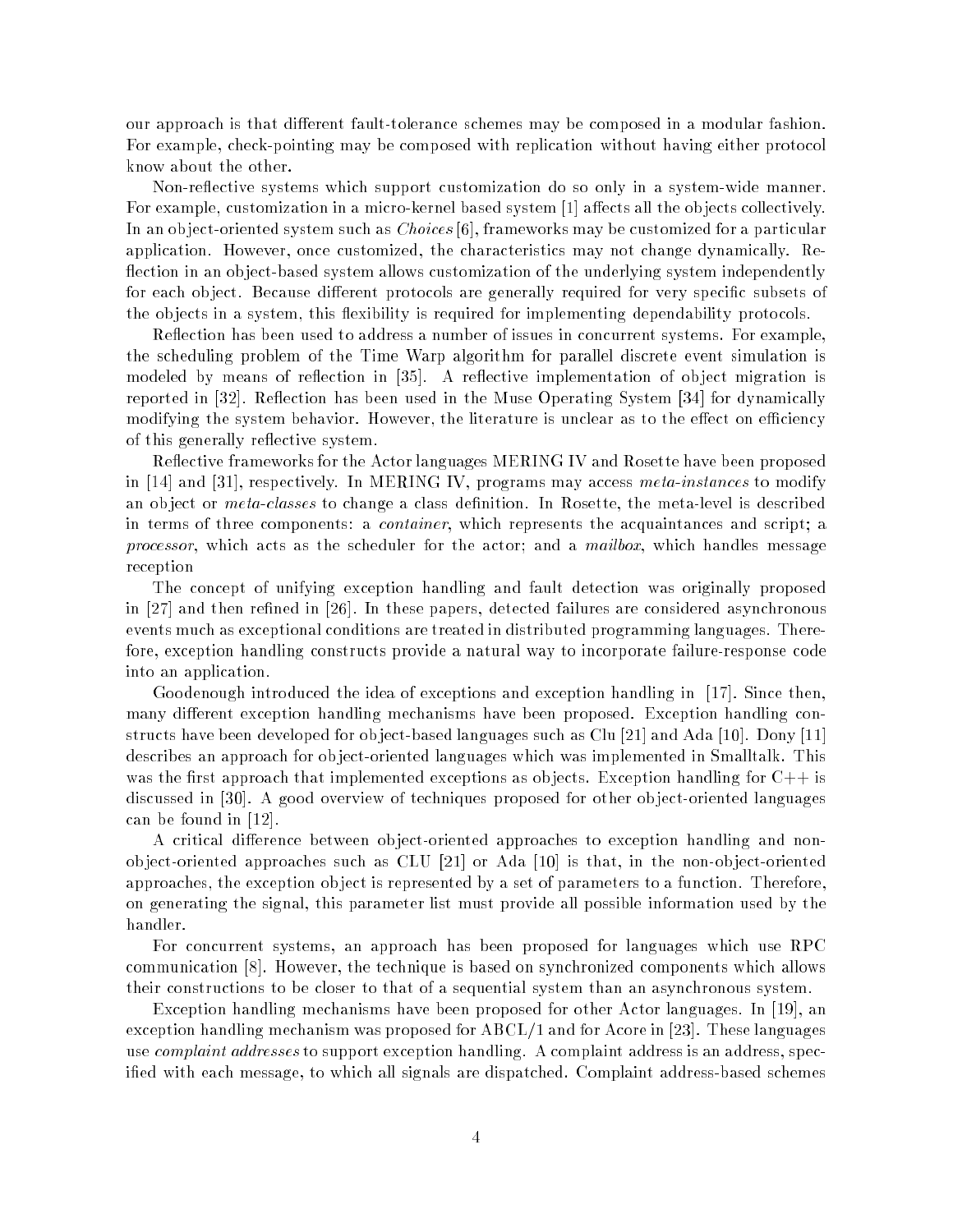our approach is that different fault-tolerance schemes may be composed in a modular fashion. For example, check-pointing may be composed with replication without having either protocol know about the other.

Non-reflective systems which support customization do so only in a system-wide manner. For example, customization in a micro-kernel based system [1] affects all the objects collectively. In an object-oriented system such as *Choices* [6], frameworks may be customized for a particular application. However, once customized, the characteristics may not change dynamically. Reflection in an object-based system allows customization of the underlying system independently for each object. Because different protocols are generally required for very specific subsets of the objects in a system, this flexibility is required for implementing dependability protocols.

Reflection has been used to address a number of issues in concurrent systems. For example, the scheduling problem of the Time Warp algorithm for parallel discrete event simulation is modeled by means of reflection in [35]. A reflective implementation of object migration is reported in [32]. Reflection has been used in the Muse Operating System [34] for dynamically modifying the system behavior. However, the literature is unclear as to the effect on efficiency of this generally reflective system.

Reflective frameworks for the Actor languages MERING IV and Rosette have been proposed in [14] and [31], respectively. In MERING IV, programs may access *meta-instances* to modify an object or *meta-classes* to change a class definition. In Rosette, the meta-level is described in terms of three components: a *container*, which represents the acquaintances and script; a *processor*, which acts as the scheduler for the actor; and a *mailbox*, which handles message reception

The concept of unifying exception handling and fault detection was originally proposed in [27] and then refined in [26]. In these papers, detected failures are considered asynchronous events much as exceptional conditions are treated in distributed programming languages. Therefore, exception handling constructs provide a natural way to incorporate failure-response code into an application.

Goodenough introduced the idea of exceptions and exception handling in [17]. Since then, many different exception handling mechanisms have been proposed. Exception handling constructs have been developed for object-based languages such as Clu [21] and Ada [10]. Dony [11] describes an approach for object-oriented languages which was implemented in Smalltalk. This was the first approach that implemented exceptions as objects. Exception handling for C++ is discussed in [30]. A good overview of techniques proposed for other object-oriented languages can be found in [12].

A critical difference between object-oriented approaches to exception handling and non-object-oriented approaches such as CLU [21] or Ada [10] is that, in the non-object-oriented approaches, the exception object is represented by a set of parameters to a function. Therefore, on generating the signal, this parameter list must provide all possible information used by the handler.

For concurrent systems, an approach has been proposed for languages which use RPC communication [8]. However, the technique is based on synchronized components which allows their constructions to be closer to that of a sequential system than an asynchronous system.

Exception handling mechanisms have been proposed for other Actor languages. In [19], an exception handling mechanism was proposed for ABCL/1 and for Acore in [23]. These languages use *complaint addresses* to support exception handling. A complaint address is an address, specified with each message, to which all signals are dispatched. Complaint address-based schemes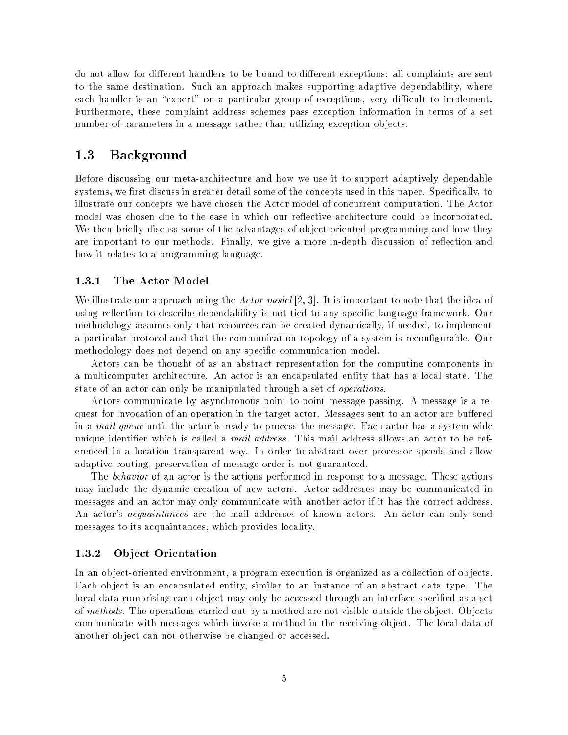do not allow for different handlers to be bound to different exceptions: all complaints are sent to the same destination. Such an approach makes supporting adaptive dependability, where each handler is an "expert" on a particular group of exceptions, very difficult to implement. Furthermore, these complaint address schemes pass exception information in terms of a set number of parameters in a message rather than utilizing exception objects.

## 1.3 Background

Before discussing our meta-architecture and how we use it to support adaptively dependable systems, we first discuss in greater detail some of the concepts used in this paper. Specifically, to illustrate our concepts we have chosen the Actor model of concurrent computation. The Actor model was chosen due to the ease in which our reflective architecture could be incorporated. We then briefly discuss some of the advantages of object-oriented programming and how they are important to our methods. Finally, we give a more in-depth discussion of reflection and how it relates to a programming language.

### 1.3.1 The Actor Model

We illustrate our approach using the *Actor model* [2, 3]. It is important to note that the idea of using reflection to describe dependability is not tied to any specific language framework. Our methodology assumes only that resources can be created dynamically, if needed, to implement a particular protocol and that the communication topology of a system is reconfigurable. Our methodology does not depend on any specific communication model.

Actors can be thought of as an abstract representation for the computing components in a multicomputer architecture. An actor is an encapsulated entity that has a local state. The state of an actor can only be manipulated through a set of *operations*.

Actors communicate by asynchronous point-to-point message passing. A message is a request for invocation of an operation in the target actor. Messages sent to an actor are buffered in a *mail queue* until the actor is ready to process the message. Each actor has a system-wide unique identifier which is called a *mail address*. This mail address allows an actor to be referenced in a location transparent way. In order to abstract over processor speeds and allow adaptive routing, preservation of message order is not guaranteed.

The *behavior* of an actor is the actions performed in response to a message. These actions may include the dynamic creation of new actors. Actor addresses may be communicated in messages and an actor may only communicate with another actor if it has the correct address. An actor's *acquaintances* are the mail addresses of known actors. An actor can only send messages to its acquaintances, which provides locality.

### 1.3.2 Object Orientation

In an object-oriented environment, a program execution is organized as a collection of objects. Each object is an encapsulated entity, similar to an instance of an abstract data type. The local data comprising each object may only be accessed through an interface specified as a set of *methods*. The operations carried out by a method are not visible outside the object. Objects communicate with messages which invoke a method in the receiving object. The local data of another object can not otherwise be changed or accessed.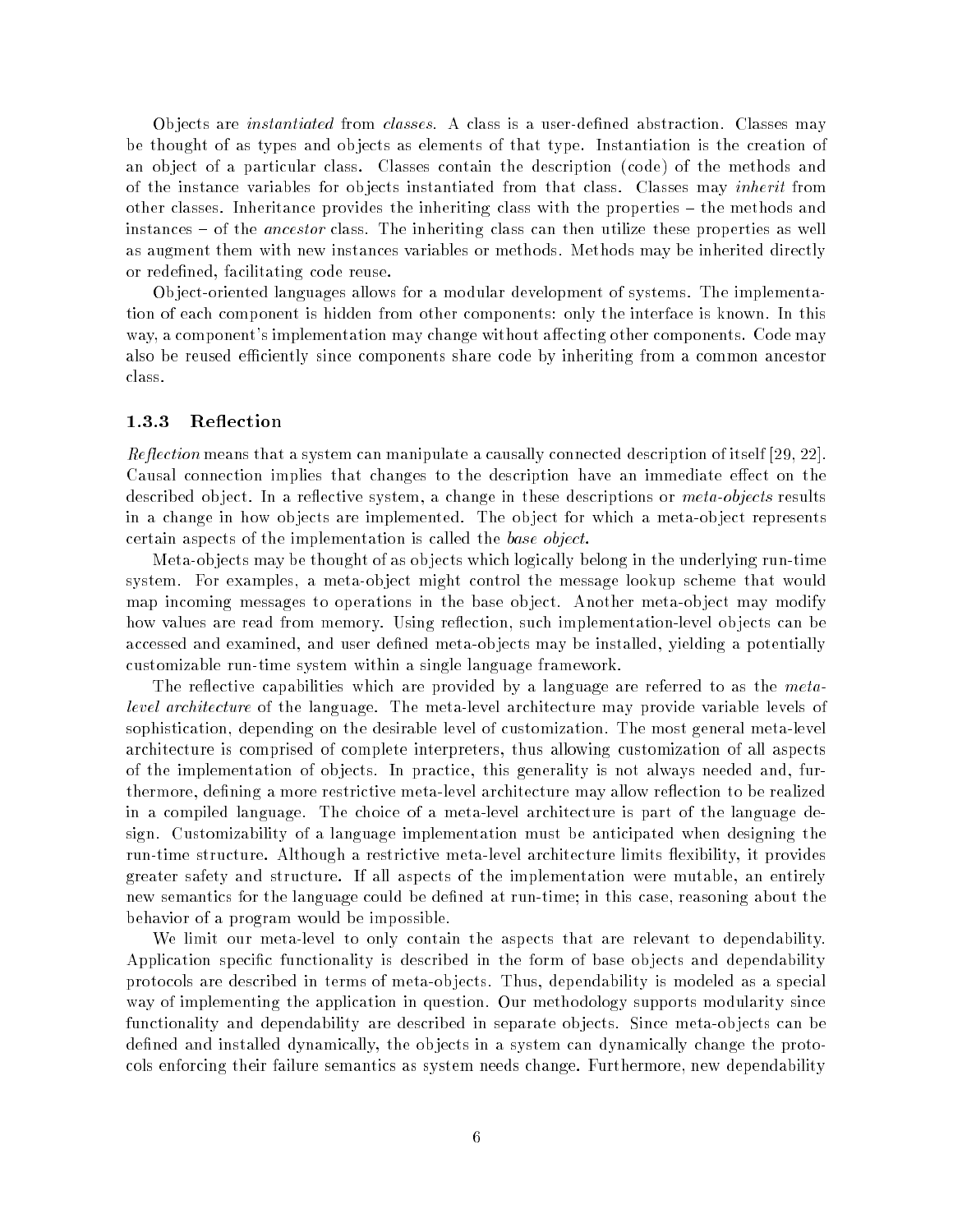Objects are *instantiated* from *classes*. A class is a user-defined abstraction. Classes may be thought of as types and objects as elements of that type. Instantiation is the creation of an object of a particular class. Classes contain the description (code) of the methods and of the instance variables for objects instantiated from that class. Classes may *inherit* from other classes. Inheritance provides the inheriting class with the properties – the methods and instances – of the *ancestor* class. The inheriting class can then utilize these properties as well as augment them with new instances variables or methods. Methods may be inherited directly or redefined, facilitating code reuse.

Object-oriented languages allows for a modular development of systems. The implementation of each component is hidden from other components: only the interface is known. In this way, a component's implementation may change without affecting other components. Code may also be reused efficiently since components share code by inheriting from a common ancestor class.

### 1.3.3 Reflection

*Reflection* means that a system can manipulate a causally connected description of itself [29, 22]. Causal connection implies that changes to the description have an immediate effect on the described object. In a reflective system, a change in these descriptions or *meta-objects* results in a change in how objects are implemented. The object for which a meta-object represents certain aspects of the implementation is called the *base object*.

Meta-objects may be thought of as objects which logically belong in the underlying run-time system. For examples, a meta-object might control the message lookup scheme that would map incoming messages to operations in the base object. Another meta-object may modify how values are read from memory. Using reflection, such implementation-level objects can be accessed and examined, and user defined meta-objects may be installed, yielding a potentially customizable run-time system within a single language framework.

The reflective capabilities which are provided by a language are referred to as the *meta-level architecture* of the language. The meta-level architecture may provide variable levels of sophistication, depending on the desirable level of customization. The most general meta-level architecture is comprised of complete interpreters, thus allowing customization of all aspects of the implementation of objects. In practice, this generality is not always needed and, furthermore, defining a more restrictive meta-level architecture may allow reflection to be realized in a compiled language. The choice of a meta-level architecture is part of the language design. Customizability of a language implementation must be anticipated when designing the run-time structure. Although a restrictive meta-level architecture limits flexibility, it provides greater safety and structure. If all aspects of the implementation were mutable, an entirely new semantics for the language could be defined at run-time; in this case, reasoning about the behavior of a program would be impossible.

We limit our meta-level to only contain the aspects that are relevant to dependability. Application specific functionality is described in the form of base objects and dependability protocols are described in terms of meta-objects. Thus, dependability is modeled as a special way of implementing the application in question. Our methodology supports modularity since functionality and dependability are described in separate objects. Since meta-objects can be defined and installed dynamically, the objects in a system can dynamically change the protocols enforcing their failure semantics as system needs change. Furthermore, new dependability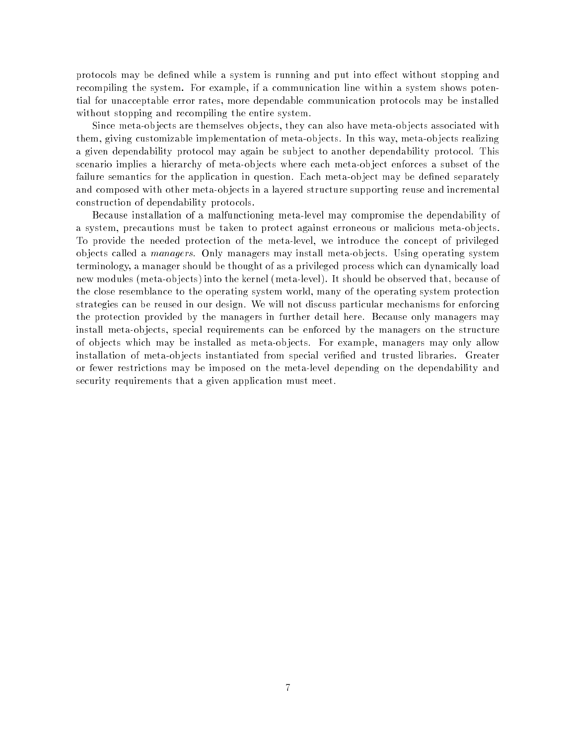protocols may be defined while a system is running and put into effect without stopping and recompiling the system. For example, if a communication line within a system shows potential for unacceptable error rates, more dependable communication protocols may be installed without stopping and recompiling the entire system.

Since meta-objects are themselves objects, they can also have meta-objects associated with them, giving customizable implementation of meta-objects. In this way, meta-objects realizing a given dependability protocol may again be subject to another dependability protocol. This scenario implies a hierarchy of meta-objects where each meta-object enforces a subset of the failure semantics for the application in question. Each meta-object may be defined separately and composed with other meta-objects in a layered structure supporting reuse and incremental construction of dependability protocols.

Because installation of a malfunctioning meta-level may compromise the dependability of a system, precautions must be taken to protect against erroneous or malicious meta-objects. To provide the needed protection of the meta-level, we introduce the concept of privileged objects called a *managers*. Only managers may install meta-objects. Using operating system terminology, a manager should be thought of as a privileged process which can dynamically load new modules (meta-objects) into the kernel (meta-level). It should be observed that, because of the close resemblance to the operating system world, many of the operating system protection strategies can be reused in our design. We will not discuss particular mechanisms for enforcing the protection provided by the managers in further detail here. Because only managers may install meta-objects, special requirements can be enforced by the managers on the structure of objects which may be installed as meta-objects. For example, managers may only allow installation of meta-objects instantiated from special verified and trusted libraries. Greater or fewer restrictions may be imposed on the meta-level depending on the dependability and security requirements that a given application must meet.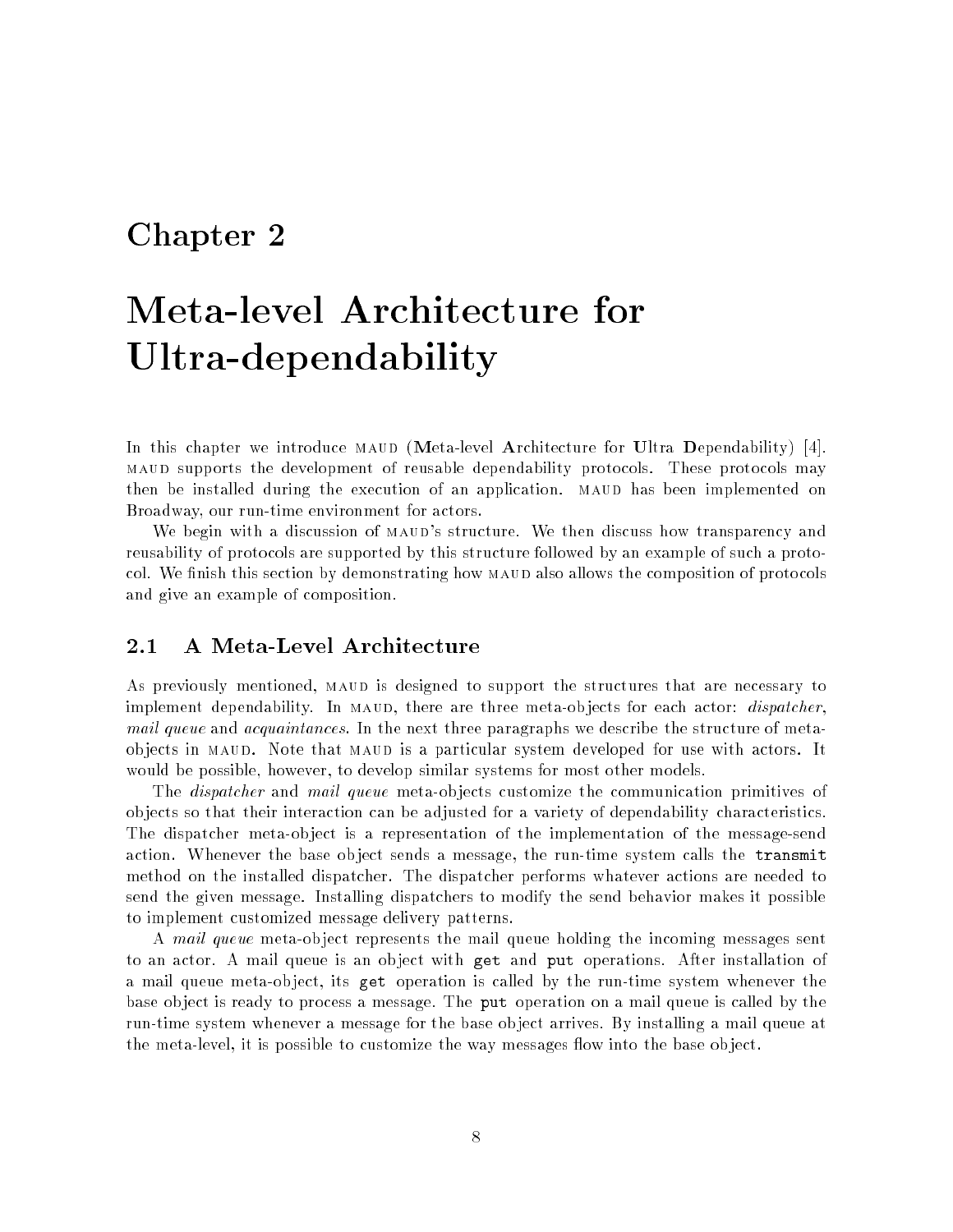# Chapter 2

# Meta-level Architecture for Ultra-dependability

In this chapter we introduce MAUD (**M**eta-level **A**rchitecture for **U**ltra **D**ependability) [4]. MAUD supports the development of reusable dependability protocols. These protocols may then be installed during the execution of an application. MAUD has been implemented on Broadway, our run-time environment for actors.

We begin with a discussion of MAUD's structure. We then discuss how transparency and reusability of protocols are supported by this structure followed by an example of such a protocol. We finish this section by demonstrating how MAUD also allows the composition of protocols and give an example of composition.

## 2.1 A Meta-Level Architecture

As previously mentioned, MAUD is designed to support the structures that are necessary to implement dependability. In MAUD, there are three meta-objects for each actor: *dispatcher*, *mail queue* and *acquaintances*. In the next three paragraphs we describe the structure of meta-objects in MAUD. Note that MAUD is a particular system developed for use with actors. It would be possible, however, to develop similar systems for most other models.

The *dispatcher* and *mail queue* meta-objects customize the communication primitives of objects so that their interaction can be adjusted for a variety of dependability characteristics. The dispatcher meta-object is a representation of the implementation of the message-send action. Whenever the base object sends a message, the run-time system calls the `transmit` method on the installed dispatcher. The dispatcher performs whatever actions are needed to send the given message. Installing dispatchers to modify the send behavior makes it possible to implement customized message delivery patterns.

A *mail queue* meta-object represents the mail queue holding the incoming messages sent to an actor. A mail queue is an object with `get` and `put` operations. After installation of a mail queue meta-object, its `get` operation is called by the run-time system whenever the base object is ready to process a message. The `put` operation on a mail queue is called by the run-time system whenever a message for the base object arrives. By installing a mail queue at the meta-level, it is possible to customize the way messages flow into the base object.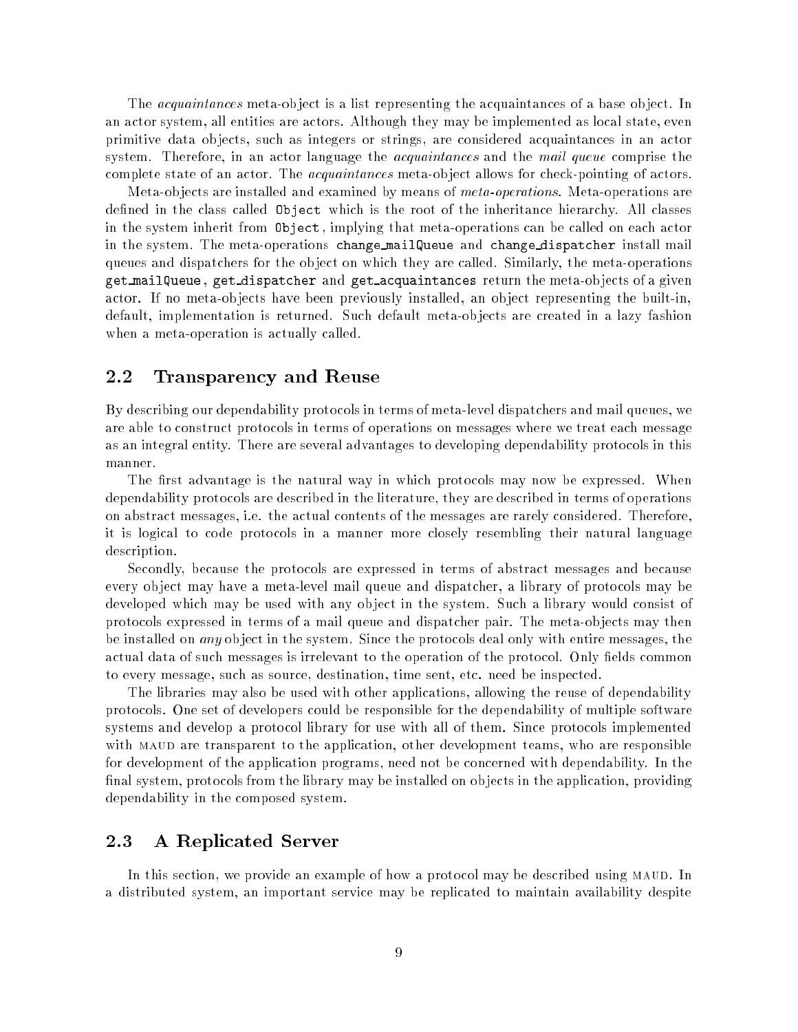The *acquaintances* meta-object is a list representing the acquaintances of a base object. In an actor system, all entities are actors. Although they may be implemented as local state, even primitive data objects, such as integers or strings, are considered acquaintances in an actor system. Therefore, in an actor language the *acquaintances* and the *mail queue* comprise the complete state of an actor. The *acquaintances* meta-object allows for check-pointing of actors.

Meta-objects are installed and examined by means of *meta-operations*. Meta-operations are defined in the class called `Object` which is the root of the inheritance hierarchy. All classes in the system inherit from `Object`, implying that meta-operations can be called on each actor in the system. The meta-operations `change_mailQueue` and `change_dispatcher` install mail queues and dispatchers for the object on which they are called. Similarly, the meta-operations `get_mailQueue`, `get_dispatcher` and `get_acquaintances` return the meta-objects of a given actor. If no meta-objects have been previously installed, an object representing the built-in, default, implementation is returned. Such default meta-objects are created in a lazy fashion when a meta-operation is actually called.

## 2.2 Transparency and Reuse

By describing our dependability protocols in terms of meta-level dispatchers and mail queues, we are able to construct protocols in terms of operations on messages where we treat each message as an integral entity. There are several advantages to developing dependability protocols in this manner.

The first advantage is the natural way in which protocols may now be expressed. When dependability protocols are described in the literature, they are described in terms of operations on abstract messages, i.e. the actual contents of the messages are rarely considered. Therefore, it is logical to code protocols in a manner more closely resembling their natural language description.

Secondly, because the protocols are expressed in terms of abstract messages and because every object may have a meta-level mail queue and dispatcher, a library of protocols may be developed which may be used with any object in the system. Such a library would consist of protocols expressed in terms of a mail queue and dispatcher pair. The meta-objects may then be installed on *any* object in the system. Since the protocols deal only with entire messages, the actual data of such messages is irrelevant to the operation of the protocol. Only fields common to every message, such as source, destination, time sent, etc. need be inspected.

The libraries may also be used with other applications, allowing the reuse of dependability protocols. One set of developers could be responsible for the dependability of multiple software systems and develop a protocol library for use with all of them. Since protocols implemented with MAUD are transparent to the application, other development teams, who are responsible for development of the application programs, need not be concerned with dependability. In the final system, protocols from the library may be installed on objects in the application, providing dependability in the composed system.

## 2.3 A Replicated Server

In this section, we provide an example of how a protocol may be described using MAUD. In a distributed system, an important service may be replicated to maintain availability despite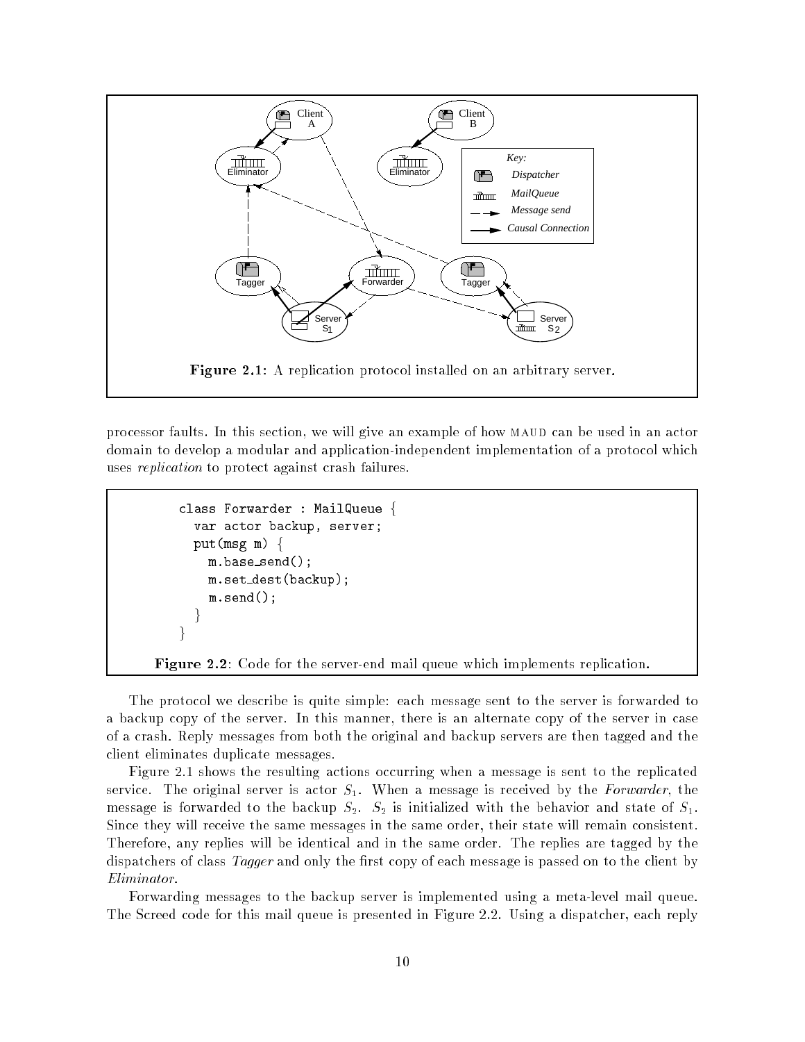Figure 2.1: A replication protocol installed on an arbitrary server.

processor faults. In this section, we will give an example of how MAUD can be used in an actor domain to develop a modular and application-independent implementation of a protocol which uses *replication* to protect against crash failures.

```
class Forwarder : MailQueue {
  var actor backup, server;
  put(msg m) {
    m.base_send();
    m.set_dest(backup);
    m.send();
  }
}
```

**Figure 2.2**: Code for the server-end mail queue which implements replication.

The protocol we describe is quite simple: each message sent to the server is forwarded to a backup copy of the server. In this manner, there is an alternate copy of the server in case of a crash. Reply messages from both the original and backup servers are then tagged and the client eliminates duplicate messages.

Figure 2.1 shows the resulting actions occurring when a message is sent to the replicated service. The original server is actor $S_1$. When a message is received by the *Forwarder*, the message is forwarded to the backup $S_2$. $S_2$ is initialized with the behavior and state of $S_1$. Since they will receive the same messages in the same order, their state will remain consistent. Therefore, any replies will be identical and in the same order. The replies are tagged by the dispatchers of class *Tagger* and only the first copy of each message is passed on to the client by *Eliminator*.

Forwarding messages to the backup server is implemented using a meta-level mail queue. The Screed code for this mail queue is presented in Figure 2.2. Using a dispatcher, each reply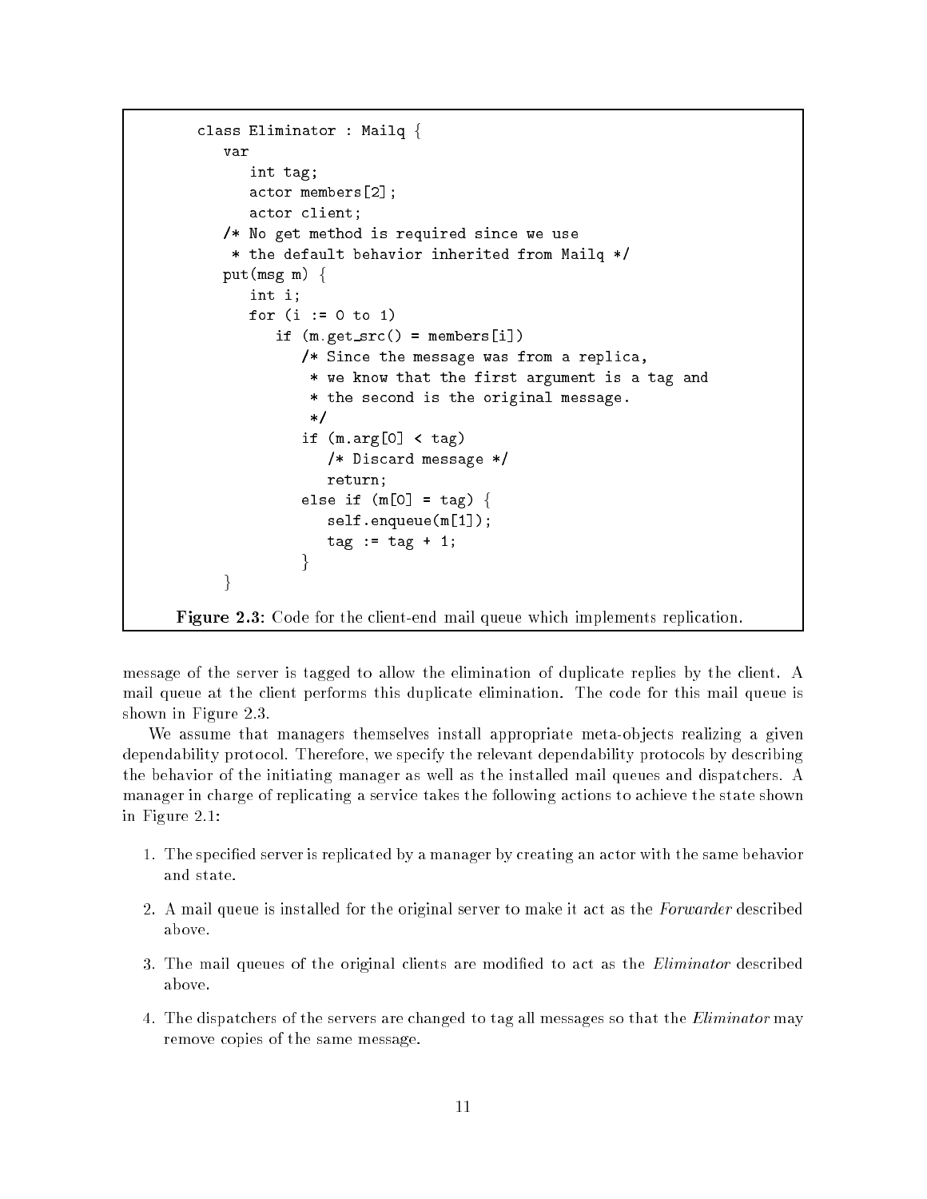```
class Eliminator : Mailq {
   var
      int tag;
      actor members[2];
      actor client;
   /* No get method is required since we use
    * the default behavior inherited from Mailq */
   put(msg m) {
      int i;
      for (i := 0 to 1)
         if (m.get_src() = members[i])
            /* Since the message was from a replica,
             * we know that the first argument is a tag and
             * the second is the original message.
             */
            if (m.arg[0] < tag)
               /* Discard message */
               return;
            else if (m[0] = tag) {
               self.enqueue(m[1]);
               tag := tag + 1;
            }
   }
```

**Figure 2.3:** Code for the client-end mail queue which implements replication.

message of the server is tagged to allow the elimination of duplicate replies by the client. A mail queue at the client performs this duplicate elimination. The code for this mail queue is shown in Figure 2.3.

We assume that managers themselves install appropriate meta-objects realizing a given dependability protocol. Therefore, we specify the relevant dependability protocols by describing the behavior of the initiating manager as well as the installed mail queues and dispatchers. A manager in charge of replicating a service takes the following actions to achieve the state shown in Figure 2.1:

1. The specified server is replicated by a manager by creating an actor with the same behavior and state.
2. A mail queue is installed for the original server to make it act as the *Forwarder* described above.
3. The mail queues of the original clients are modified to act as the *Eliminator* described above.
4. The dispatchers of the servers are changed to tag all messages so that the *Eliminator* may remove copies of the same message.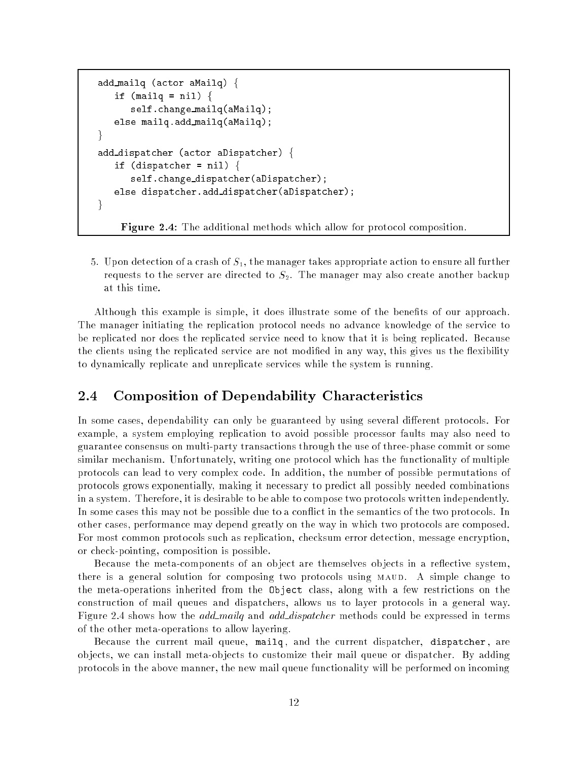```
add_mailq (actor aMailq) {
   if (mailq = nil) {
      self.change_mailq(aMailq);
   else mailq.add_mailq(aMailq);
}
add_dispatcher (actor aDispatcher) {
   if (dispatcher = nil) {
      self.change_dispatcher(aDispatcher);
   else dispatcher.add_dispatcher(aDispatcher);
}
```

**Figure 2.4:** The additional methods which allow for protocol composition.

5. Upon detection of a crash of $S_1$, the manager takes appropriate action to ensure all further requests to the server are directed to $S_2$. The manager may also create another backup at this time.

Although this example is simple, it does illustrate some of the benefits of our approach. The manager initiating the replication protocol needs no advance knowledge of the service to be replicated nor does the replicated service need to know that it is being replicated. Because the clients using the replicated service are not modified in any way, this gives us the flexibility to dynamically replicate and unreplicate services while the system is running.

## 2.4 Composition of Dependability Characteristics

In some cases, dependability can only be guaranteed by using several different protocols. For example, a system employing replication to avoid possible processor faults may also need to guarantee consensus on multi-party transactions through the use of three-phase commit or some similar mechanism. Unfortunately, writing one protocol which has the functionality of multiple protocols can lead to very complex code. In addition, the number of possible permutations of protocols grows exponentially, making it necessary to predict all possibly needed combinations in a system. Therefore, it is desirable to be able to compose two protocols written independently. In some cases this may not be possible due to a conflict in the semantics of the two protocols. In other cases, performance may depend greatly on the way in which two protocols are composed. For most common protocols such as replication, checksum error detection, message encryption, or check-pointing, composition is possible.

Because the meta-components of an object are themselves objects in a reflective system, there is a general solution for composing two protocols using MAUD. A simple change to the meta-operations inherited from the `Object` class, along with a few restrictions on the construction of mail queues and dispatchers, allows us to layer protocols in a general way. Figure 2.4 shows how the *add_mailq* and *add_dispatcher* methods could be expressed in terms of the other meta-operations to allow layering.

Because the current mail queue, `mailq`, and the current dispatcher, `dispatcher`, are objects, we can install meta-objects to customize their mail queue or dispatcher. By adding protocols in the above manner, the new mail queue functionality will be performed on incoming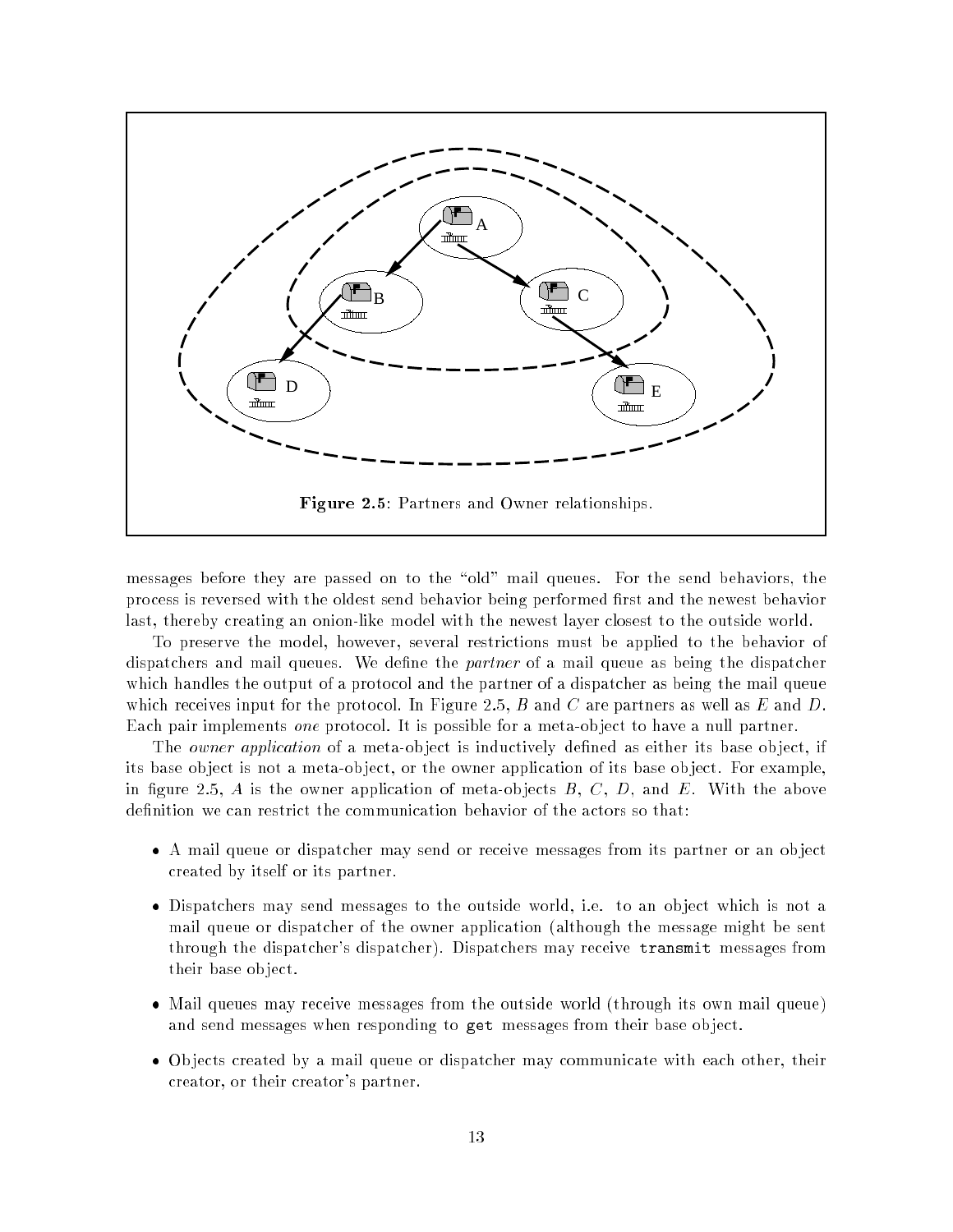**Figure 2.5**: Partners and Owner relationships.

messages before they are passed on to the "old" mail queues. For the send behaviors, the process is reversed with the oldest send behavior being performed first and the newest behavior last, thereby creating an onion-like model with the newest layer closest to the outside world.

To preserve the model, however, several restrictions must be applied to the behavior of dispatchers and mail queues. We define the *partner* of a mail queue as being the dispatcher which handles the output of a protocol and the partner of a dispatcher as being the mail queue which receives input for the protocol. In Figure 2.5, $B$ and $C$ are partners as well as $E$ and $D$. Each pair implements *one* protocol. It is possible for a meta-object to have a null partner.

The *owner application* of a meta-object is inductively defined as either its base object, if its base object is not a meta-object, or the owner application of its base object. For example, in figure 2.5, $A$ is the owner application of meta-objects $B$, $C$, $D$, and $E$. With the above definition we can restrict the communication behavior of the actors so that:

- A mail queue or dispatcher may send or receive messages from its partner or an object created by itself or its partner.
- Dispatchers may send messages to the outside world, i.e. to an object which is not a mail queue or dispatcher of the owner application (although the message might be sent through the dispatcher's dispatcher). Dispatchers may receive `transmit` messages from their base object.
- Mail queues may receive messages from the outside world (through its own mail queue) and send messages when responding to `get` messages from their base object.
- Objects created by a mail queue or dispatcher may communicate with each other, their creator, or their creator's partner.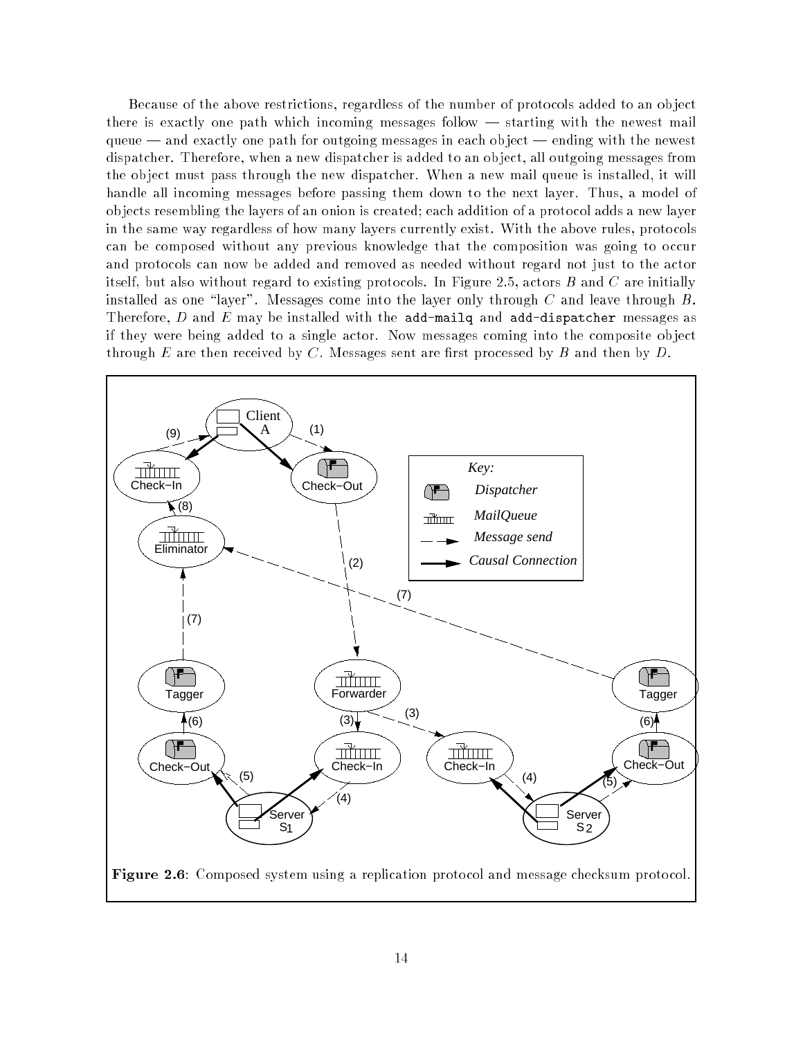Because of the above restrictions, regardless of the number of protocols added to an object there is exactly one path which incoming messages follow — starting with the newest mail queue — and exactly one path for outgoing messages in each object — ending with the newest dispatcher. Therefore, when a new dispatcher is added to an object, all outgoing messages from the object must pass through the new dispatcher. When a new mail queue is installed, it will handle all incoming messages before passing them down to the next layer. Thus, a model of objects resembling the layers of an onion is created; each addition of a protocol adds a new layer in the same way regardless of how many layers currently exist. With the above rules, protocols can be composed without any previous knowledge that the composition was going to occur and protocols can now be added and removed as needed without regard not just to the actor itself, but also without regard to existing protocols. In Figure 2.5, actors $B$ and $C$ are initially installed as one "layer". Messages come into the layer only through $C$ and leave through $B$. Therefore, $D$ and $E$ may be installed with the `add-mailq` and `add-dispatcher` messages as if they were being added to a single actor. Now messages coming into the composite object through $E$ are then received by $C$. Messages sent are first processed by $B$ and then by $D$.

**Figure 2.6**: Composed system using a replication protocol and message checksum protocol.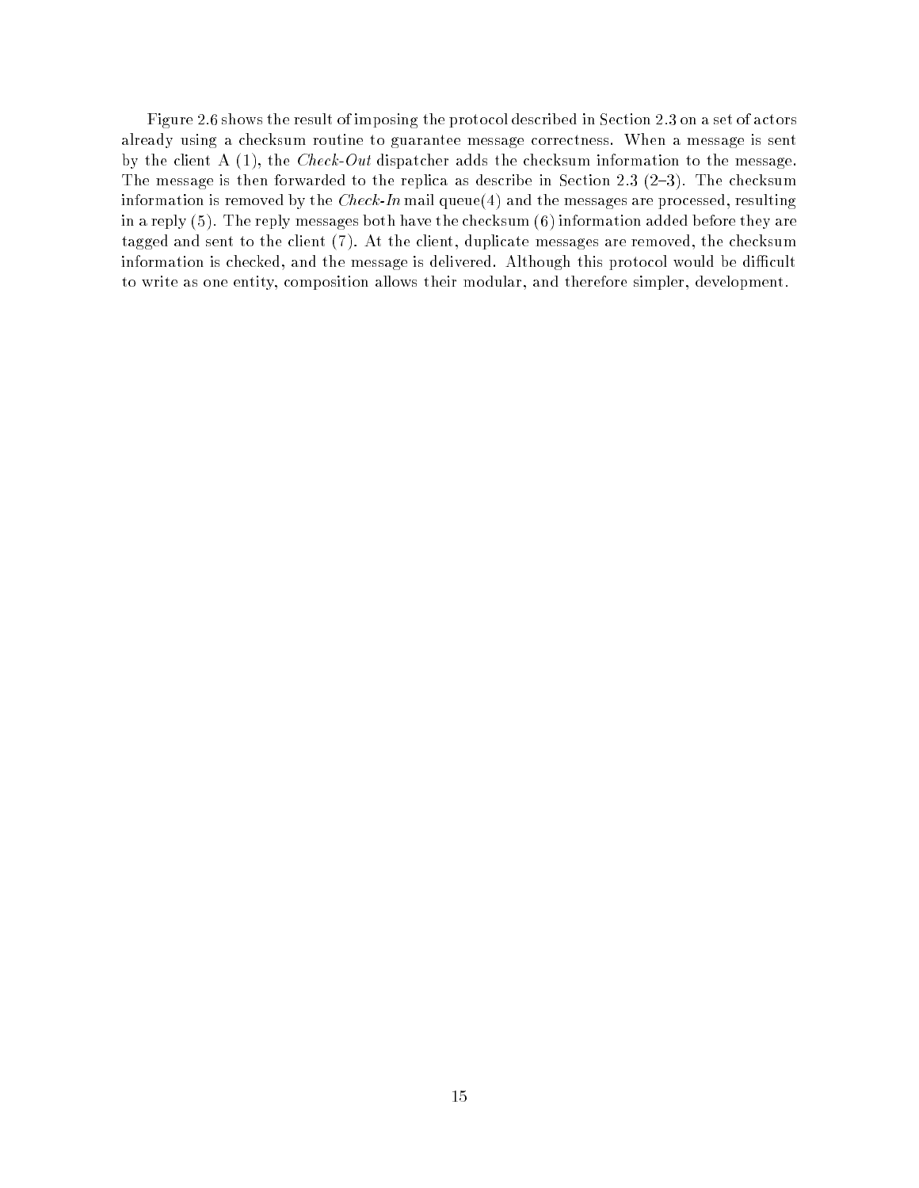Figure 2.6 shows the result of imposing the protocol described in Section 2.3 on a set of actors already using a checksum routine to guarantee message correctness. When a message is sent by the client A (1), the *Check-Out* dispatcher adds the checksum information to the message. The message is then forwarded to the replica as describe in Section 2.3 (2–3). The checksum information is removed by the *Check-In* mail queue(4) and the messages are processed, resulting in a reply (5). The reply messages both have the checksum (6) information added before they are tagged and sent to the client (7). At the client, duplicate messages are removed, the checksum information is checked, and the message is delivered. Although this protocol would be difficult to write as one entity, composition allows their modular, and therefore simpler, development.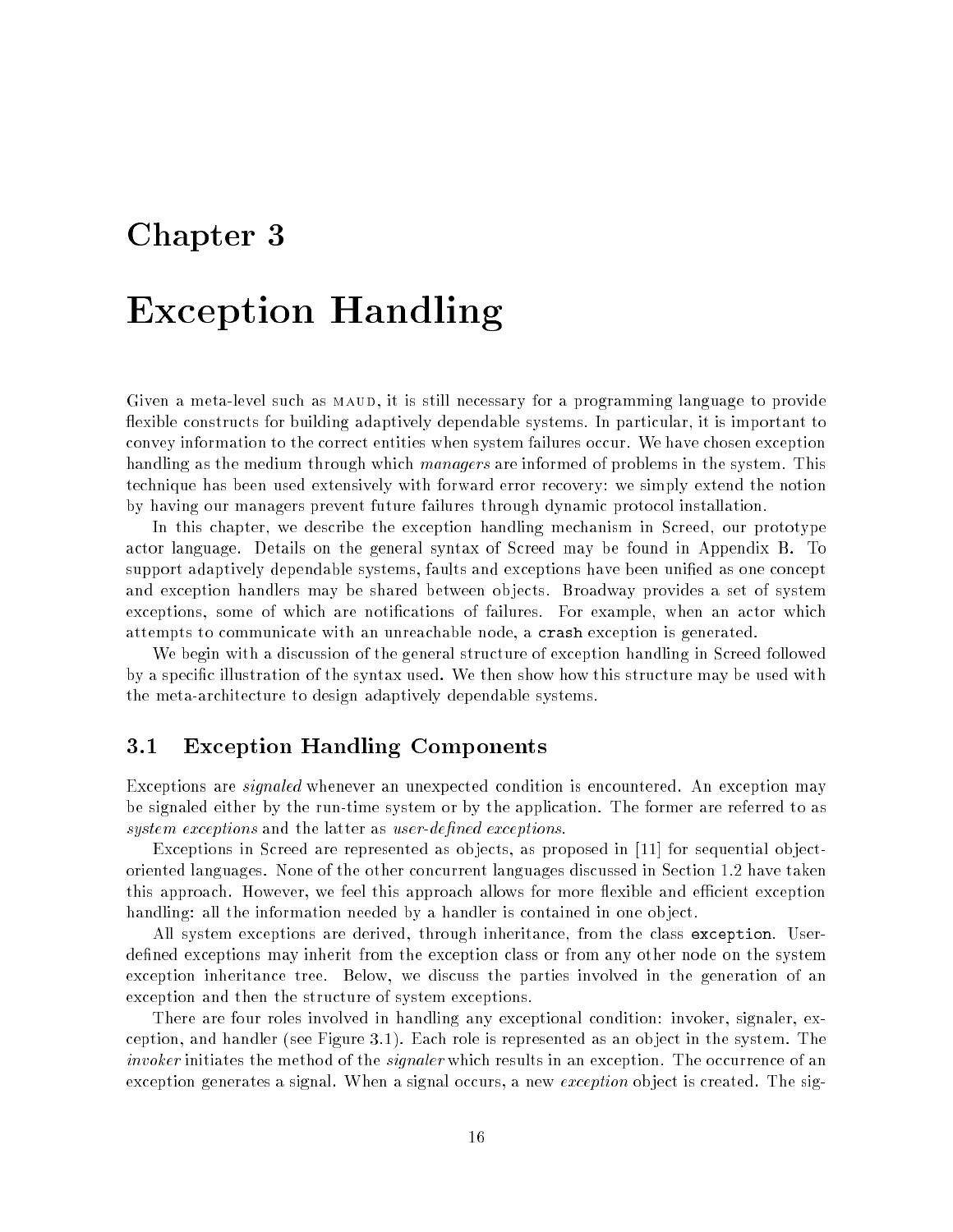# Chapter 3

# Exception Handling

Given a meta-level such as MAUD, it is still necessary for a programming language to provide flexible constructs for building adaptively dependable systems. In particular, it is important to convey information to the correct entities when system failures occur. We have chosen exception handling as the medium through which *managers* are informed of problems in the system. This technique has been used extensively with forward error recovery: we simply extend the notion by having our managers prevent future failures through dynamic protocol installation.

In this chapter, we describe the exception handling mechanism in Screed, our prototype actor language. Details on the general syntax of Screed may be found in Appendix B. To support adaptively dependable systems, faults and exceptions have been unified as one concept and exception handlers may be shared between objects. Broadway provides a set of system exceptions, some of which are notifications of failures. For example, when an actor which attempts to communicate with an unreachable node, a `crash` exception is generated.

We begin with a discussion of the general structure of exception handling in Screed followed by a specific illustration of the syntax used. We then show how this structure may be used with the meta-architecture to design adaptively dependable systems.

## 3.1 Exception Handling Components

Exceptions are *signaled* whenever an unexpected condition is encountered. An exception may be signaled either by the run-time system or by the application. The former are referred to as *system exceptions* and the latter as *user-defined exceptions*.

Exceptions in Screed are represented as objects, as proposed in [11] for sequential object-oriented languages. None of the other concurrent languages discussed in Section 1.2 have taken this approach. However, we feel this approach allows for more flexible and efficient exception handling: all the information needed by a handler is contained in one object.

All system exceptions are derived, through inheritance, from the class `exception`. User-defined exceptions may inherit from the exception class or from any other node on the system exception inheritance tree. Below, we discuss the parties involved in the generation of an exception and then the structure of system exceptions.

There are four roles involved in handling any exceptional condition: invoker, signaler, exception, and handler (see Figure 3.1). Each role is represented as an object in the system. The *invoker* initiates the method of the *signaler* which results in an exception. The occurrence of an exception generates a signal. When a signal occurs, a new *exception* object is created. The sig-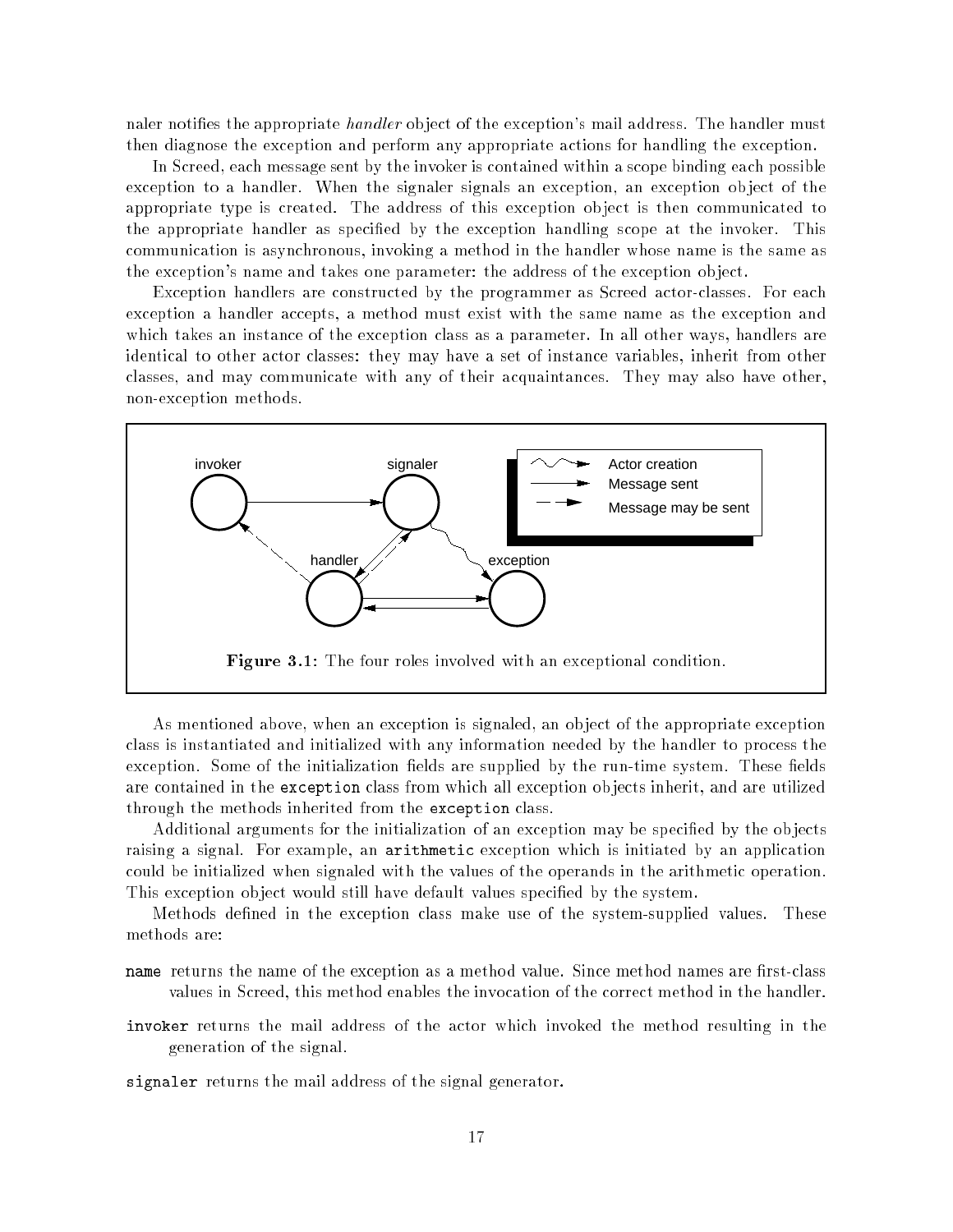naler notifies the appropriate *handler* object of the exception's mail address. The handler must then diagnose the exception and perform any appropriate actions for handling the exception.

In Screed, each message sent by the invoker is contained within a scope binding each possible exception to a handler. When the signaler signals an exception, an exception object of the appropriate type is created. The address of this exception object is then communicated to the appropriate handler as specified by the exception handling scope at the invoker. This communication is asynchronous, invoking a method in the handler whose name is the same as the exception's name and takes one parameter: the address of the exception object.

Exception handlers are constructed by the programmer as Screed actor-classes. For each exception a handler accepts, a method must exist with the same name as the exception and which takes an instance of the exception class as a parameter. In all other ways, handlers are identical to other actor classes: they may have a set of instance variables, inherit from other classes, and may communicate with any of their acquaintances. They may also have other, non-exception methods.

**Figure 3.1:** The four roles involved with an exceptional condition.

As mentioned above, when an exception is signaled, an object of the appropriate exception class is instantiated and initialized with any information needed by the handler to process the exception. Some of the initialization fields are supplied by the run-time system. These fields are contained in the `exception` class from which all exception objects inherit, and are utilized through the methods inherited from the `exception` class.

Additional arguments for the initialization of an exception may be specified by the objects raising a signal. For example, an `arithmetic` exception which is initiated by an application could be initialized when signaled with the values of the operands in the arithmetic operation. This exception object would still have default values specified by the system.

Methods defined in the exception class make use of the system-supplied values. These methods are:

`name` returns the name of the exception as a method value. Since method names are first-class values in Screed, this method enables the invocation of the correct method in the handler.

`invoker` returns the mail address of the actor which invoked the method resulting in the generation of the signal.

`signaler` returns the mail address of the signal generator.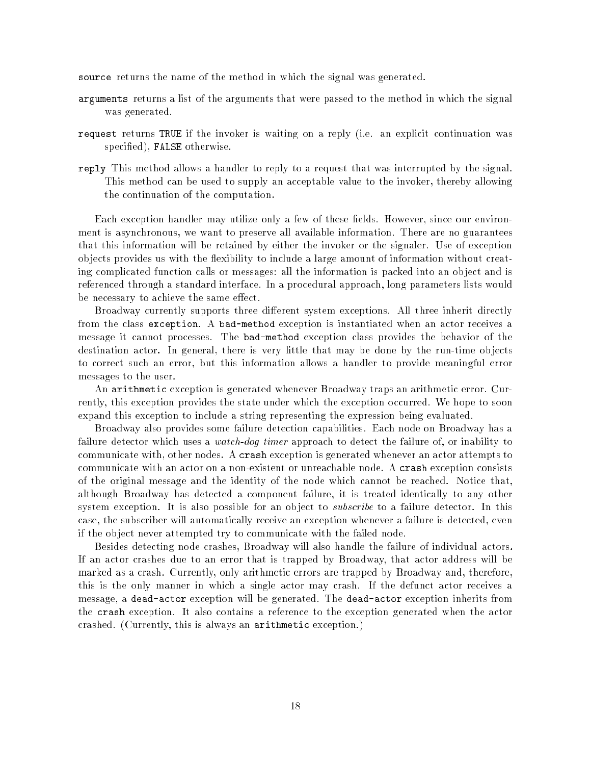`source` returns the name of the method in which the signal was generated.

`arguments` returns a list of the arguments that were passed to the method in which the signal was generated.

`request` returns `TRUE` if the invoker is waiting on a reply (i.e. an explicit continuation was specified), `FALSE` otherwise.

`reply` This method allows a handler to reply to a request that was interrupted by the signal. This method can be used to supply an acceptable value to the invoker, thereby allowing the continuation of the computation.

Each exception handler may utilize only a few of these fields. However, since our environment is asynchronous, we want to preserve all available information. There are no guarantees that this information will be retained by either the invoker or the signaler. Use of exception objects provides us with the flexibility to include a large amount of information without creating complicated function calls or messages: all the information is packed into an object and is referenced through a standard interface. In a procedural approach, long parameters lists would be necessary to achieve the same effect.

Broadway currently supports three different system exceptions. All three inherit directly from the class `exception`. A `bad-method` exception is instantiated when an actor receives a message it cannot processes. The `bad-method` exception class provides the behavior of the destination actor. In general, there is very little that may be done by the run-time objects to correct such an error, but this information allows a handler to provide meaningful error messages to the user.

An `arithmetic` exception is generated whenever Broadway traps an arithmetic error. Currently, this exception provides the state under which the exception occurred. We hope to soon expand this exception to include a string representing the expression being evaluated.

Broadway also provides some failure detection capabilities. Each node on Broadway has a failure detector which uses a *watch-dog timer* approach to detect the failure of, or inability to communicate with, other nodes. A `crash` exception is generated whenever an actor attempts to communicate with an actor on a non-existent or unreachable node. A `crash` exception consists of the original message and the identity of the node which cannot be reached. Notice that, although Broadway has detected a component failure, it is treated identically to any other system exception. It is also possible for an object to *subscribe* to a failure detector. In this case, the subscriber will automatically receive an exception whenever a failure is detected, even if the object never attempted try to communicate with the failed node.

Besides detecting node crashes, Broadway will also handle the failure of individual actors. If an actor crashes due to an error that is trapped by Broadway, that actor address will be marked as a crash. Currently, only arithmetic errors are trapped by Broadway and, therefore, this is the only manner in which a single actor may crash. If the defunct actor receives a message, a `dead-actor` exception will be generated. The `dead-actor` exception inherits from the `crash` exception. It also contains a reference to the exception generated when the actor crashed. (Currently, this is always an `arithmetic` exception.)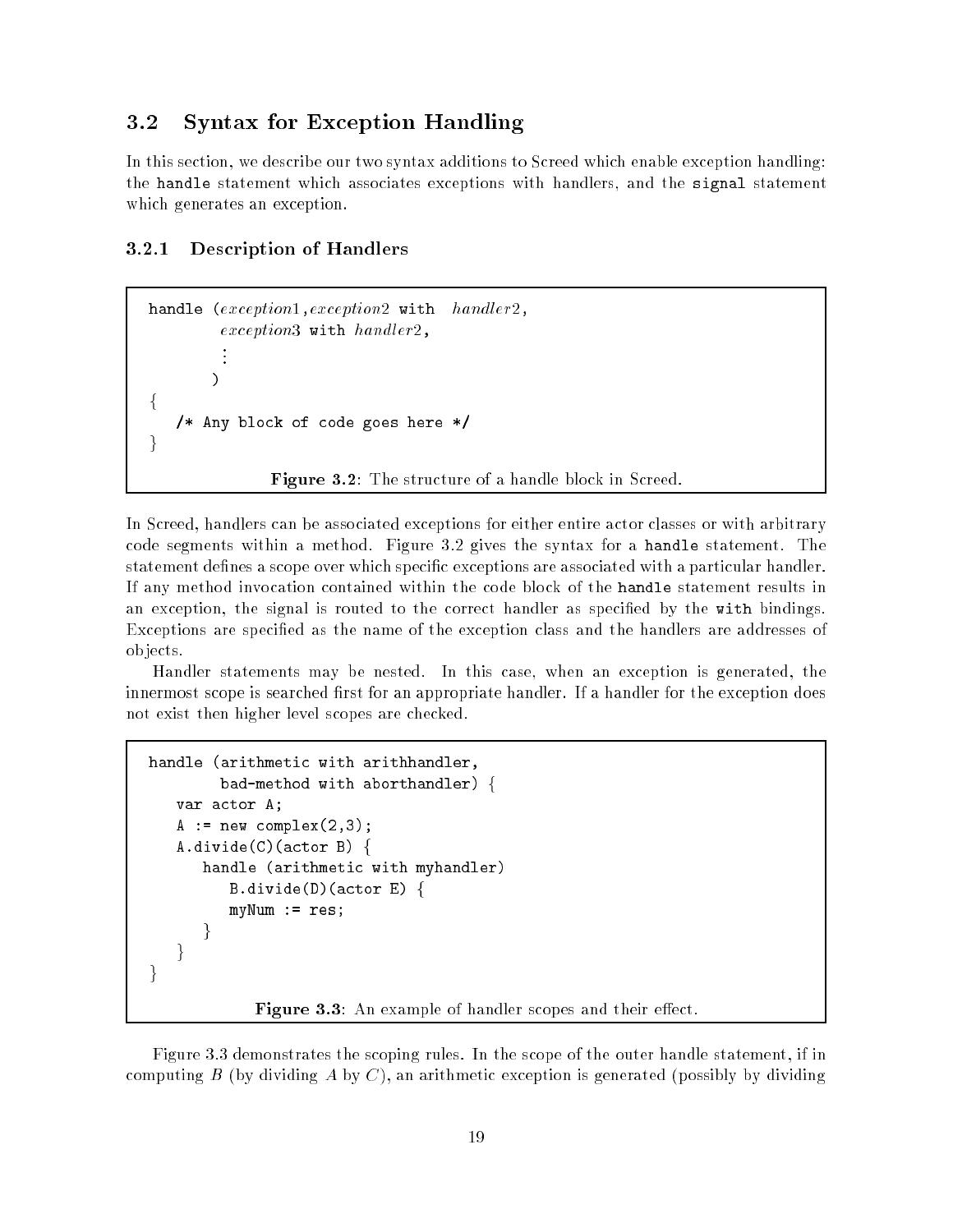## 3.2 Syntax for Exception Handling

In this section, we describe our two syntax additions to Screed which enable exception handling: the `handle` statement which associates exceptions with handlers, and the `signal` statement which generates an exception.

### 3.2.1 Description of Handlers

```
handle (exception1,exception2 with  handler2,
        exception3 with handler2,
        ⋮
       )
{
   /* Any block of code goes here */
}
```

**Figure 3.2**: The structure of a handle block in Screed.

In Screed, handlers can be associated exceptions for either entire actor classes or with arbitrary code segments within a method. Figure 3.2 gives the syntax for a `handle` statement. The statement defines a scope over which specific exceptions are associated with a particular handler. If any method invocation contained within the code block of the `handle` statement results in an exception, the signal is routed to the correct handler as specified by the `with` bindings. Exceptions are specified as the name of the exception class and the handlers are addresses of objects.

Handler statements may be nested. In this case, when an exception is generated, the innermost scope is searched first for an appropriate handler. If a handler for the exception does not exist then higher level scopes are checked.

```
handle (arithmetic with arithhandler,
        bad-method with aborthandler) {
   var actor A;
   A := new complex(2,3);
   A.divide(C)(actor B) {
      handle (arithmetic with myhandler)
         B.divide(D)(actor E) {
         myNum := res;
      }
   }
}
```

**Figure 3.3**: An example of handler scopes and their effect.

Figure 3.3 demonstrates the scoping rules. In the scope of the outer handle statement, if in computing $B$ (by dividing $A$ by $C$), an arithmetic exception is generated (possibly by dividing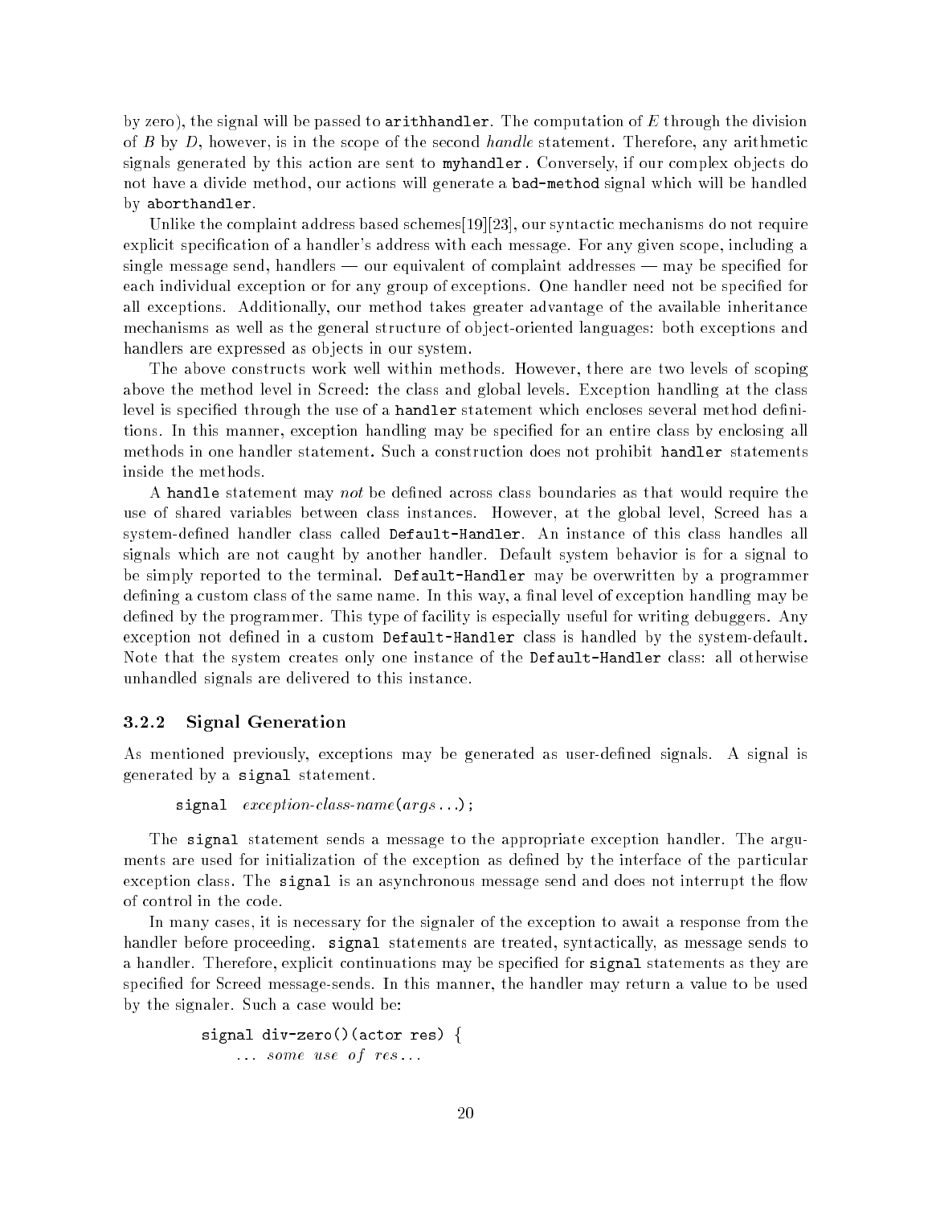by zero), the signal will be passed to `arithhandler`. The computation of $E$ through the division of $B$ by $D$, however, is in the scope of the second *handle* statement. Therefore, any arithmetic signals generated by this action are sent to `myhandler`. Conversely, if our complex objects do not have a divide method, our actions will generate a `bad-method` signal which will be handled by `aborthandler`.

Unlike the complaint address based schemes[19][23], our syntactic mechanisms do not require explicit specification of a handler's address with each message. For any given scope, including a single message send, handlers — our equivalent of complaint addresses — may be specified for each individual exception or for any group of exceptions. One handler need not be specified for all exceptions. Additionally, our method takes greater advantage of the available inheritance mechanisms as well as the general structure of object-oriented languages: both exceptions and handlers are expressed as objects in our system.

The above constructs work well within methods. However, there are two levels of scoping above the method level in Screed: the class and global levels. Exception handling at the class level is specified through the use of a `handler` statement which encloses several method definitions. In this manner, exception handling may be specified for an entire class by enclosing all methods in one handler statement. Such a construction does not prohibit `handler` statements inside the methods.

A `handle` statement may *not* be defined across class boundaries as that would require the use of shared variables between class instances. However, at the global level, Screed has a system-defined handler class called `Default-Handler`. An instance of this class handles all signals which are not caught by another handler. Default system behavior is for a signal to be simply reported to the terminal. `Default-Handler` may be overwritten by a programmer defining a custom class of the same name. In this way, a final level of exception handling may be defined by the programmer. This type of facility is especially useful for writing debuggers. Any exception not defined in a custom `Default-Handler` class is handled by the system-default. Note that the system creates only one instance of the `Default-Handler` class: all otherwise unhandled signals are delivered to this instance.

### 3.2.2 Signal Generation

As mentioned previously, exceptions may be generated as user-defined signals. A signal is generated by a `signal` statement.

```
signal  exception-class-name(args ...);
```

The `signal` statement sends a message to the appropriate exception handler. The arguments are used for initialization of the exception as defined by the interface of the particular exception class. The `signal` is an asynchronous message send and does not interrupt the flow of control in the code.

In many cases, it is necessary for the signaler of the exception to await a response from the handler before proceeding. `signal` statements are treated, syntactically, as message sends to a handler. Therefore, explicit continuations may be specified for `signal` statements as they are specified for Screed message-sends. In this manner, the handler may return a value to be used by the signaler. Such a case would be:

```
signal div-zero()(actor res) {
    ... some use of res...
```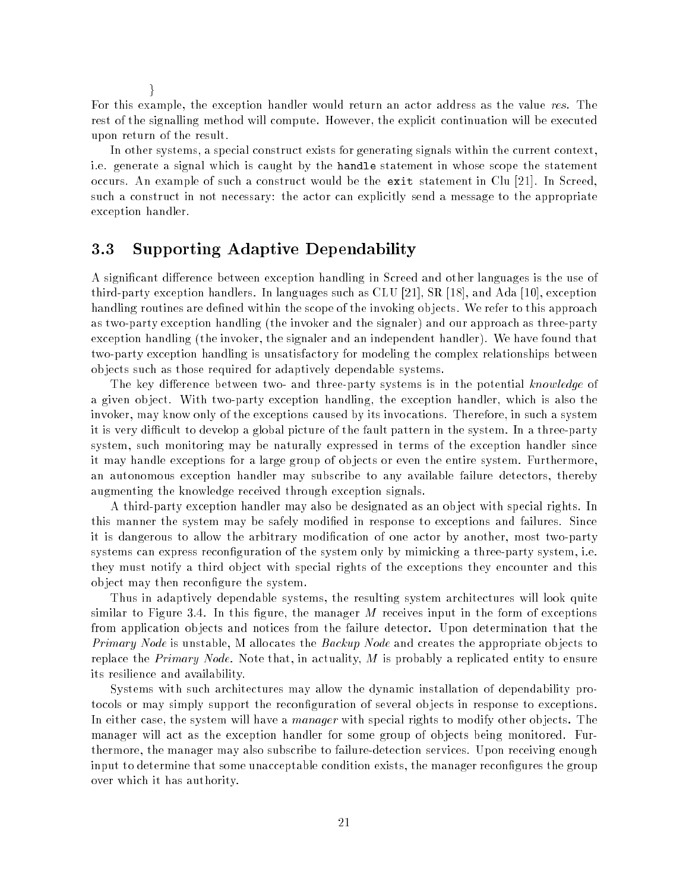```
}
```

For this example, the exception handler would return an actor address as the value *res*. The rest of the signalling method will compute. However, the explicit continuation will be executed upon return of the result.

In other systems, a special construct exists for generating signals within the current context, i.e. generate a signal which is caught by the `handle` statement in whose scope the statement occurs. An example of such a construct would be the `exit` statement in Clu [21]. In Screed, such a construct in not necessary: the actor can explicitly send a message to the appropriate exception handler.

## 3.3 Supporting Adaptive Dependability

A significant difference between exception handling in Screed and other languages is the use of third-party exception handlers. In languages such as CLU [21], SR [18], and Ada [10], exception handling routines are defined within the scope of the invoking objects. We refer to this approach as two-party exception handling (the invoker and the signaler) and our approach as three-party exception handling (the invoker, the signaler and an independent handler). We have found that two-party exception handling is unsatisfactory for modeling the complex relationships between objects such as those required for adaptively dependable systems.

The key difference between two- and three-party systems is in the potential *knowledge* of a given object. With two-party exception handling, the exception handler, which is also the invoker, may know only of the exceptions caused by its invocations. Therefore, in such a system it is very difficult to develop a global picture of the fault pattern in the system. In a three-party system, such monitoring may be naturally expressed in terms of the exception handler since it may handle exceptions for a large group of objects or even the entire system. Furthermore, an autonomous exception handler may subscribe to any available failure detectors, thereby augmenting the knowledge received through exception signals.

A third-party exception handler may also be designated as an object with special rights. In this manner the system may be safely modified in response to exceptions and failures. Since it is dangerous to allow the arbitrary modification of one actor by another, most two-party systems can express reconfiguration of the system only by mimicking a three-party system, i.e. they must notify a third object with special rights of the exceptions they encounter and this object may then reconfigure the system.

Thus in adaptively dependable systems, the resulting system architectures will look quite similar to Figure 3.4. In this figure, the manager $M$ receives input in the form of exceptions from application objects and notices from the failure detector. Upon determination that the *Primary Node* is unstable, M allocates the *Backup Node* and creates the appropriate objects to replace the *Primary Node*. Note that, in actuality, $M$ is probably a replicated entity to ensure its resilience and availability.

Systems with such architectures may allow the dynamic installation of dependability protocols or may simply support the reconfiguration of several objects in response to exceptions. In either case, the system will have a *manager* with special rights to modify other objects. The manager will act as the exception handler for some group of objects being monitored. Furthermore, the manager may also subscribe to failure-detection services. Upon receiving enough input to determine that some unacceptable condition exists, the manager reconfigures the group over which it has authority.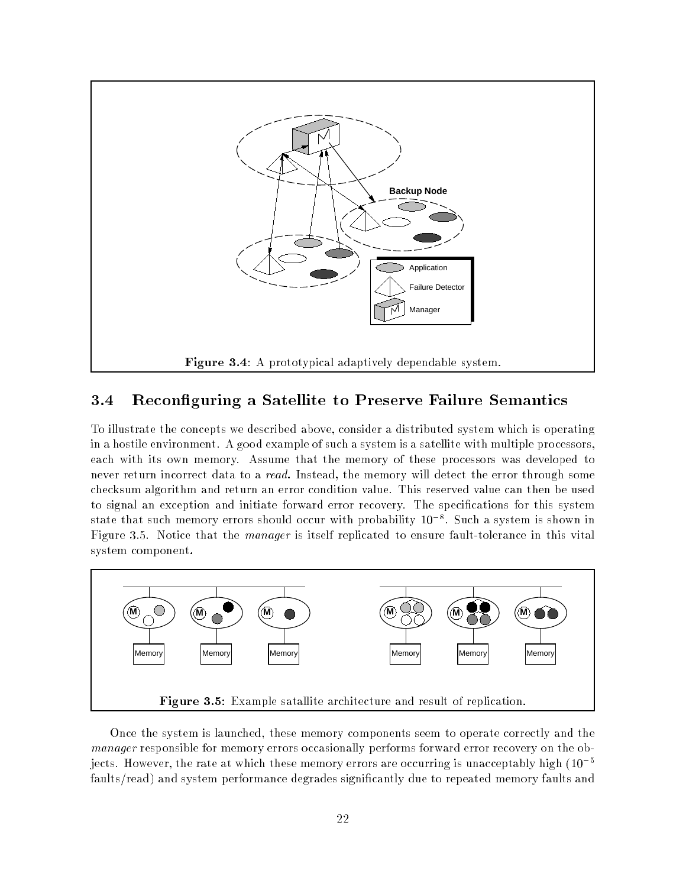Figure 3.4: A prototypical adaptively dependable system.

## 3.4 Reconfiguring a Satellite to Preserve Failure Semantics

To illustrate the concepts we described above, consider a distributed system which is operating in a hostile environment. A good example of such a system is a satellite with multiple processors, each with its own memory. Assume that the memory of these processors was developed to never return incorrect data to a *read*. Instead, the memory will detect the error through some checksum algorithm and return an error condition value. This reserved value can then be used to signal an exception and initiate forward error recovery. The specifications for this system state that such memory errors should occur with probability $10^{-8}$. Such a system is shown in Figure 3.5. Notice that the *manager* is itself replicated to ensure fault-tolerance in this vital system component.

Figure 3.5: Example satallite architecture and result of replication.

Once the system is launched, these memory components seem to operate correctly and the *manager* responsible for memory errors occasionally performs forward error recovery on the objects. However, the rate at which these memory errors are occurring is unacceptably high ($10^{-5}$ faults/read) and system performance degrades significantly due to repeated memory faults and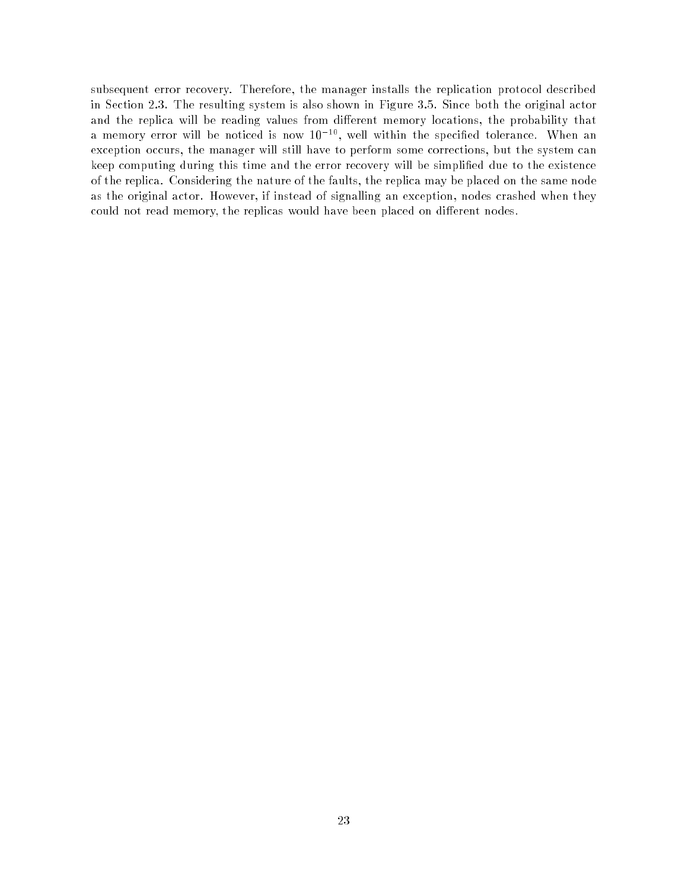subsequent error recovery. Therefore, the manager installs the replication protocol described in Section 2.3. The resulting system is also shown in Figure 3.5. Since both the original actor and the replica will be reading values from different memory locations, the probability that a memory error will be noticed is now $10^{-10}$, well within the specified tolerance. When an exception occurs, the manager will still have to perform some corrections, but the system can keep computing during this time and the error recovery will be simplified due to the existence of the replica. Considering the nature of the faults, the replica may be placed on the same node as the original actor. However, if instead of signalling an exception, nodes crashed when they could not read memory, the replicas would have been placed on different nodes.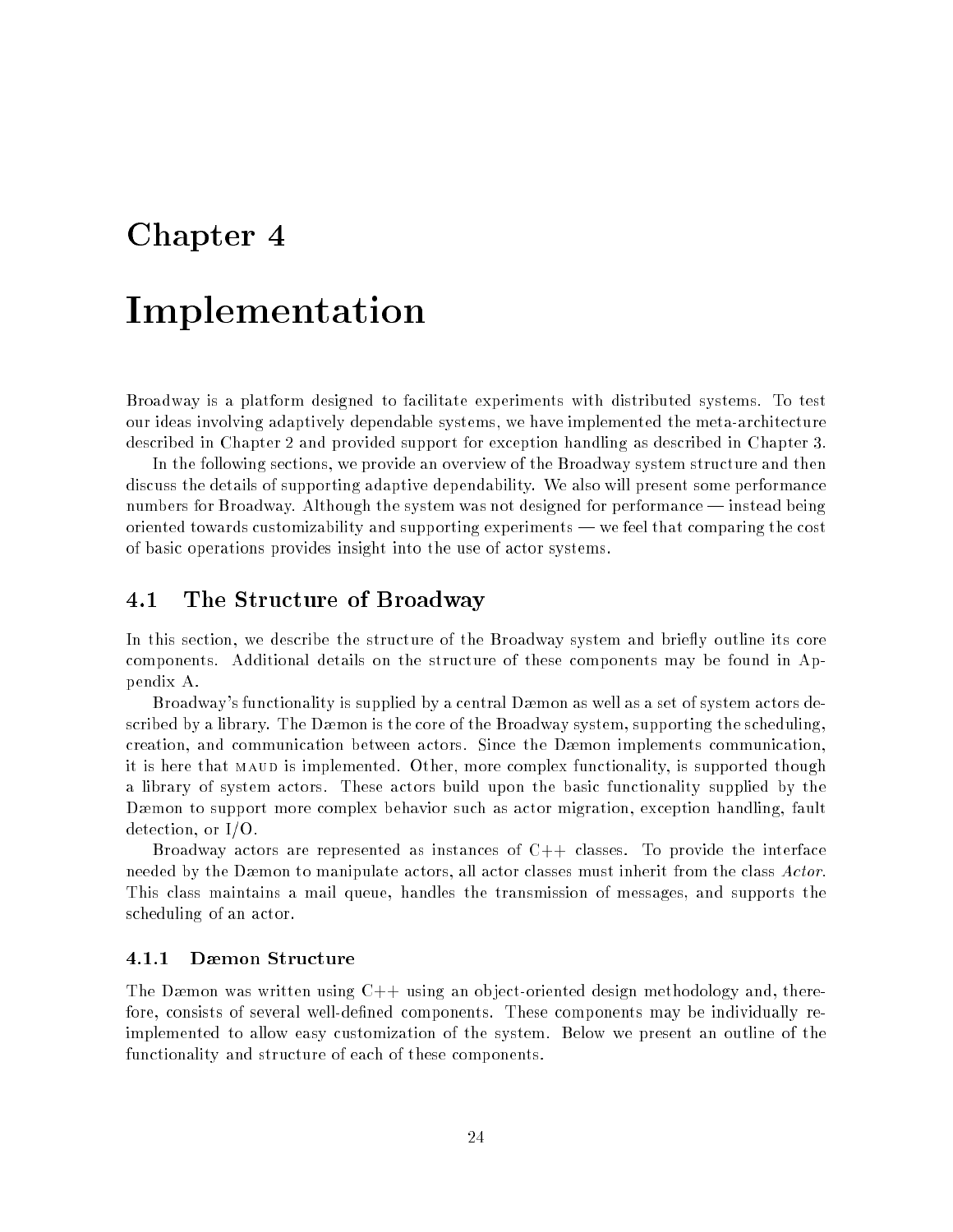# Chapter 4

# Implementation

Broadway is a platform designed to facilitate experiments with distributed systems. To test our ideas involving adaptively dependable systems, we have implemented the meta-architecture described in Chapter 2 and provided support for exception handling as described in Chapter 3.

In the following sections, we provide an overview of the Broadway system structure and then discuss the details of supporting adaptive dependability. We also will present some performance numbers for Broadway. Although the system was not designed for performance — instead being oriented towards customizability and supporting experiments — we feel that comparing the cost of basic operations provides insight into the use of actor systems.

## 4.1 The Structure of Broadway

In this section, we describe the structure of the Broadway system and briefly outline its core components. Additional details on the structure of these components may be found in Appendix A.

Broadway's functionality is supplied by a central Dæmon as well as a set of system actors described by a library. The Dæmon is the core of the Broadway system, supporting the scheduling, creation, and communication between actors. Since the Dæmon implements communication, it is here that MAUD is implemented. Other, more complex functionality, is supported though a library of system actors. These actors build upon the basic functionality supplied by the Dæmon to support more complex behavior such as actor migration, exception handling, fault detection, or I/O.

Broadway actors are represented as instances of C++ classes. To provide the interface needed by the Dæmon to manipulate actors, all actor classes must inherit from the class *Actor*. This class maintains a mail queue, handles the transmission of messages, and supports the scheduling of an actor.

### 4.1.1 Dæmon Structure

The Dæmon was written using C++ using an object-oriented design methodology and, therefore, consists of several well-defined components. These components may be individually reimplemented to allow easy customization of the system. Below we present an outline of the functionality and structure of each of these components.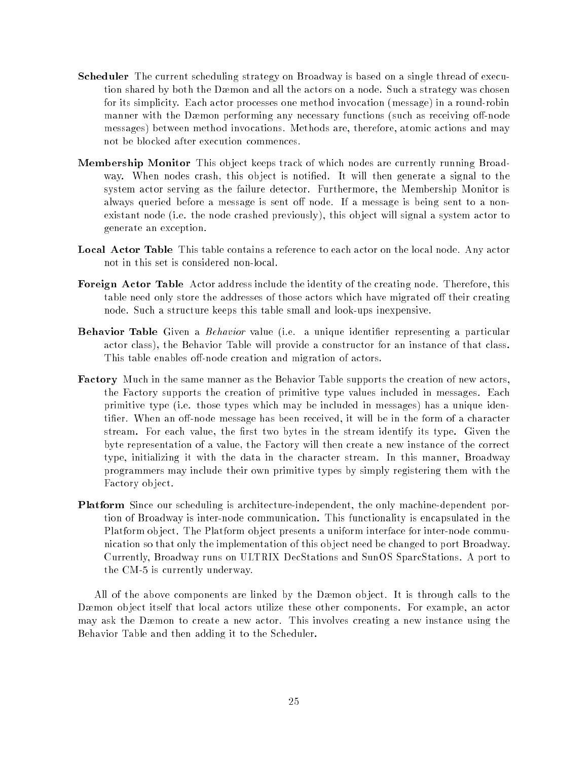**Scheduler** The current scheduling strategy on Broadway is based on a single thread of execution shared by both the Dæmon and all the actors on a node. Such a strategy was chosen for its simplicity. Each actor processes one method invocation (message) in a round-robin manner with the Dæmon performing any necessary functions (such as receiving off-node messages) between method invocations. Methods are, therefore, atomic actions and may not be blocked after execution commences.

**Membership Monitor** This object keeps track of which nodes are currently running Broadway. When nodes crash, this object is notified. It will then generate a signal to the system actor serving as the failure detector. Furthermore, the Membership Monitor is always queried before a message is sent off node. If a message is being sent to a non-existant node (i.e. the node crashed previously), this object will signal a system actor to generate an exception.

**Local Actor Table** This table contains a reference to each actor on the local node. Any actor not in this set is considered non-local.

**Foreign Actor Table** Actor address include the identity of the creating node. Therefore, this table need only store the addresses of those actors which have migrated off their creating node. Such a structure keeps this table small and look-ups inexpensive.

**Behavior Table** Given a *Behavior* value (i.e. a unique identifier representing a particular actor class), the Behavior Table will provide a constructor for an instance of that class. This table enables off-node creation and migration of actors.

**Factory** Much in the same manner as the Behavior Table supports the creation of new actors, the Factory supports the creation of primitive type values included in messages. Each primitive type (i.e. those types which may be included in messages) has a unique identifier. When an off-node message has been received, it will be in the form of a character stream. For each value, the first two bytes in the stream identify its type. Given the byte representation of a value, the Factory will then create a new instance of the correct type, initializing it with the data in the character stream. In this manner, Broadway programmers may include their own primitive types by simply registering them with the Factory object.

**Platform** Since our scheduling is architecture-independent, the only machine-dependent portion of Broadway is inter-node communication. This functionality is encapsulated in the Platform object. The Platform object presents a uniform interface for inter-node communication so that only the implementation of this object need be changed to port Broadway. Currently, Broadway runs on ULTRIX DecStations and SunOS SparcStations. A port to the CM-5 is currently underway.

All of the above components are linked by the Dæmon object. It is through calls to the Dæmon object itself that local actors utilize these other components. For example, an actor may ask the Dæmon to create a new actor. This involves creating a new instance using the Behavior Table and then adding it to the Scheduler.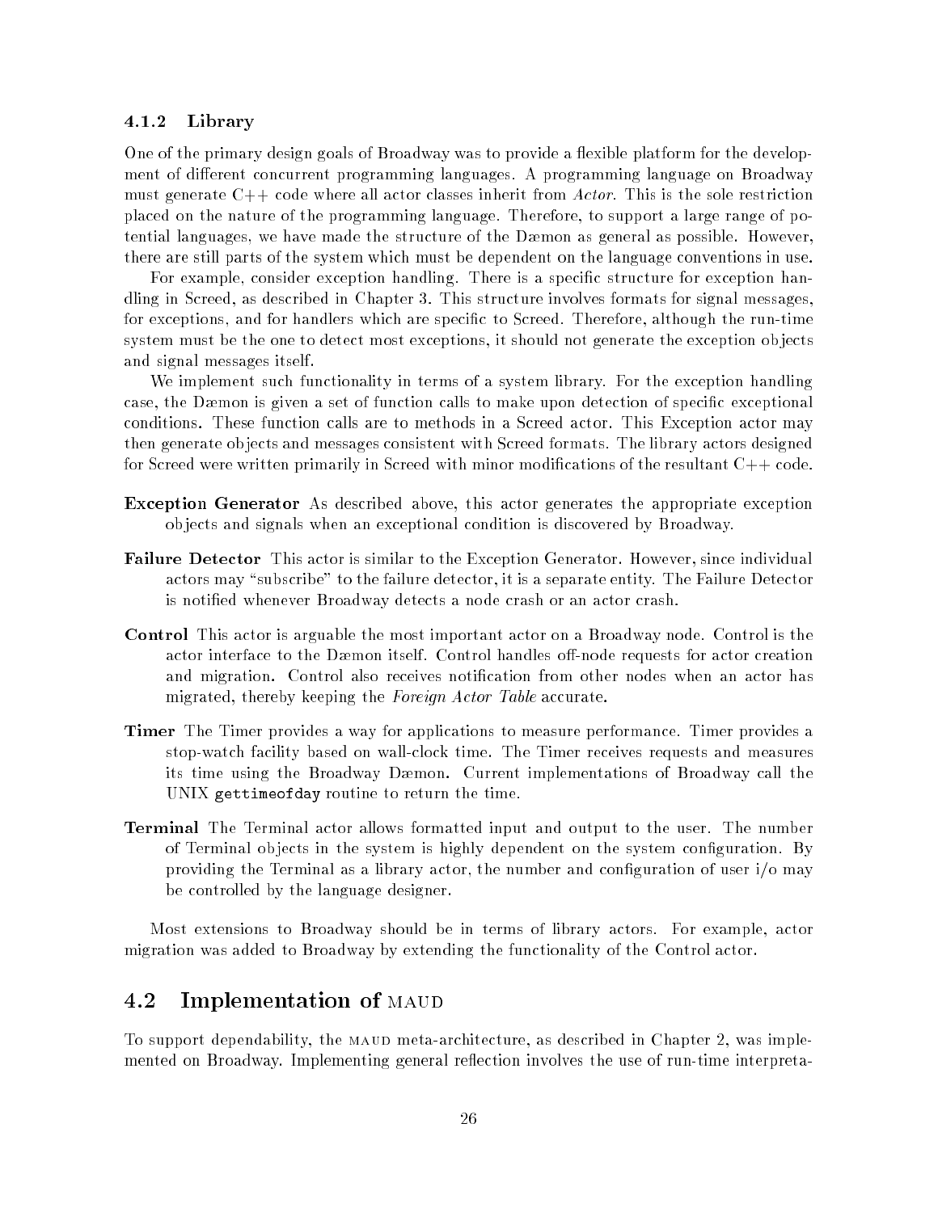### 4.1.2 Library

One of the primary design goals of Broadway was to provide a flexible platform for the development of different concurrent programming languages. A programming language on Broadway must generate C++ code where all actor classes inherit from *Actor*. This is the sole restriction placed on the nature of the programming language. Therefore, to support a large range of potential languages, we have made the structure of the Dæmon as general as possible. However, there are still parts of the system which must be dependent on the language conventions in use.

For example, consider exception handling. There is a specific structure for exception handling in Screed, as described in Chapter 3. This structure involves formats for signal messages, for exceptions, and for handlers which are specific to Screed. Therefore, although the run-time system must be the one to detect most exceptions, it should not generate the exception objects and signal messages itself.

We implement such functionality in terms of a system library. For the exception handling case, the Dæmon is given a set of function calls to make upon detection of specific exceptional conditions. These function calls are to methods in a Screed actor. This Exception actor may then generate objects and messages consistent with Screed formats. The library actors designed for Screed were written primarily in Screed with minor modifications of the resultant C++ code.

**Exception Generator** As described above, this actor generates the appropriate exception objects and signals when an exceptional condition is discovered by Broadway.

**Failure Detector** This actor is similar to the Exception Generator. However, since individual actors may "subscribe" to the failure detector, it is a separate entity. The Failure Detector is notified whenever Broadway detects a node crash or an actor crash.

**Control** This actor is arguable the most important actor on a Broadway node. Control is the actor interface to the Dæmon itself. Control handles off-node requests for actor creation and migration. Control also receives notification from other nodes when an actor has migrated, thereby keeping the *Foreign Actor Table* accurate.

**Timer** The Timer provides a way for applications to measure performance. Timer provides a stop-watch facility based on wall-clock time. The Timer receives requests and measures its time using the Broadway Dæmon. Current implementations of Broadway call the UNIX `gettimeofday` routine to return the time.

**Terminal** The Terminal actor allows formatted input and output to the user. The number of Terminal objects in the system is highly dependent on the system configuration. By providing the Terminal as a library actor, the number and configuration of user i/o may be controlled by the language designer.

Most extensions to Broadway should be in terms of library actors. For example, actor migration was added to Broadway by extending the functionality of the Control actor.

## 4.2 Implementation of MAUD

To support dependability, the MAUD meta-architecture, as described in Chapter 2, was implemented on Broadway. Implementing general reflection involves the use of run-time interpreta-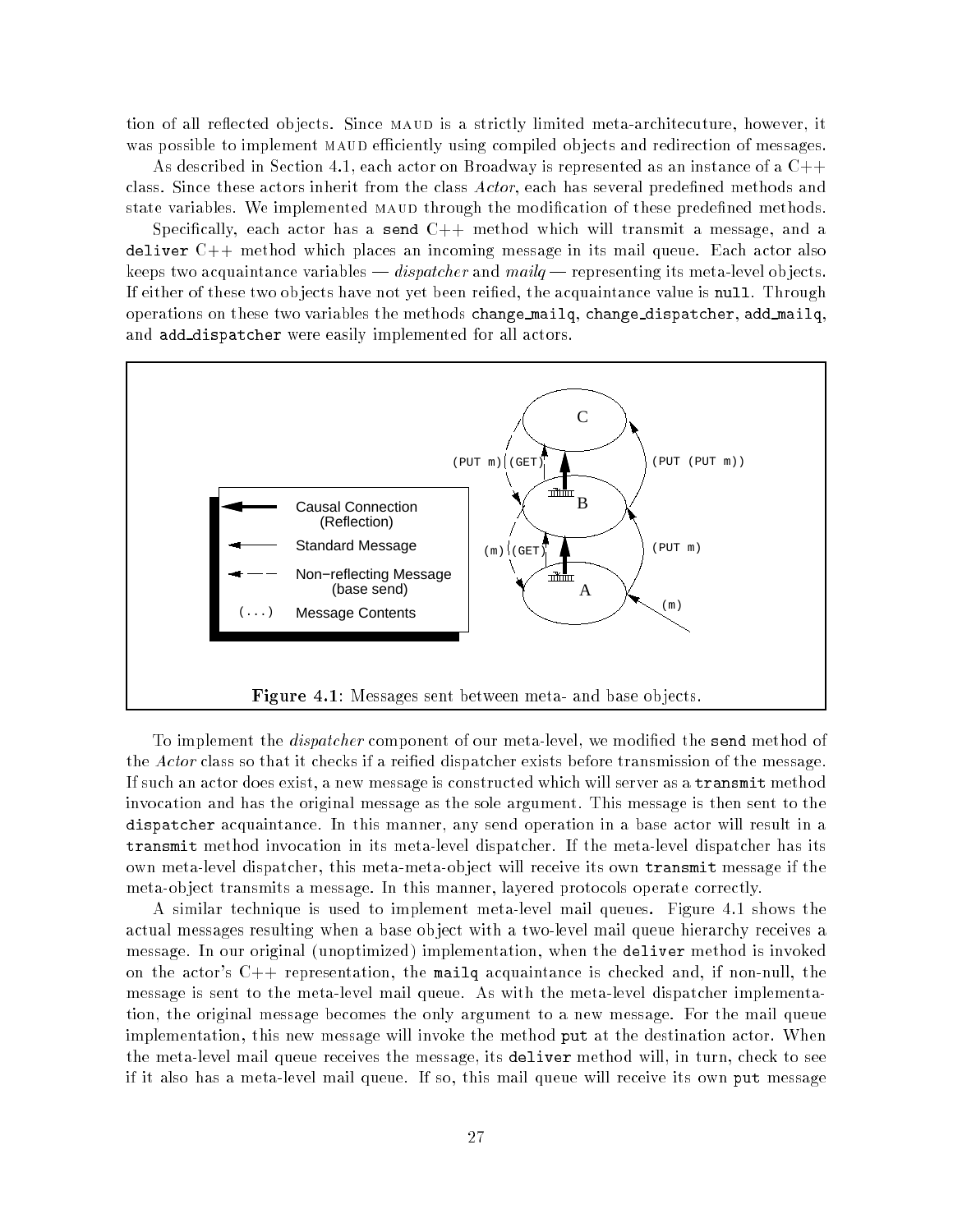tion of all reflected objects. Since MAUD is a strictly limited meta-architecuture, however, it was possible to implement MAUD efficiently using compiled objects and redirection of messages.

As described in Section 4.1, each actor on Broadway is represented as an instance of a C++ class. Since these actors inherit from the class *Actor*, each has several predefined methods and state variables. We implemented MAUD through the modification of these predefined methods.

Specifically, each actor has a `send` C++ method which will transmit a message, and a `deliver` C++ method which places an incoming message in its mail queue. Each actor also keeps two acquaintance variables — *dispatcher* and *mailq* — representing its meta-level objects. If either of these two objects have not yet been reified, the acquaintance value is `null`. Through operations on these two variables the methods `change_mailq`, `change_dispatcher`, `add_mailq`, and `add_dispatcher` were easily implemented for all actors.

**Figure 4.1**: Messages sent between meta- and base objects.

To implement the *dispatcher* component of our meta-level, we modified the `send` method of the *Actor* class so that it checks if a reified dispatcher exists before transmission of the message. If such an actor does exist, a new message is constructed which will server as a `transmit` method invocation and has the original message as the sole argument. This message is then sent to the `dispatcher` acquaintance. In this manner, any send operation in a base actor will result in a `transmit` method invocation in its meta-level dispatcher. If the meta-level dispatcher has its own meta-level dispatcher, this meta-meta-object will receive its own `transmit` message if the meta-object transmits a message. In this manner, layered protocols operate correctly.

A similar technique is used to implement meta-level mail queues. Figure 4.1 shows the actual messages resulting when a base object with a two-level mail queue hierarchy receives a message. In our original (unoptimized) implementation, when the `deliver` method is invoked on the actor's C++ representation, the `mailq` acquaintance is checked and, if non-null, the message is sent to the meta-level mail queue. As with the meta-level dispatcher implementation, the original message becomes the only argument to a new message. For the mail queue implementation, this new message will invoke the method `put` at the destination actor. When the meta-level mail queue receives the message, its `deliver` method will, in turn, check to see if it also has a meta-level mail queue. If so, this mail queue will receive its own `put` message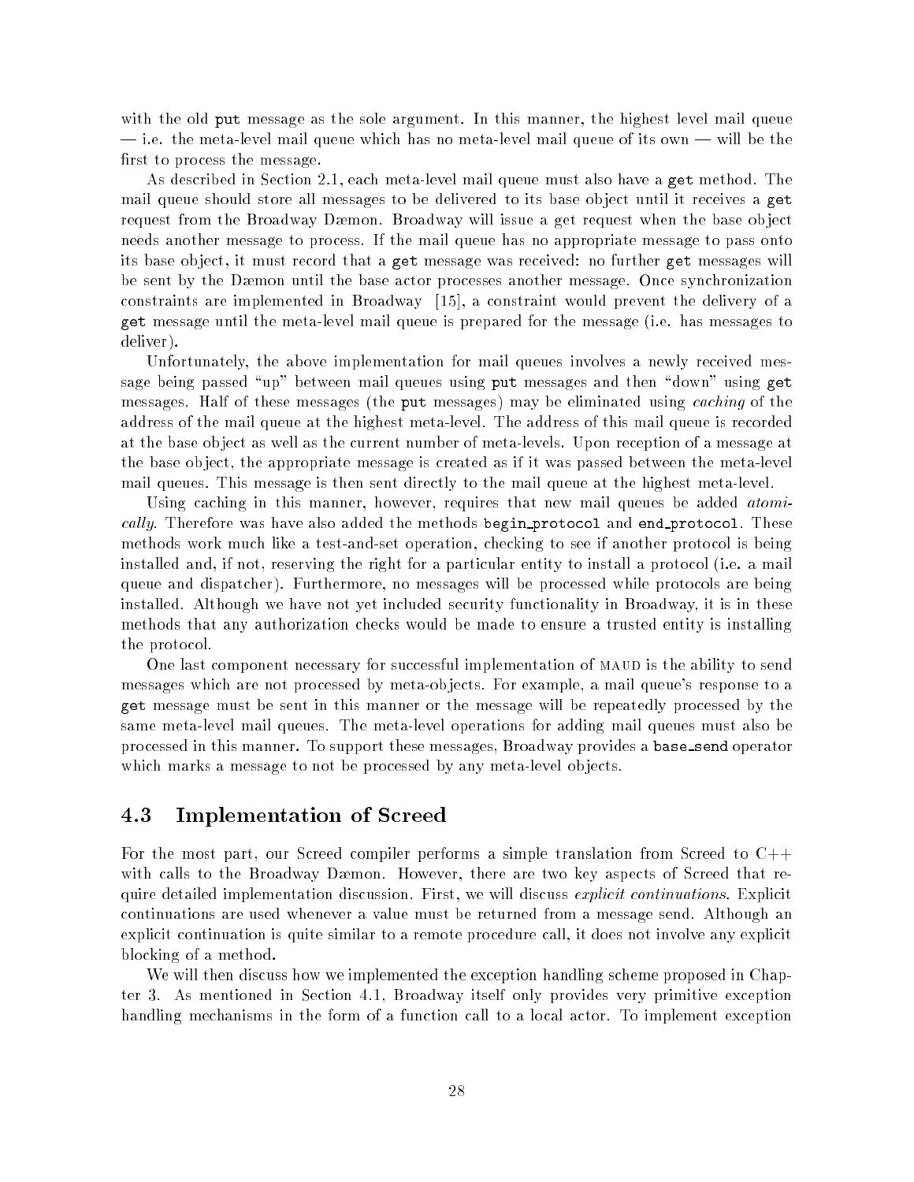with the old `put` message as the sole argument. In this manner, the highest level mail queue — i.e. the meta-level mail queue which has no meta-level mail queue of its own — will be the first to process the message.

As described in Section 2.1, each meta-level mail queue must also have a `get` method. The mail queue should store all messages to be delivered to its base object until it receives a `get` request from the Broadway Dæmon. Broadway will issue a get request when the base object needs another message to process. If the mail queue has no appropriate message to pass onto its base object, it must record that a `get` message was received: no further `get` messages will be sent by the Dæmon until the base actor processes another message. Once synchronization constraints are implemented in Broadway [15], a constraint would prevent the delivery of a `get` message until the meta-level mail queue is prepared for the message (i.e. has messages to deliver).

Unfortunately, the above implementation for mail queues involves a newly received message being passed "up" between mail queues using `put` messages and then "down" using `get` messages. Half of these messages (the `put` messages) may be eliminated using *caching* of the address of the mail queue at the highest meta-level. The address of this mail queue is recorded at the base object as well as the current number of meta-levels. Upon reception of a message at the base object, the appropriate message is created as if it was passed between the meta-level mail queues. This message is then sent directly to the mail queue at the highest meta-level.

Using caching in this manner, however, requires that new mail queues be added *atomically*. Therefore was have also added the methods `begin_protocol` and `end_protocol`. These methods work much like a test-and-set operation, checking to see if another protocol is being installed and, if not, reserving the right for a particular entity to install a protocol (i.e. a mail queue and dispatcher). Furthermore, no messages will be processed while protocols are being installed. Although we have not yet included security functionality in Broadway, it is in these methods that any authorization checks would be made to ensure a trusted entity is installing the protocol.

One last component necessary for successful implementation of MAUD is the ability to send messages which are not processed by meta-objects. For example, a mail queue's response to a `get` message must be sent in this manner or the message will be repeatedly processed by the same meta-level mail queues. The meta-level operations for adding mail queues must also be processed in this manner. To support these messages, Broadway provides a `base_send` operator which marks a message to not be processed by any meta-level objects.

## 4.3 Implementation of Screed

For the most part, our Screed compiler performs a simple translation from Screed to C++ with calls to the Broadway Dæmon. However, there are two key aspects of Screed that require detailed implementation discussion. First, we will discuss *explicit continuations*. Explicit continuations are used whenever a value must be returned from a message send. Although an explicit continuation is quite similar to a remote procedure call, it does not involve any explicit blocking of a method.

We will then discuss how we implemented the exception handling scheme proposed in Chapter 3. As mentioned in Section 4.1, Broadway itself only provides very primitive exception handling mechanisms in the form of a function call to a local actor. To implement exception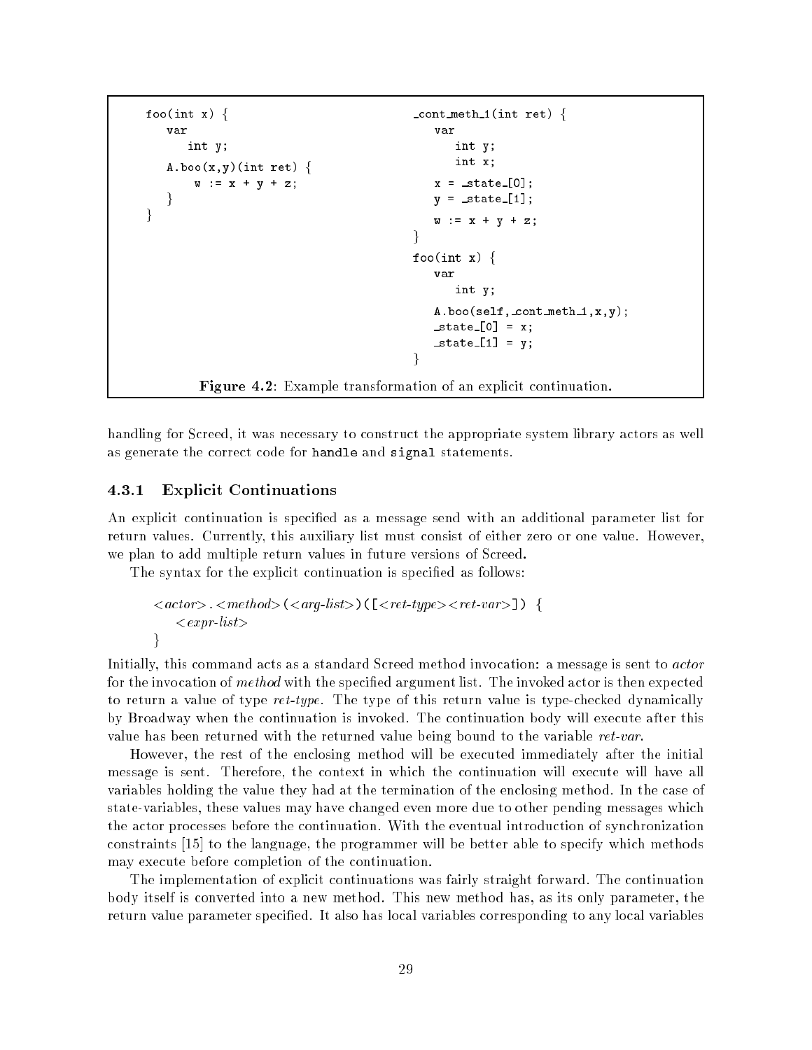```
foo(int x) {
   var
      int y;
   A.boo(x,y)(int ret) {
       w := x + y + z;
   }
}
```

```
_cont_meth_1(int ret) {
   var
      int y;
      int x;
   x = _state_[0];
   y = _state_[1];
   w := x + y + z;
}
foo(int x) {
   var
      int y;
   A.boo(self,_cont_meth_1,x,y);
   _state_[0] = x;
   _state_[1] = y;
}
```

**Figure 4.2**: Example transformation of an explicit continuation.

handling for Screed, it was necessary to construct the appropriate system library actors as well as generate the correct code for `handle` and `signal` statements.

### 4.3.1 Explicit Continuations

An explicit continuation is specified as a message send with an additional parameter list for return values. Currently, this auxiliary list must consist of either zero or one value. However, we plan to add multiple return values in future versions of Screed.

The syntax for the explicit continuation is specified as follows:

```
<actor>.<method>(<arg-list>)([<ret-type><ret-var>]) {
   <expr-list>
}
```

Initially, this command acts as a standard Screed method invocation: a message is sent to *actor* for the invocation of *method* with the specified argument list. The invoked actor is then expected to return a value of type *ret-type*. The type of this return value is type-checked dynamically by Broadway when the continuation is invoked. The continuation body will execute after this value has been returned with the returned value being bound to the variable *ret-var*.

However, the rest of the enclosing method will be executed immediately after the initial message is sent. Therefore, the context in which the continuation will execute will have all variables holding the value they had at the termination of the enclosing method. In the case of state-variables, these values may have changed even more due to other pending messages which the actor processes before the continuation. With the eventual introduction of synchronization constraints [15] to the language, the programmer will be better able to specify which methods may execute before completion of the continuation.

The implementation of explicit continuations was fairly straight forward. The continuation body itself is converted into a new method. This new method has, as its only parameter, the return value parameter specified. It also has local variables corresponding to any local variables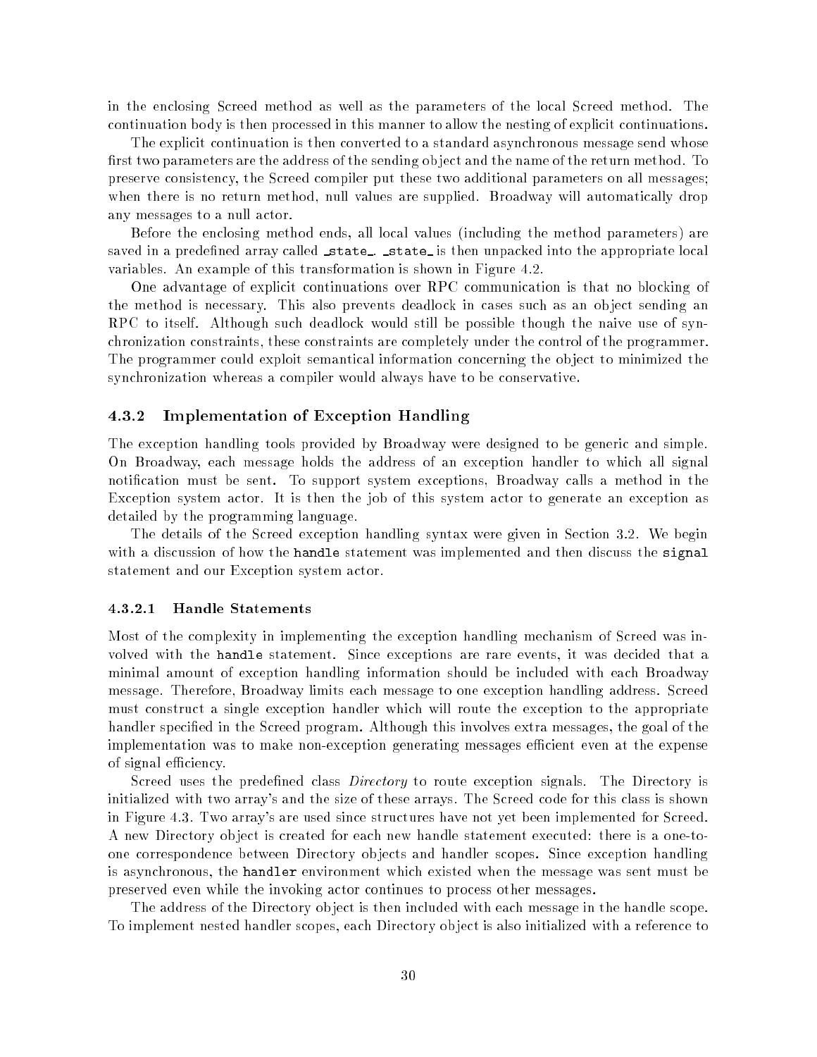in the enclosing Screed method as well as the parameters of the local Screed method. The continuation body is then processed in this manner to allow the nesting of explicit continuations.

The explicit continuation is then converted to a standard asynchronous message send whose first two parameters are the address of the sending object and the name of the return method. To preserve consistency, the Screed compiler put these two additional parameters on all messages; when there is no return method, null values are supplied. Broadway will automatically drop any messages to a null actor.

Before the enclosing method ends, all local values (including the method parameters) are saved in a predefined array called `_state_`. `_state_` is then unpacked into the appropriate local variables. An example of this transformation is shown in Figure 4.2.

One advantage of explicit continuations over RPC communication is that no blocking of the method is necessary. This also prevents deadlock in cases such as an object sending an RPC to itself. Although such deadlock would still be possible though the naive use of synchronization constraints, these constraints are completely under the control of the programmer. The programmer could exploit semantical information concerning the object to minimized the synchronization whereas a compiler would always have to be conservative.

### 4.3.2 Implementation of Exception Handling

The exception handling tools provided by Broadway were designed to be generic and simple. On Broadway, each message holds the address of an exception handler to which all signal notification must be sent. To support system exceptions, Broadway calls a method in the Exception system actor. It is then the job of this system actor to generate an exception as detailed by the programming language.

The details of the Screed exception handling syntax were given in Section 3.2. We begin with a discussion of how the `handle` statement was implemented and then discuss the `signal` statement and our Exception system actor.

#### 4.3.2.1 Handle Statements

Most of the complexity in implementing the exception handling mechanism of Screed was involved with the `handle` statement. Since exceptions are rare events, it was decided that a minimal amount of exception handling information should be included with each Broadway message. Therefore, Broadway limits each message to one exception handling address. Screed must construct a single exception handler which will route the exception to the appropriate handler specified in the Screed program. Although this involves extra messages, the goal of the implementation was to make non-exception generating messages efficient even at the expense of signal efficiency.

Screed uses the predefined class *Directory* to route exception signals. The Directory is initialized with two array's and the size of these arrays. The Screed code for this class is shown in Figure 4.3. Two array's are used since structures have not yet been implemented for Screed. A new Directory object is created for each new handle statement executed: there is a one-to-one correspondence between Directory objects and handler scopes. Since exception handling is asynchronous, the `handler` environment which existed when the message was sent must be preserved even while the invoking actor continues to process other messages.

The address of the Directory object is then included with each message in the handle scope. To implement nested handler scopes, each Directory object is also initialized with a reference to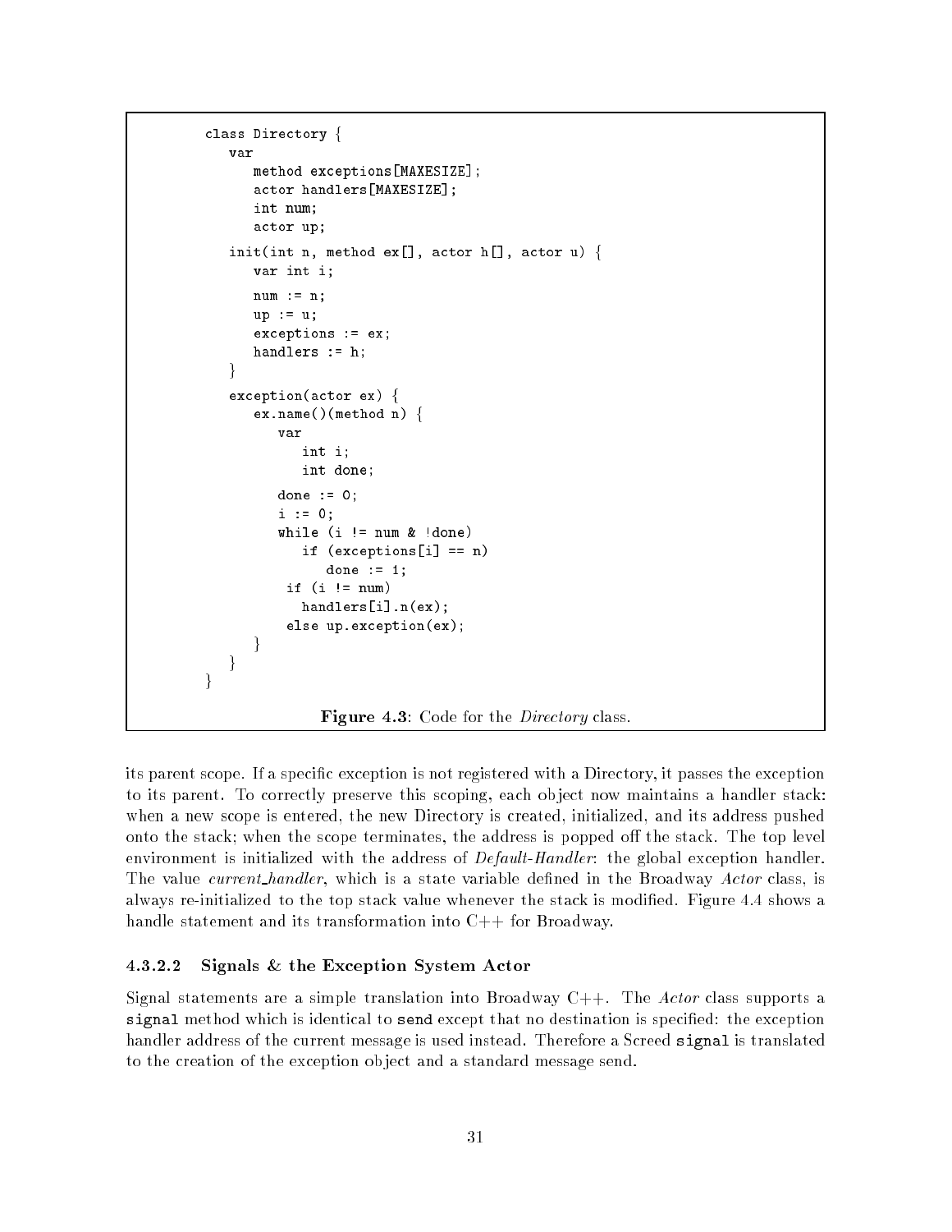```
class Directory {
   var
      method exceptions[MAXESIZE];
      actor handlers[MAXESIZE];
      int num;
      actor up;

   init(int n, method ex[], actor h[], actor u) {
      var int i;

      num := n;
      up := u;
      exceptions := ex;
      handlers := h;
   }

   exception(actor ex) {
      ex.name()(method n) {
         var
            int i;
            int done;

         done := 0;
         i := 0;
         while (i != num & !done)
            if (exceptions[i] == n)
               done := 1;
          if (i != num)
            handlers[i].n(ex);
          else up.exception(ex);
      }
   }
}
```

**Figure 4.3**: Code for the *Directory* class.

its parent scope. If a specific exception is not registered with a Directory, it passes the exception to its parent. To correctly preserve this scoping, each object now maintains a handler stack: when a new scope is entered, the new Directory is created, initialized, and its address pushed onto the stack; when the scope terminates, the address is popped off the stack. The top level environment is initialized with the address of *Default-Handler*: the global exception handler. The value *current_handler*, which is a state variable defined in the Broadway *Actor* class, is always re-initialized to the top stack value whenever the stack is modified. Figure 4.4 shows a handle statement and its transformation into C++ for Broadway.

#### 4.3.2.2 Signals & the Exception System Actor

Signal statements are a simple translation into Broadway C++. The *Actor* class supports a `signal` method which is identical to `send` except that no destination is specified: the exception handler address of the current message is used instead. Therefore a Screed `signal` is translated to the creation of the exception object and a standard message send.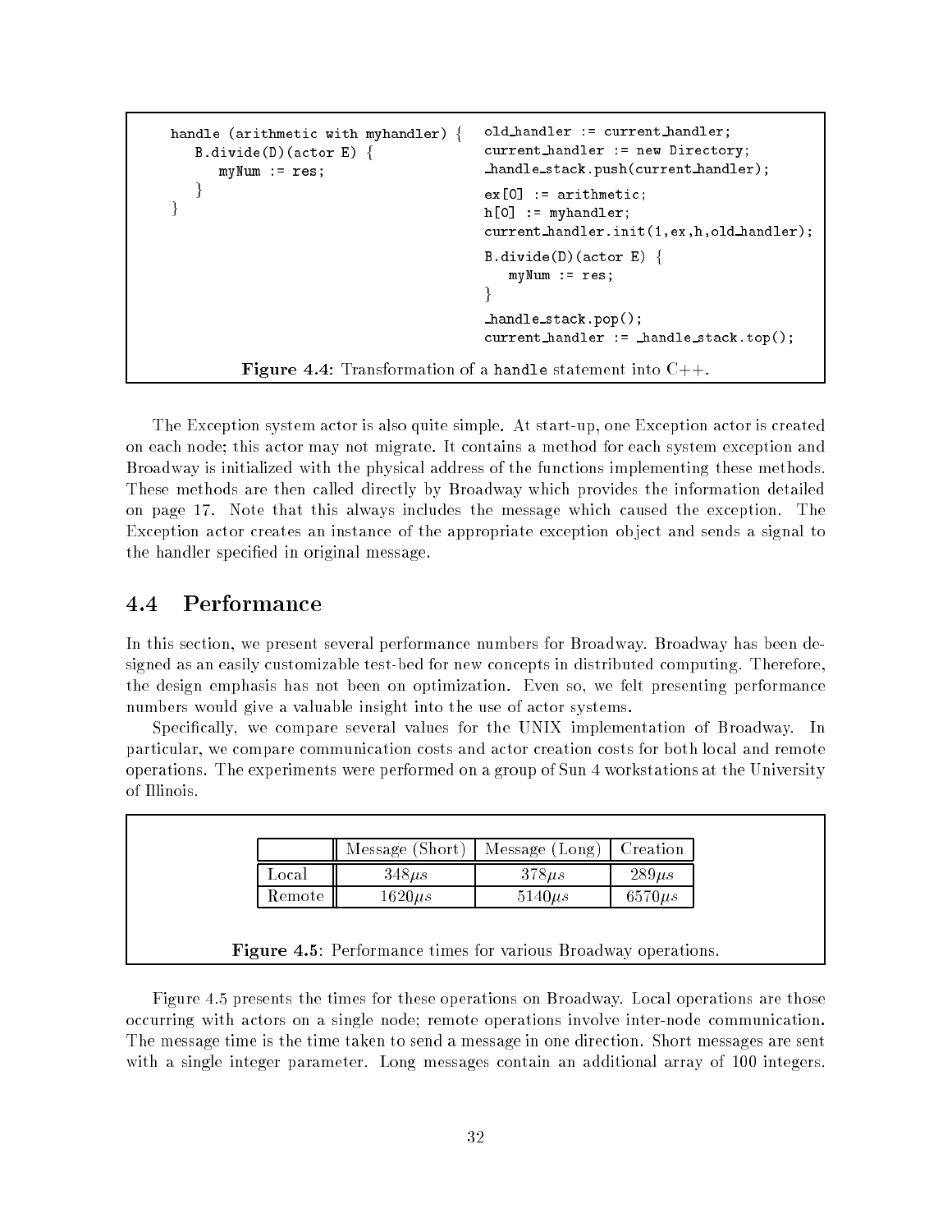```
handle (arithmetic with myhandler) {
   B.divide(D)(actor E) {
      myNum := res;
   }
}
```

```
old_handler := current_handler;
current_handler := new Directory;
_handle_stack.push(current_handler);

ex[0] := arithmetic;
h[0] := myhandler;
current_handler.init(1,ex,h,old_handler);

B.divide(D)(actor E) {
   myNum := res;
}

_handle_stack.pop();
current_handler := _handle_stack.top();
```

**Figure 4.4**: Transformation of a handle statement into C++.

The Exception system actor is also quite simple. At start-up, one Exception actor is created on each node; this actor may not migrate. It contains a method for each system exception and Broadway is initialized with the physical address of the functions implementing these methods. These methods are then called directly by Broadway which provides the information detailed on page 17. Note that this always includes the message which caused the exception. The Exception actor creates an instance of the appropriate exception object and sends a signal to the handler specified in original message.

## 4.4 Performance

In this section, we present several performance numbers for Broadway. Broadway has been designed as an easily customizable test-bed for new concepts in distributed computing. Therefore, the design emphasis has not been on optimization. Even so, we felt presenting performance numbers would give a valuable insight into the use of actor systems.

Specifically, we compare several values for the UNIX implementation of Broadway. In particular, we compare communication costs and actor creation costs for both local and remote operations. The experiments were performed on a group of Sun 4 workstations at the University of Illinois.

| | Message (Short) | Message (Long) | Creation |
|---|---|---|---|
| Local | $348\mu s$ | $378\mu s$ | $289\mu s$ |
| Remote | $1620\mu s$ | $5140\mu s$ | $6570\mu s$ |

**Figure 4.5**: Performance times for various Broadway operations.

Figure 4.5 presents the times for these operations on Broadway. Local operations are those occurring with actors on a single node; remote operations involve inter-node communication. The message time is the time taken to send a message in one direction. Short messages are sent with a single integer parameter. Long messages contain an additional array of 100 integers.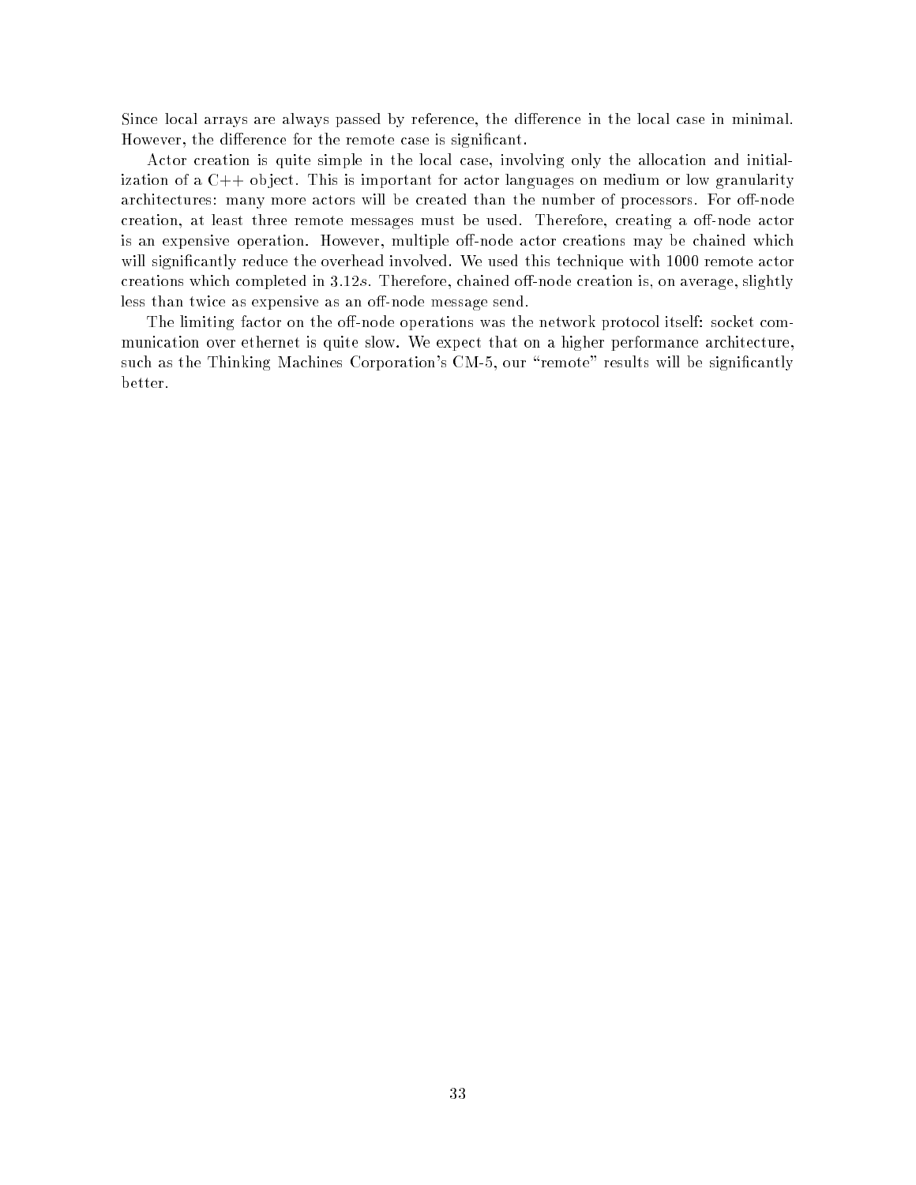Since local arrays are always passed by reference, the difference in the local case in minimal. However, the difference for the remote case is significant.

Actor creation is quite simple in the local case, involving only the allocation and initialization of a C++ object. This is important for actor languages on medium or low granularity architectures: many more actors will be created than the number of processors. For off-node creation, at least three remote messages must be used. Therefore, creating a off-node actor is an expensive operation. However, multiple off-node actor creations may be chained which will significantly reduce the overhead involved. We used this technique with 1000 remote actor creations which completed in $3.12s$. Therefore, chained off-node creation is, on average, slightly less than twice as expensive as an off-node message send.

The limiting factor on the off-node operations was the network protocol itself: socket communication over ethernet is quite slow. We expect that on a higher performance architecture, such as the Thinking Machines Corporation's CM-5, our "remote" results will be significantly better.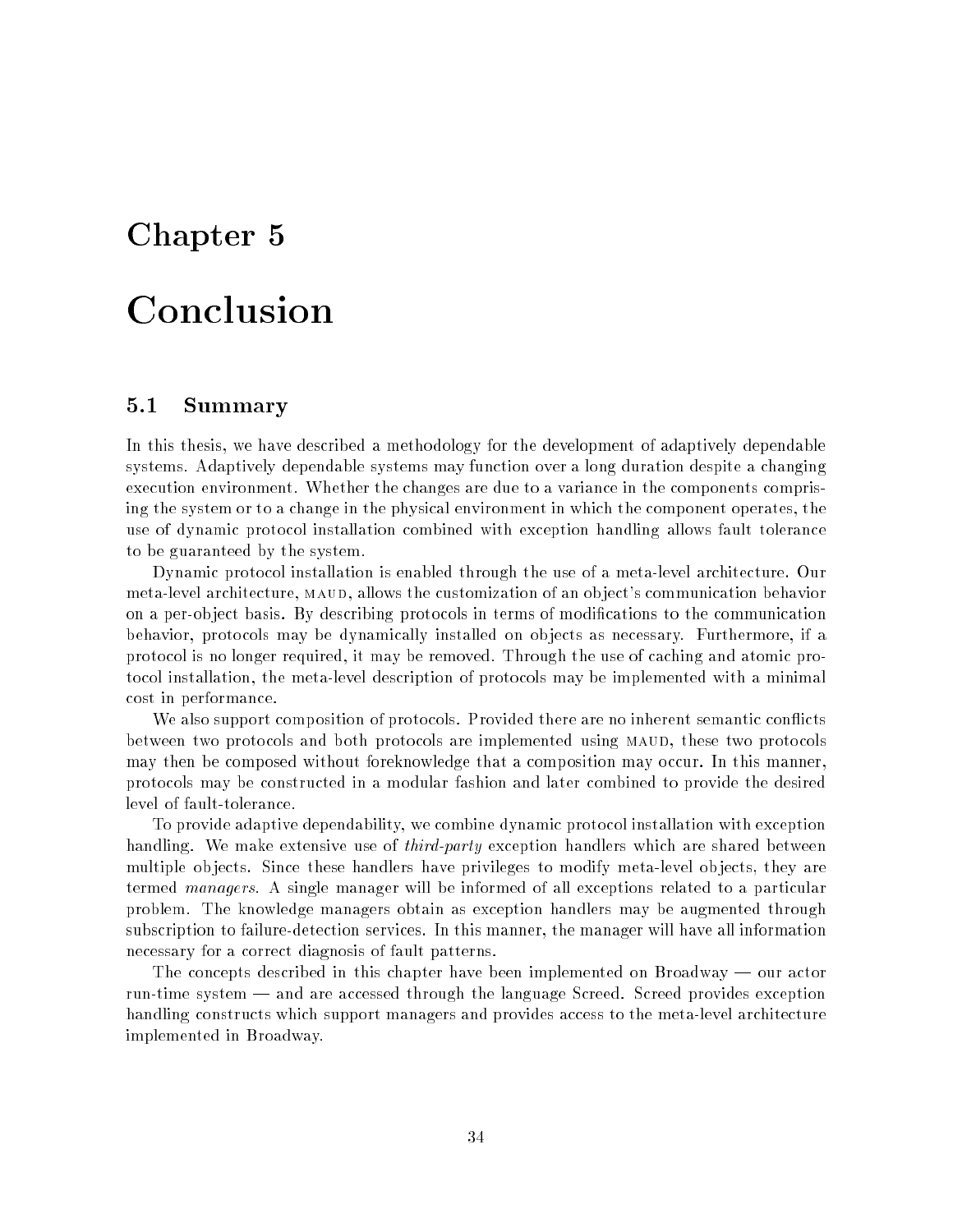# Chapter 5

# Conclusion

## 5.1 Summary

In this thesis, we have described a methodology for the development of adaptively dependable systems. Adaptively dependable systems may function over a long duration despite a changing execution environment. Whether the changes are due to a variance in the components comprising the system or to a change in the physical environment in which the component operates, the use of dynamic protocol installation combined with exception handling allows fault tolerance to be guaranteed by the system.

Dynamic protocol installation is enabled through the use of a meta-level architecture. Our meta-level architecture, MAUD, allows the customization of an object's communication behavior on a per-object basis. By describing protocols in terms of modifications to the communication behavior, protocols may be dynamically installed on objects as necessary. Furthermore, if a protocol is no longer required, it may be removed. Through the use of caching and atomic protocol installation, the meta-level description of protocols may be implemented with a minimal cost in performance.

We also support composition of protocols. Provided there are no inherent semantic conflicts between two protocols and both protocols are implemented using MAUD, these two protocols may then be composed without foreknowledge that a composition may occur. In this manner, protocols may be constructed in a modular fashion and later combined to provide the desired level of fault-tolerance.

To provide adaptive dependability, we combine dynamic protocol installation with exception handling. We make extensive use of *third-party* exception handlers which are shared between multiple objects. Since these handlers have privileges to modify meta-level objects, they are termed *managers*. A single manager will be informed of all exceptions related to a particular problem. The knowledge managers obtain as exception handlers may be augmented through subscription to failure-detection services. In this manner, the manager will have all information necessary for a correct diagnosis of fault patterns.

The concepts described in this chapter have been implemented on Broadway — our actor run-time system — and are accessed through the language Screed. Screed provides exception handling constructs which support managers and provides access to the meta-level architecture implemented in Broadway.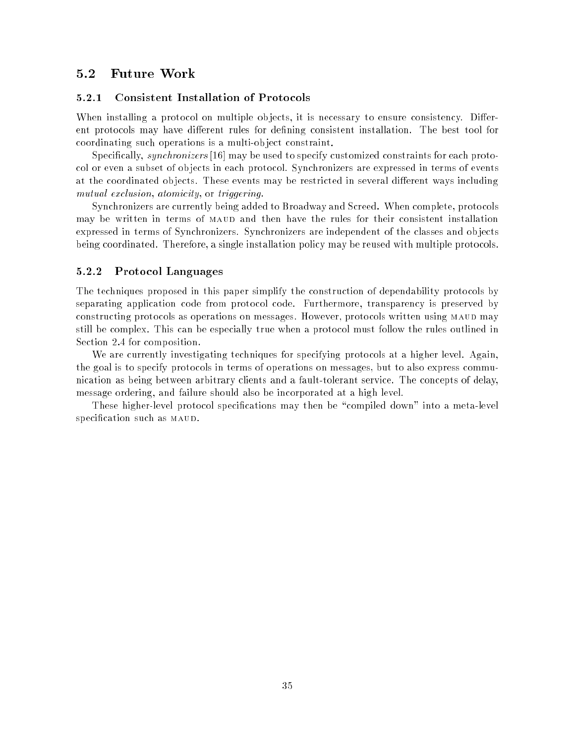## 5.2 Future Work

### 5.2.1 Consistent Installation of Protocols

When installing a protocol on multiple objects, it is necessary to ensure consistency. Different protocols may have different rules for defining consistent installation. The best tool for coordinating such operations is a multi-object constraint.

Specifically, *synchronizers* [16] may be used to specify customized constraints for each protocol or even a subset of objects in each protocol. Synchronizers are expressed in terms of events at the coordinated objects. These events may be restricted in several different ways including *mutual exclusion*, *atomicity*, or *triggering*.

Synchronizers are currently being added to Broadway and Screed. When complete, protocols may be written in terms of MAUD and then have the rules for their consistent installation expressed in terms of Synchronizers. Synchronizers are independent of the classes and objects being coordinated. Therefore, a single installation policy may be reused with multiple protocols.

### 5.2.2 Protocol Languages

The techniques proposed in this paper simplify the construction of dependability protocols by separating application code from protocol code. Furthermore, transparency is preserved by constructing protocols as operations on messages. However, protocols written using MAUD may still be complex. This can be especially true when a protocol must follow the rules outlined in Section 2.4 for composition.

We are currently investigating techniques for specifying protocols at a higher level. Again, the goal is to specify protocols in terms of operations on messages, but to also express communication as being between arbitrary clients and a fault-tolerant service. The concepts of delay, message ordering, and failure should also be incorporated at a high level.

These higher-level protocol specifications may then be "compiled down" into a meta-level specification such as MAUD.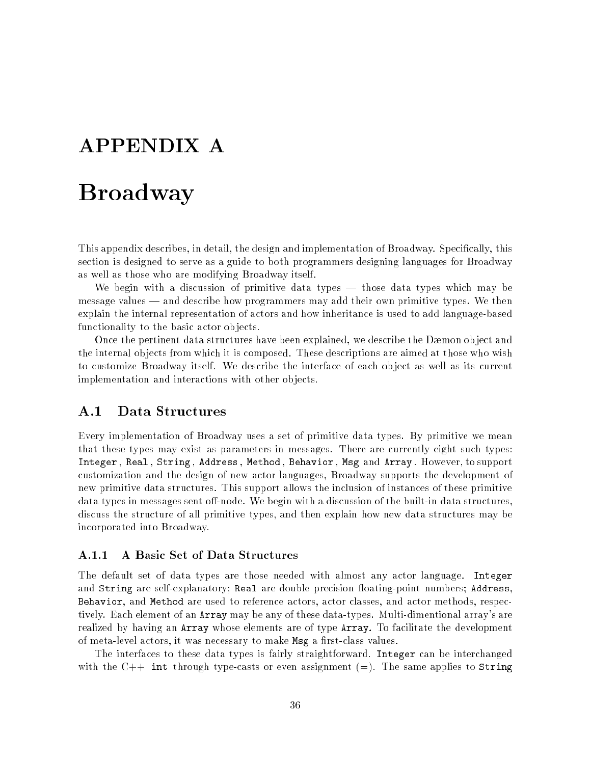# APPENDIX A

# Broadway

This appendix describes, in detail, the design and implementation of Broadway. Specifically, this section is designed to serve as a guide to both programmers designing languages for Broadway as well as those who are modifying Broadway itself.

We begin with a discussion of primitive data types — those data types which may be message values — and describe how programmers may add their own primitive types. We then explain the internal representation of actors and how inheritance is used to add language-based functionality to the basic actor objects.

Once the pertinent data structures have been explained, we describe the Dæmon object and the internal objects from which it is composed. These descriptions are aimed at those who wish to customize Broadway itself. We describe the interface of each object as well as its current implementation and interactions with other objects.

## A.1 Data Structures

Every implementation of Broadway uses a set of primitive data types. By primitive we mean that these types may exist as parameters in messages. There are currently eight such types: `Integer`, `Real`, `String`, `Address`, `Method`, `Behavior`, `Msg` and `Array`. However, to support customization and the design of new actor languages, Broadway supports the development of new primitive data structures. This support allows the inclusion of instances of these primitive data types in messages sent off-node. We begin with a discussion of the built-in data structures, discuss the structure of all primitive types, and then explain how new data structures may be incorporated into Broadway.

### A.1.1 A Basic Set of Data Structures

The default set of data types are those needed with almost any actor language. `Integer` and `String` are self-explanatory; `Real` are double precision floating-point numbers; `Address`, `Behavior`, and `Method` are used to reference actors, actor classes, and actor methods, respectively. Each element of an `Array` may be any of these data-types. Multi-dimentional array's are realized by having an `Array` whose elements are of type `Array`. To facilitate the development of meta-level actors, it was necessary to make `Msg` a first-class values.

The interfaces to these data types is fairly straightforward. `Integer` can be interchanged with the C++ `int` through type-casts or even assignment (=). The same applies to `String`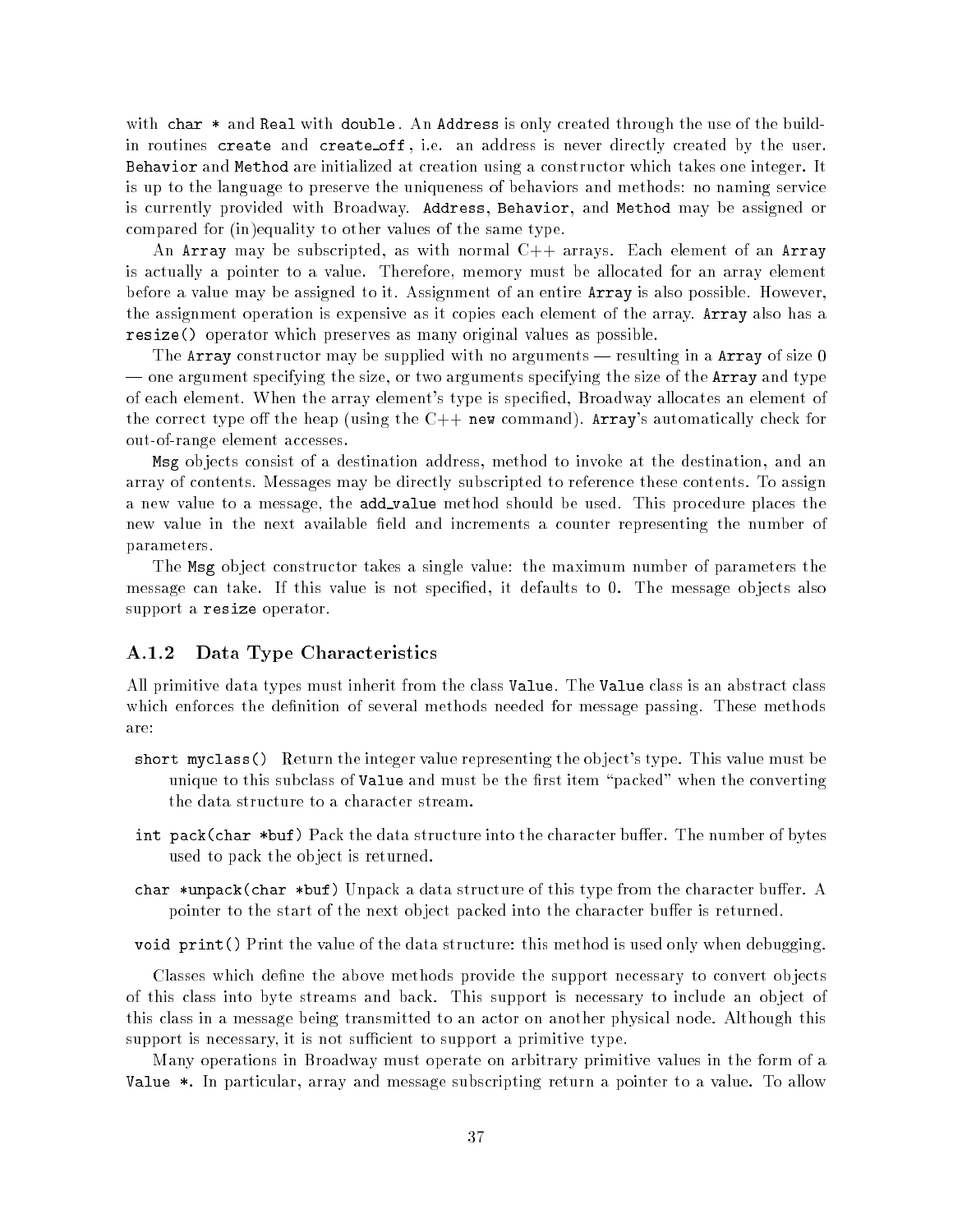with `char *` and `Real` with `double`. An `Address` is only created through the use of the build-in routines `create` and `create_off`, i.e. an address is never directly created by the user. `Behavior` and `Method` are initialized at creation using a constructor which takes one integer. It is up to the language to preserve the uniqueness of behaviors and methods: no naming service is currently provided with Broadway. `Address`, `Behavior`, and `Method` may be assigned or compared for (in)equality to other values of the same type.

An `Array` may be subscripted, as with normal C++ arrays. Each element of an `Array` is actually a pointer to a value. Therefore, memory must be allocated for an array element before a value may be assigned to it. Assignment of an entire `Array` is also possible. However, the assignment operation is expensive as it copies each element of the array. `Array` also has a `resize()` operator which preserves as many original values as possible.

The `Array` constructor may be supplied with no arguments — resulting in a `Array` of size 0 — one argument specifying the size, or two arguments specifying the size of the `Array` and type of each element. When the array element's type is specified, Broadway allocates an element of the correct type off the heap (using the C++ `new` command). `Array`'s automatically check for out-of-range element accesses.

`Msg` objects consist of a destination address, method to invoke at the destination, and an array of contents. Messages may be directly subscripted to reference these contents. To assign a new value to a message, the `add_value` method should be used. This procedure places the new value in the next available field and increments a counter representing the number of parameters.

The `Msg` object constructor takes a single value: the maximum number of parameters the message can take. If this value is not specified, it defaults to 0. The message objects also support a `resize` operator.

### A.1.2 Data Type Characteristics

All primitive data types must inherit from the class `Value`. The `Value` class is an abstract class which enforces the definition of several methods needed for message passing. These methods are:

- `short myclass()` Return the integer value representing the object's type. This value must be unique to this subclass of `Value` and must be the first item "packed" when the converting the data structure to a character stream.
- `int pack(char *buf)` Pack the data structure into the character buffer. The number of bytes used to pack the object is returned.
- `char *unpack(char *buf)` Unpack a data structure of this type from the character buffer. A pointer to the start of the next object packed into the character buffer is returned.
- `void print()` Print the value of the data structure: this method is used only when debugging.

Classes which define the above methods provide the support necessary to convert objects of this class into byte streams and back. This support is necessary to include an object of this class in a message being transmitted to an actor on another physical node. Although this support is necessary, it is not sufficient to support a primitive type.

Many operations in Broadway must operate on arbitrary primitive values in the form of a `Value *`. In particular, array and message subscripting return a pointer to a value. To allow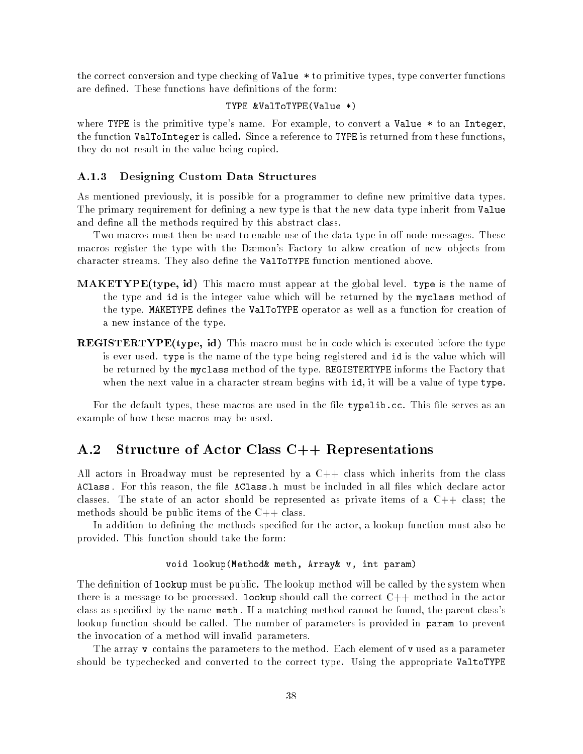the correct conversion and type checking of `Value *` to primitive types, type converter functions are defined. These functions have definitions of the form:

```
TYPE &ValToTYPE(Value *)
```

where `TYPE` is the primitive type's name. For example, to convert a `Value *` to an `Integer`, the function `ValToInteger` is called. Since a reference to `TYPE` is returned from these functions, they do not result in the value being copied.

### A.1.3 Designing Custom Data Structures

As mentioned previously, it is possible for a programmer to define new primitive data types. The primary requirement for defining a new type is that the new data type inherit from `Value` and define all the methods required by this abstract class.

Two macros must then be used to enable use of the data type in off-node messages. These macros register the type with the Dæmon's Factory to allow creation of new objects from character streams. They also define the `ValToTYPE` function mentioned above.

**MAKETYPE(type, id)** This macro must appear at the global level. `type` is the name of the type and `id` is the integer value which will be returned by the `myclass` method of the type. `MAKETYPE` defines the `ValToTYPE` operator as well as a function for creation of a new instance of the type.

**REGISTERTYPE(type, id)** This macro must be in code which is executed before the type is ever used. `type` is the name of the type being registered and `id` is the value which will be returned by the `myclass` method of the type. `REGISTERTYPE` informs the Factory that when the next value in a character stream begins with `id`, it will be a value of type `type`.

For the default types, these macros are used in the file `typelib.cc`. This file serves as an example of how these macros may be used.

## A.2 Structure of Actor Class C++ Representations

All actors in Broadway must be represented by a C++ class which inherits from the class `AClass`. For this reason, the file `AClass.h` must be included in all files which declare actor classes. The state of an actor should be represented as private items of a C++ class; the methods should be public items of the C++ class.

In addition to defining the methods specified for the actor, a lookup function must also be provided. This function should take the form:

```
void lookup(Method& meth, Array& v, int param)
```

The definition of `lookup` must be public. The lookup method will be called by the system when there is a message to be processed. `lookup` should call the correct C++ method in the actor class as specified by the name `meth`. If a matching method cannot be found, the parent class's lookup function should be called. The number of parameters is provided in `param` to prevent the invocation of a method will invalid parameters.

The array `v` contains the parameters to the method. Each element of `v` used as a parameter should be typechecked and converted to the correct type. Using the appropriate `ValtoTYPE`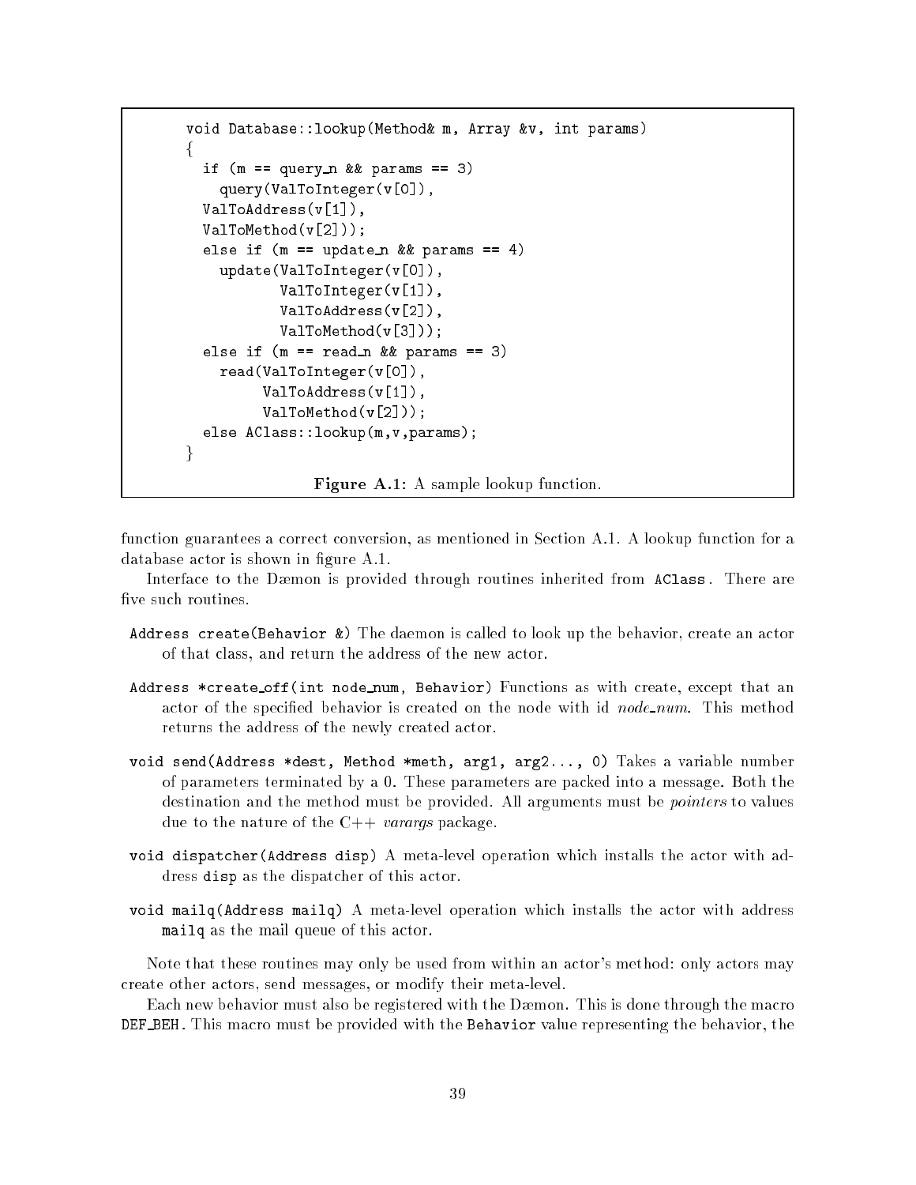```
void Database::lookup(Method& m, Array &v, int params)
{
  if (m == query_n && params == 3)
    query(ValToInteger(v[0]),
  ValToAddress(v[1]),
  ValToMethod(v[2]));
  else if (m == update_n && params == 4)
    update(ValToInteger(v[0]),
           ValToInteger(v[1]),
           ValToAddress(v[2]),
           ValToMethod(v[3]));
  else if (m == read_n && params == 3)
    read(ValToInteger(v[0]),
         ValToAddress(v[1]),
         ValToMethod(v[2]));
  else AClass::lookup(m,v,params);
}
```

**Figure A.1:** A sample lookup function.

function guarantees a correct conversion, as mentioned in Section A.1. A lookup function for a database actor is shown in figure A.1.

Interface to the Dæmon is provided through routines inherited from `AClass`. There are five such routines.

- `Address create(Behavior &)` The daemon is called to look up the behavior, create an actor of that class, and return the address of the new actor.
- `Address *create_off(int node_num, Behavior)` Functions as with create, except that an actor of the specified behavior is created on the node with id *node_num*. This method returns the address of the newly created actor.
- `void send(Address *dest, Method *meth, arg1, arg2..., 0)` Takes a variable number of parameters terminated by a 0. These parameters are packed into a message. Both the destination and the method must be provided. All arguments must be *pointers* to values due to the nature of the C++ *varargs* package.
- `void dispatcher(Address disp)` A meta-level operation which installs the actor with address `disp` as the dispatcher of this actor.
- `void mailq(Address mailq)` A meta-level operation which installs the actor with address `mailq` as the mail queue of this actor.

Note that these routines may only be used from within an actor's method: only actors may create other actors, send messages, or modify their meta-level.

Each new behavior must also be registered with the Dæmon. This is done through the macro `DEF_BEH`. This macro must be provided with the `Behavior` value representing the behavior, the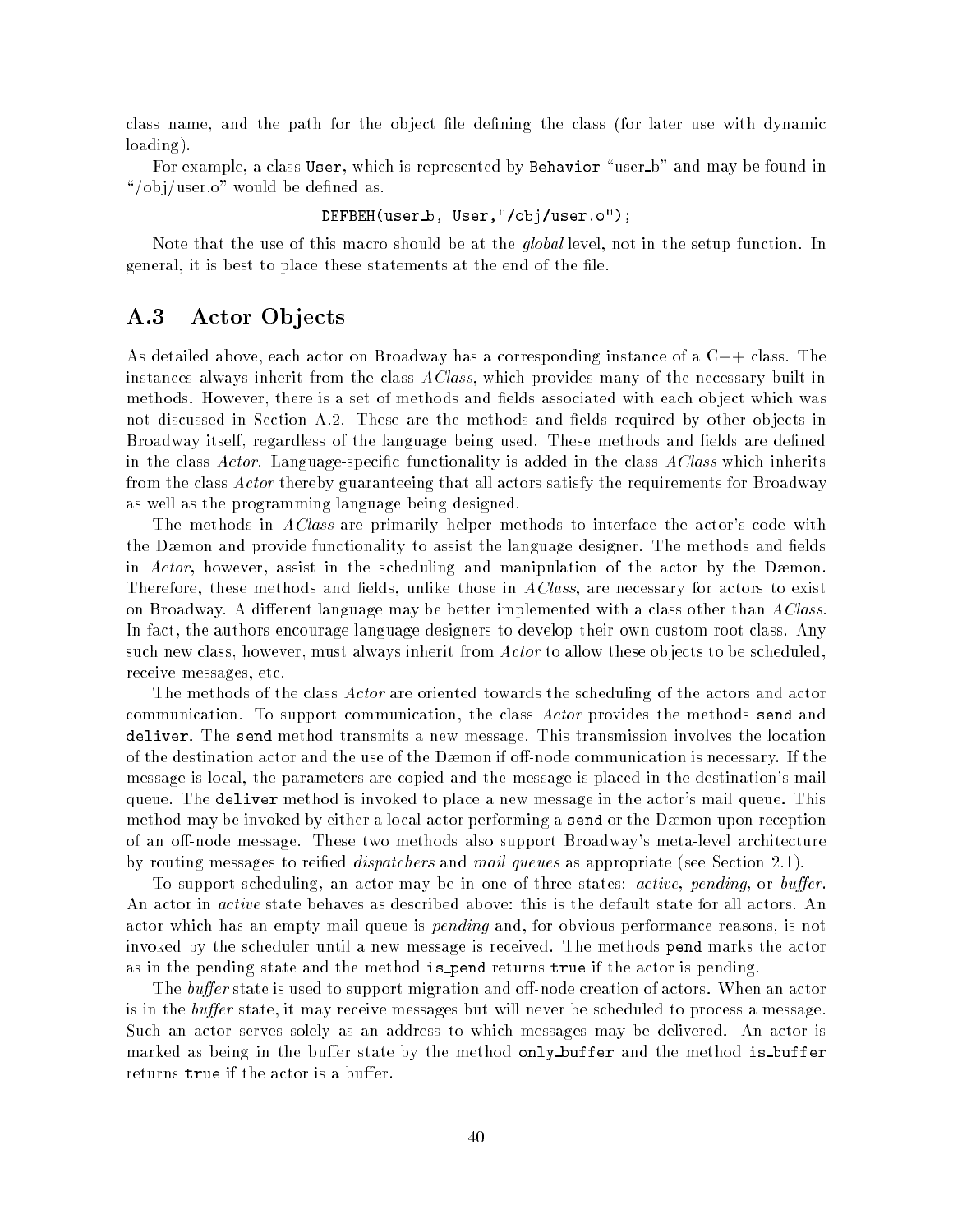class name, and the path for the object file defining the class (for later use with dynamic loading).

For example, a class `User`, which is represented by `Behavior` "user_b" and may be found in "/obj/user.o" would be defined as.

```
DEFBEH(user_b, User,"/obj/user.o");
```

Note that the use of this macro should be at the *global* level, not in the setup function. In general, it is best to place these statements at the end of the file.

## A.3 Actor Objects

As detailed above, each actor on Broadway has a corresponding instance of a C++ class. The instances always inherit from the class *AClass*, which provides many of the necessary built-in methods. However, there is a set of methods and fields associated with each object which was not discussed in Section A.2. These are the methods and fields required by other objects in Broadway itself, regardless of the language being used. These methods and fields are defined in the class *Actor*. Language-specific functionality is added in the class *AClass* which inherits from the class *Actor* thereby guaranteeing that all actors satisfy the requirements for Broadway as well as the programming language being designed.

The methods in *AClass* are primarily helper methods to interface the actor's code with the Dæmon and provide functionality to assist the language designer. The methods and fields in *Actor*, however, assist in the scheduling and manipulation of the actor by the Dæmon. Therefore, these methods and fields, unlike those in *AClass*, are necessary for actors to exist on Broadway. A different language may be better implemented with a class other than *AClass*. In fact, the authors encourage language designers to develop their own custom root class. Any such new class, however, must always inherit from *Actor* to allow these objects to be scheduled, receive messages, etc.

The methods of the class *Actor* are oriented towards the scheduling of the actors and actor communication. To support communication, the class *Actor* provides the methods `send` and `deliver`. The `send` method transmits a new message. This transmission involves the location of the destination actor and the use of the Dæmon if off-node communication is necessary. If the message is local, the parameters are copied and the message is placed in the destination's mail queue. The `deliver` method is invoked to place a new message in the actor's mail queue. This method may be invoked by either a local actor performing a `send` or the Dæmon upon reception of an off-node message. These two methods also support Broadway's meta-level architecture by routing messages to reified *dispatchers* and *mail queues* as appropriate (see Section 2.1).

To support scheduling, an actor may be in one of three states: *active*, *pending*, or *buffer*. An actor in *active* state behaves as described above: this is the default state for all actors. An actor which has an empty mail queue is *pending* and, for obvious performance reasons, is not invoked by the scheduler until a new message is received. The methods `pend` marks the actor as in the pending state and the method `is_pend` returns `true` if the actor is pending.

The *buffer* state is used to support migration and off-node creation of actors. When an actor is in the *buffer* state, it may receive messages but will never be scheduled to process a message. Such an actor serves solely as an address to which messages may be delivered. An actor is marked as being in the buffer state by the method `only_buffer` and the method `is_buffer` returns `true` if the actor is a buffer.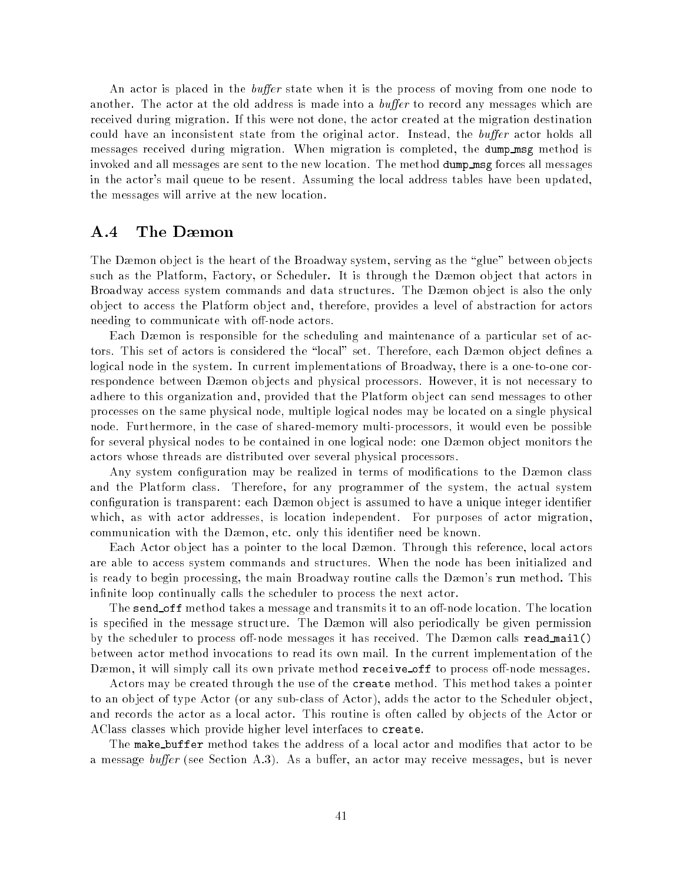An actor is placed in the *buffer* state when it is the process of moving from one node to another. The actor at the old address is made into a *buffer* to record any messages which are received during migration. If this were not done, the actor created at the migration destination could have an inconsistent state from the original actor. Instead, the *buffer* actor holds all messages received during migration. When migration is completed, the **dump_msg** method is invoked and all messages are sent to the new location. The method **dump_msg** forces all messages in the actor's mail queue to be resent. Assuming the local address tables have been updated, the messages will arrive at the new location.

## A.4 The Dæmon

The Dæmon object is the heart of the Broadway system, serving as the "glue" between objects such as the Platform, Factory, or Scheduler. It is through the Dæmon object that actors in Broadway access system commands and data structures. The Dæmon object is also the only object to access the Platform object and, therefore, provides a level of abstraction for actors needing to communicate with off-node actors.

Each Dæmon is responsible for the scheduling and maintenance of a particular set of actors. This set of actors is considered the "local" set. Therefore, each Dæmon object defines a logical node in the system. In current implementations of Broadway, there is a one-to-one correspondence between Dæmon objects and physical processors. However, it is not necessary to adhere to this organization and, provided that the Platform object can send messages to other processes on the same physical node, multiple logical nodes may be located on a single physical node. Furthermore, in the case of shared-memory multi-processors, it would even be possible for several physical nodes to be contained in one logical node: one Dæmon object monitors the actors whose threads are distributed over several physical processors.

Any system configuration may be realized in terms of modifications to the Dæmon class and the Platform class. Therefore, for any programmer of the system, the actual system configuration is transparent: each Dæmon object is assumed to have a unique integer identifier which, as with actor addresses, is location independent. For purposes of actor migration, communication with the Dæmon, etc. only this identifier need be known.

Each Actor object has a pointer to the local Dæmon. Through this reference, local actors are able to access system commands and structures. When the node has been initialized and is ready to begin processing, the main Broadway routine calls the Dæmon's `run` method. This infinite loop continually calls the scheduler to process the next actor.

The `send_off` method takes a message and transmits it to an off-node location. The location is specified in the message structure. The Dæmon will also periodically be given permission by the scheduler to process off-node messages it has received. The Dæmon calls `read_mail()` between actor method invocations to read its own mail. In the current implementation of the Dæmon, it will simply call its own private method `receive_off` to process off-node messages.

Actors may be created through the use of the `create` method. This method takes a pointer to an object of type Actor (or any sub-class of Actor), adds the actor to the Scheduler object, and records the actor as a local actor. This routine is often called by objects of the Actor or AClass classes which provide higher level interfaces to `create`.

The `make_buffer` method takes the address of a local actor and modifies that actor to be a message *buffer* (see Section A.3). As a buffer, an actor may receive messages, but is never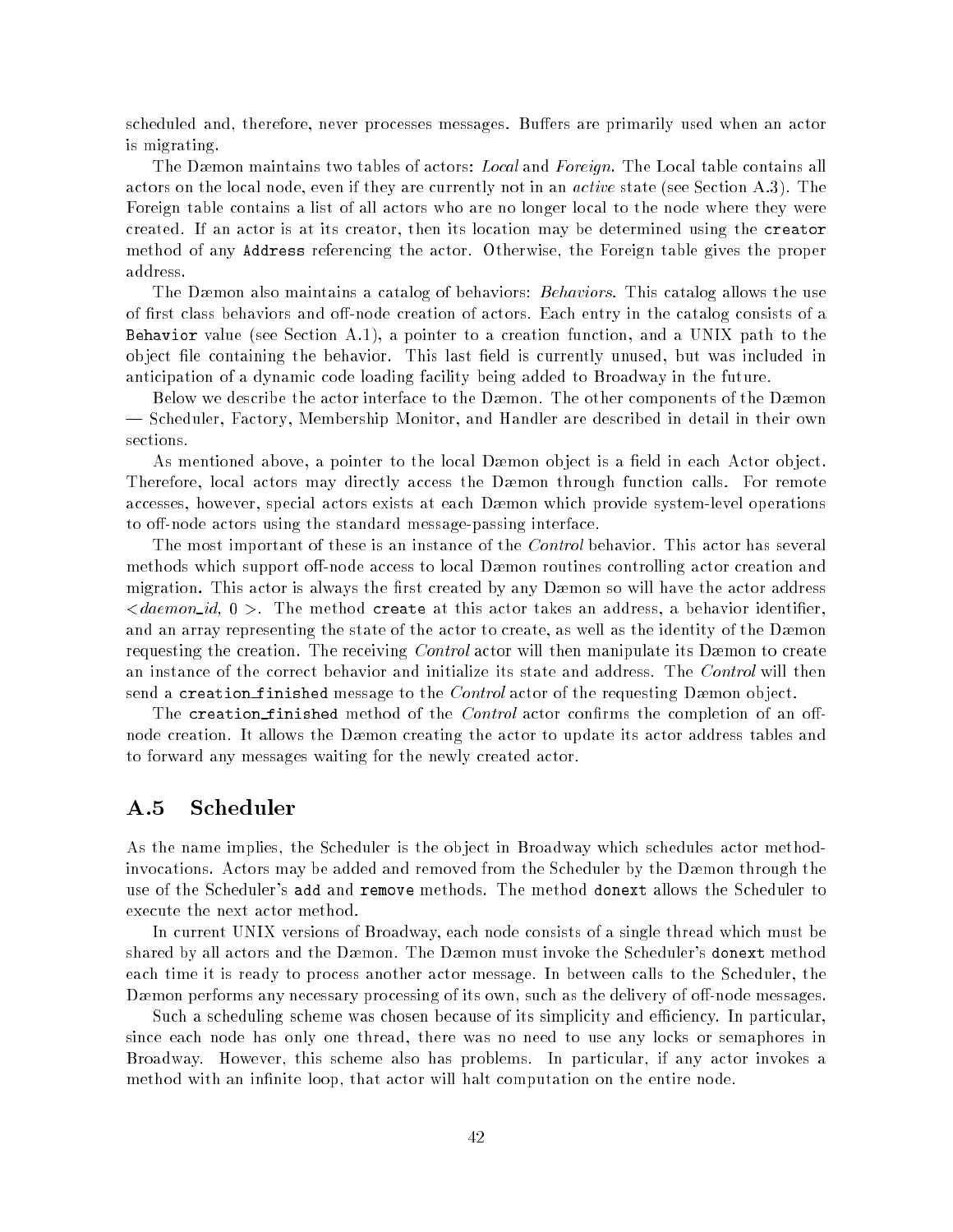scheduled and, therefore, never processes messages. Buffers are primarily used when an actor is migrating.

The Dæmon maintains two tables of actors: *Local* and *Foreign*. The Local table contains all actors on the local node, even if they are currently not in an *active* state (see Section A.3). The Foreign table contains a list of all actors who are no longer local to the node where they were created. If an actor is at its creator, then its location may be determined using the `creator` method of any `Address` referencing the actor. Otherwise, the Foreign table gives the proper address.

The Dæmon also maintains a catalog of behaviors: *Behaviors*. This catalog allows the use of first class behaviors and off-node creation of actors. Each entry in the catalog consists of a `Behavior` value (see Section A.1), a pointer to a creation function, and a UNIX path to the object file containing the behavior. This last field is currently unused, but was included in anticipation of a dynamic code loading facility being added to Broadway in the future.

Below we describe the actor interface to the Dæmon. The other components of the Dæmon — Scheduler, Factory, Membership Monitor, and Handler are described in detail in their own sections.

As mentioned above, a pointer to the local Dæmon object is a field in each Actor object. Therefore, local actors may directly access the Dæmon through function calls. For remote accesses, however, special actors exists at each Dæmon which provide system-level operations to off-node actors using the standard message-passing interface.

The most important of these is an instance of the *Control* behavior. This actor has several methods which support off-node access to local Dæmon routines controlling actor creation and migration. This actor is always the first created by any Dæmon so will have the actor address $<daemon\_id,\ 0>$. The method `create` at this actor takes an address, a behavior identifier, and an array representing the state of the actor to create, as well as the identity of the Dæmon requesting the creation. The receiving *Control* actor will then manipulate its Dæmon to create an instance of the correct behavior and initialize its state and address. The *Control* will then send a `creation_finished` message to the *Control* actor of the requesting Dæmon object.

The `creation_finished` method of the *Control* actor confirms the completion of an off-node creation. It allows the Dæmon creating the actor to update its actor address tables and to forward any messages waiting for the newly created actor.

## A.5 Scheduler

As the name implies, the Scheduler is the object in Broadway which schedules actor method-invocations. Actors may be added and removed from the Scheduler by the Dæmon through the use of the Scheduler's `add` and `remove` methods. The method `donext` allows the Scheduler to execute the next actor method.

In current UNIX versions of Broadway, each node consists of a single thread which must be shared by all actors and the Dæmon. The Dæmon must invoke the Scheduler's `donext` method each time it is ready to process another actor message. In between calls to the Scheduler, the Dæmon performs any necessary processing of its own, such as the delivery of off-node messages.

Such a scheduling scheme was chosen because of its simplicity and efficiency. In particular, since each node has only one thread, there was no need to use any locks or semaphores in Broadway. However, this scheme also has problems. In particular, if any actor invokes a method with an infinite loop, that actor will halt computation on the entire node.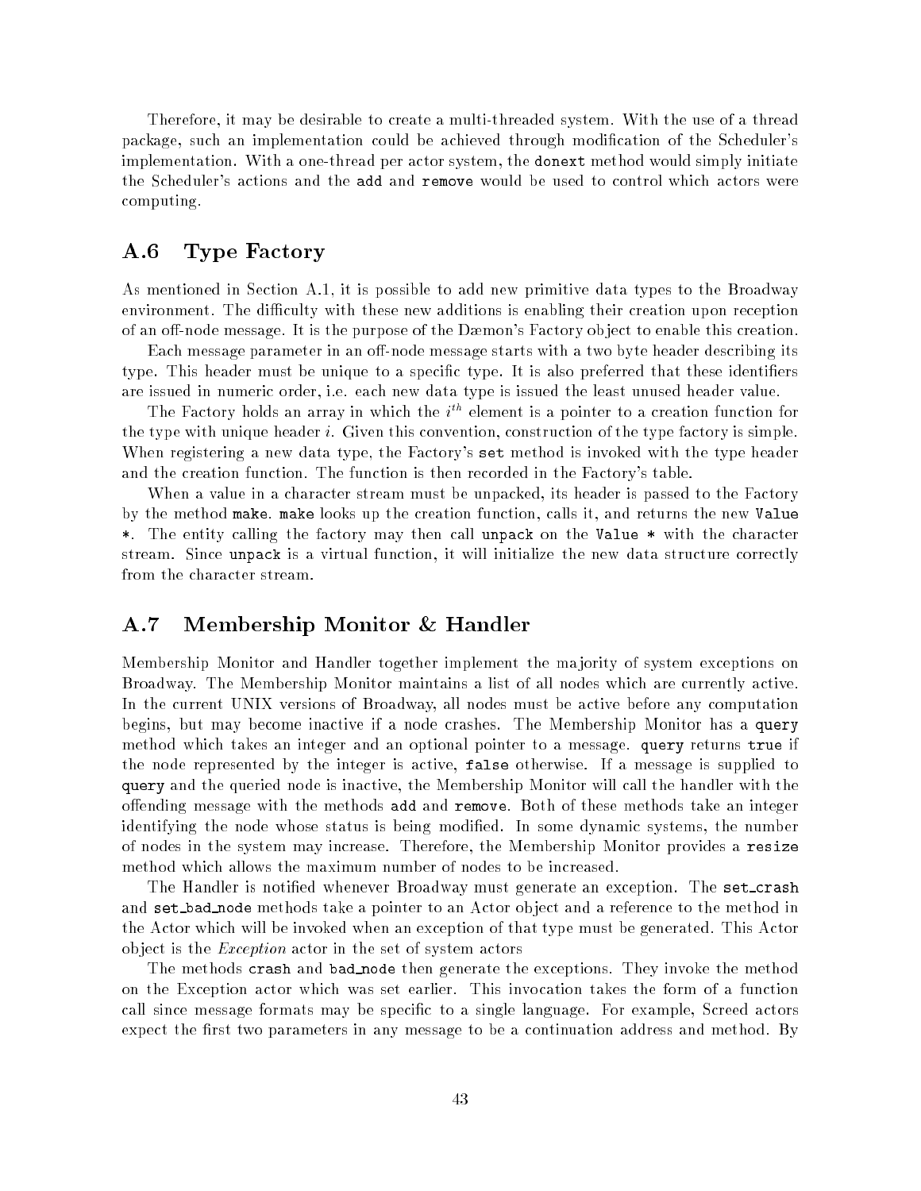Therefore, it may be desirable to create a multi-threaded system. With the use of a thread package, such an implementation could be achieved through modification of the Scheduler's implementation. With a one-thread per actor system, the `donext` method would simply initiate the Scheduler's actions and the `add` and `remove` would be used to control which actors were computing.

## A.6 Type Factory

As mentioned in Section A.1, it is possible to add new primitive data types to the Broadway environment. The difficulty with these new additions is enabling their creation upon reception of an off-node message. It is the purpose of the Dæmon's Factory object to enable this creation.

Each message parameter in an off-node message starts with a two byte header describing its type. This header must be unique to a specific type. It is also preferred that these identifiers are issued in numeric order, i.e. each new data type is issued the least unused header value.

The Factory holds an array in which the $i^{th}$ element is a pointer to a creation function for the type with unique header $i$. Given this convention, construction of the type factory is simple. When registering a new data type, the Factory's `set` method is invoked with the type header and the creation function. The function is then recorded in the Factory's table.

When a value in a character stream must be unpacked, its header is passed to the Factory by the method `make`. `make` looks up the creation function, calls it, and returns the new `Value *`. The entity calling the factory may then call `unpack` on the `Value *` with the character stream. Since `unpack` is a virtual function, it will initialize the new data structure correctly from the character stream.

## A.7 Membership Monitor & Handler

Membership Monitor and Handler together implement the majority of system exceptions on Broadway. The Membership Monitor maintains a list of all nodes which are currently active. In the current UNIX versions of Broadway, all nodes must be active before any computation begins, but may become inactive if a node crashes. The Membership Monitor has a `query` method which takes an integer and an optional pointer to a message. `query` returns `true` if the node represented by the integer is active, `false` otherwise. If a message is supplied to `query` and the queried node is inactive, the Membership Monitor will call the handler with the offending message with the methods `add` and `remove`. Both of these methods take an integer identifying the node whose status is being modified. In some dynamic systems, the number of nodes in the system may increase. Therefore, the Membership Monitor provides a `resize` method which allows the maximum number of nodes to be increased.

The Handler is notified whenever Broadway must generate an exception. The `set_crash` and `set_bad_node` methods take a pointer to an Actor object and a reference to the method in the Actor which will be invoked when an exception of that type must be generated. This Actor object is the *Exception* actor in the set of system actors

The methods `crash` and `bad_node` then generate the exceptions. They invoke the method on the Exception actor which was set earlier. This invocation takes the form of a function call since message formats may be specific to a single language. For example, Screed actors expect the first two parameters in any message to be a continuation address and method. By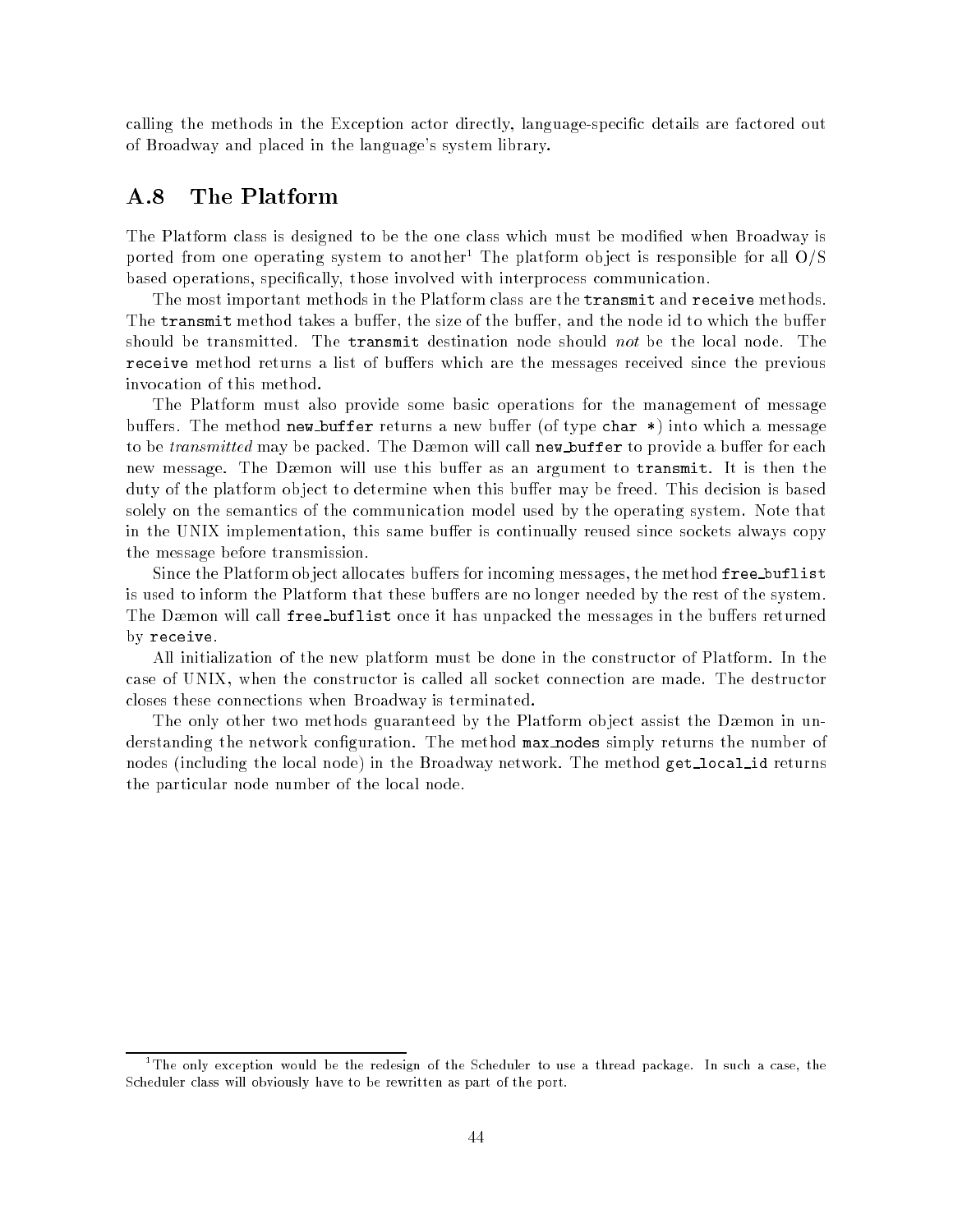calling the methods in the Exception actor directly, language-specific details are factored out of Broadway and placed in the language's system library.

## A.8 The Platform

The Platform class is designed to be the one class which must be modified when Broadway is ported from one operating system to another[1] The platform object is responsible for all O/S based operations, specifically, those involved with interprocess communication.

The most important methods in the Platform class are the `transmit` and `receive` methods. The `transmit` method takes a buffer, the size of the buffer, and the node id to which the buffer should be transmitted. The `transmit` destination node should *not* be the local node. The `receive` method returns a list of buffers which are the messages received since the previous invocation of this method.

The Platform must also provide some basic operations for the management of message buffers. The method `new_buffer` returns a new buffer (of type `char *`) into which a message to be *transmitted* may be packed. The Dæmon will call `new_buffer` to provide a buffer for each new message. The Dæmon will use this buffer as an argument to `transmit`. It is then the duty of the platform object to determine when this buffer may be freed. This decision is based solely on the semantics of the communication model used by the operating system. Note that in the UNIX implementation, this same buffer is continually reused since sockets always copy the message before transmission.

Since the Platform object allocates buffers for incoming messages, the method `free_buflist` is used to inform the Platform that these buffers are no longer needed by the rest of the system. The Dæmon will call `free_buflist` once it has unpacked the messages in the buffers returned by `receive`.

All initialization of the new platform must be done in the constructor of Platform. In the case of UNIX, when the constructor is called all socket connection are made. The destructor closes these connections when Broadway is terminated.

The only other two methods guaranteed by the Platform object assist the Dæmon in understanding the network configuration. The method `max_nodes` simply returns the number of nodes (including the local node) in the Broadway network. The method `get_local_id` returns the particular node number of the local node.

[1] The only exception would be the redesign of the Scheduler to use a thread package. In such a case, the Scheduler class will obviously have to be rewritten as part of the port.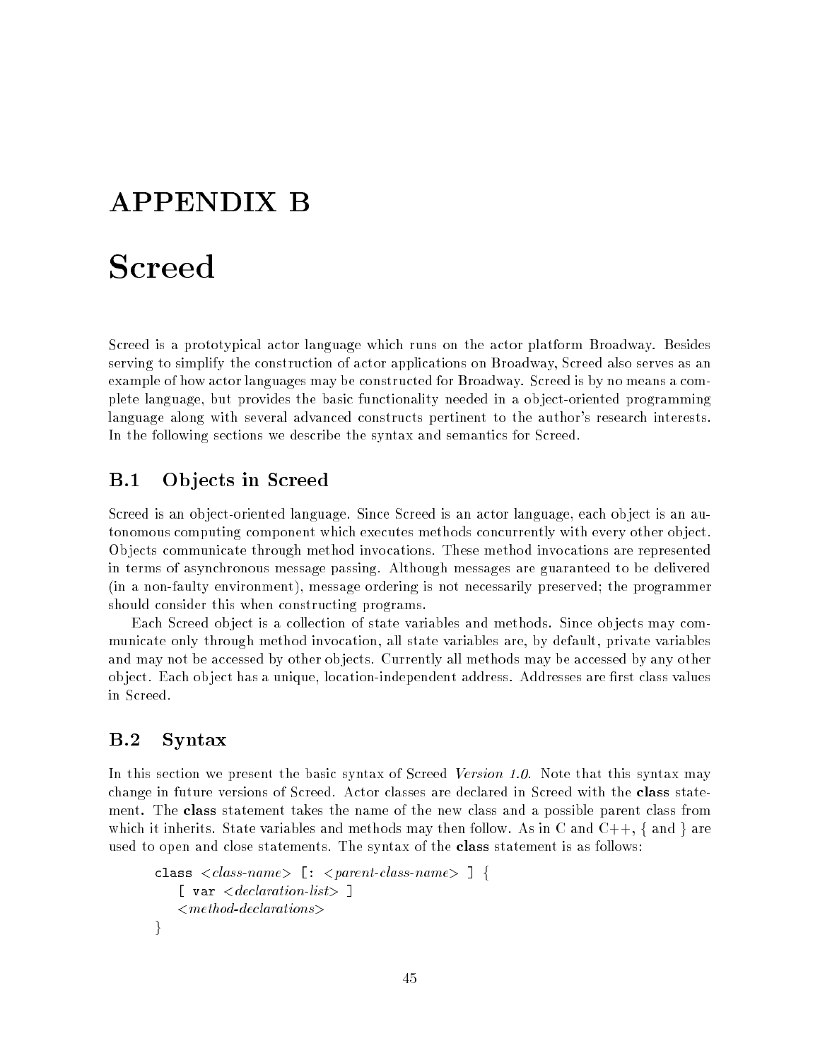# APPENDIX B

# Screed

Screed is a prototypical actor language which runs on the actor platform Broadway. Besides serving to simplify the construction of actor applications on Broadway, Screed also serves as an example of how actor languages may be constructed for Broadway. Screed is by no means a complete language, but provides the basic functionality needed in a object-oriented programming language along with several advanced constructs pertinent to the author's research interests. In the following sections we describe the syntax and semantics for Screed.

## B.1 Objects in Screed

Screed is an object-oriented language. Since Screed is an actor language, each object is an autonomous computing component which executes methods concurrently with every other object. Objects communicate through method invocations. These method invocations are represented in terms of asynchronous message passing. Although messages are guaranteed to be delivered (in a non-faulty environment), message ordering is not necessarily preserved; the programmer should consider this when constructing programs.

Each Screed object is a collection of state variables and methods. Since objects may communicate only through method invocation, all state variables are, by default, private variables and may not be accessed by other objects. Currently all methods may be accessed by any other object. Each object has a unique, location-independent address. Addresses are first class values in Screed.

## B.2 Syntax

In this section we present the basic syntax of Screed *Version 1.0*. Note that this syntax may change in future versions of Screed. Actor classes are declared in Screed with the **class** statement. The **class** statement takes the name of the new class and a possible parent class from which it inherits. State variables and methods may then follow. As in C and C++, { and } are used to open and close statements. The syntax of the **class** statement is as follows:

```
class <class-name> [: <parent-class-name> ] {
    [ var <declaration-list> ]
    <method-declarations>
}
```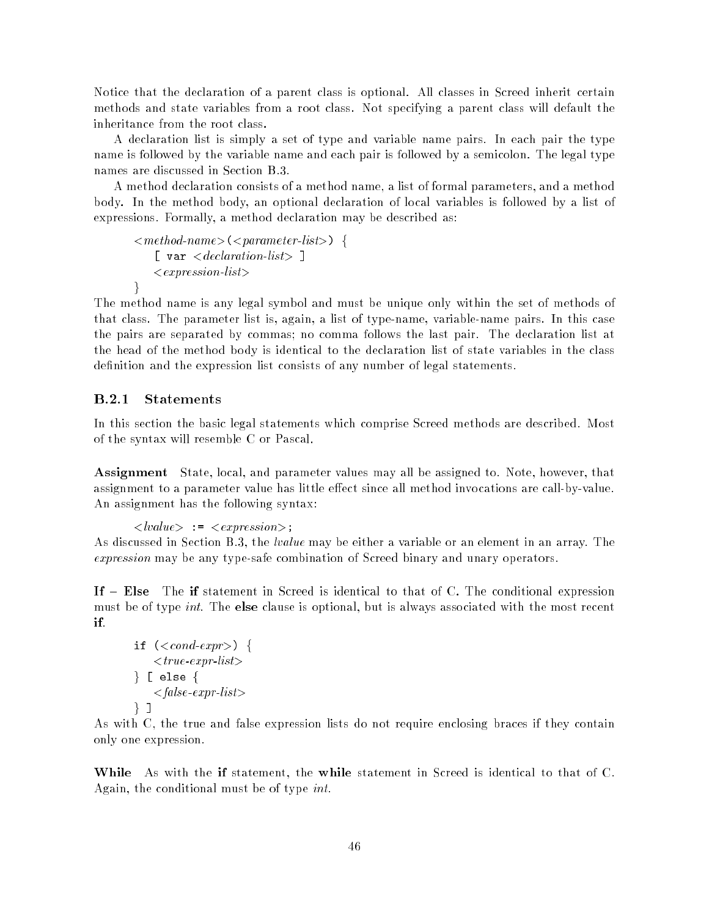Notice that the declaration of a parent class is optional. All classes in Screed inherit certain methods and state variables from a root class. Not specifying a parent class will default the inheritance from the root class.

A declaration list is simply a set of type and variable name pairs. In each pair the type name is followed by the variable name and each pair is followed by a semicolon. The legal type names are discussed in Section B.3.

A method declaration consists of a method name, a list of formal parameters, and a method body. In the method body, an optional declaration of local variables is followed by a list of expressions. Formally, a method declaration may be described as:

```
<method-name>(<parameter-list>) {
    [ var <declaration-list> ]
    <expression-list>
}
```

The method name is any legal symbol and must be unique only within the set of methods of that class. The parameter list is, again, a list of type-name, variable-name pairs. In this case the pairs are separated by commas; no comma follows the last pair. The declaration list at the head of the method body is identical to the declaration list of state variables in the class definition and the expression list consists of any number of legal statements.

### B.2.1 Statements

In this section the basic legal statements which comprise Screed methods are described. Most of the syntax will resemble C or Pascal.

**Assignment** State, local, and parameter values may all be assigned to. Note, however, that assignment to a parameter value has little effect since all method invocations are call-by-value. An assignment has the following syntax:

```
<lvalue> := <expression>;
```

As discussed in Section B.3, the *lvalue* may be either a variable or an element in an array. The *expression* may be any type-safe combination of Screed binary and unary operators.

**If – Else** The **if** statement in Screed is identical to that of C. The conditional expression must be of type *int*. The **else** clause is optional, but is always associated with the most recent **if**.

```
if (<cond-expr>) {
    <true-expr-list>
} [ else {
    <false-expr-list>
} ]
```

As with C, the true and false expression lists do not require enclosing braces if they contain only one expression.

**While** As with the **if** statement, the **while** statement in Screed is identical to that of C. Again, the conditional must be of type *int*.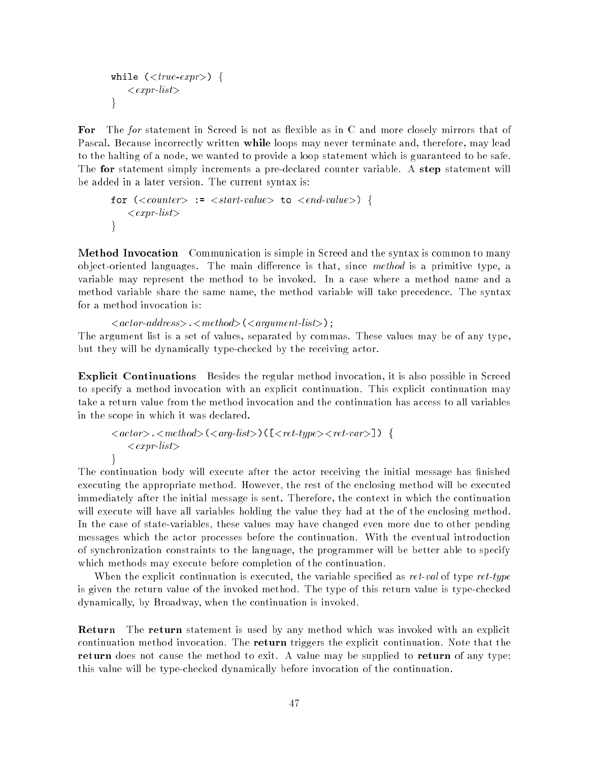```
while (<true-expr>) {
    <expr-list>
}
```

**For** The *for* statement in Screed is not as flexible as in C and more closely mirrors that of Pascal. Because incorrectly written **while** loops may never terminate and, therefore, may lead to the halting of a node, we wanted to provide a loop statement which is guaranteed to be safe. The **for** statement simply increments a pre-declared counter variable. A **step** statement will be added in a later version. The current syntax is:

```
for (<counter> := <start-value> to <end-value>) {
    <expr-list>
}
```

**Method Invocation** Communication is simple in Screed and the syntax is common to many object-oriented languages. The main difference is that, since *method* is a primitive type, a variable may represent the method to be invoked. In a case where a method name and a method variable share the same name, the method variable will take precedence. The syntax for a method invocation is:

```
<actor-address>.<method>(<argument-list>);
```

The argument list is a set of values, separated by commas. These values may be of any type, but they will be dynamically type-checked by the receiving actor.

**Explicit Continuations** Besides the regular method invocation, it is also possible in Screed to specify a method invocation with an explicit continuation. This explicit continuation may take a return value from the method invocation and the continuation has access to all variables in the scope in which it was declared.

```
<actor>.<method>(<arg-list>)([<ret-type><ret-var>]) {
    <expr-list>
}
```

The continuation body will execute after the actor receiving the initial message has finished executing the appropriate method. However, the rest of the enclosing method will be executed immediately after the initial message is sent. Therefore, the context in which the continuation will execute will have all variables holding the value they had at the of the enclosing method. In the case of state-variables, these values may have changed even more due to other pending messages which the actor processes before the continuation. With the eventual introduction of synchronization constraints to the language, the programmer will be better able to specify which methods may execute before completion of the continuation.

When the explicit continuation is executed, the variable specified as *ret-val* of type *ret-type* is given the return value of the invoked method. The type of this return value is type-checked dynamically, by Broadway, when the continuation is invoked.

**Return** The **return** statement is used by any method which was invoked with an explicit continuation method invocation. The **return** triggers the explicit continuation. Note that the **return** does not cause the method to exit. A value may be supplied to **return** of any type; this value will be type-checked dynamically before invocation of the continuation.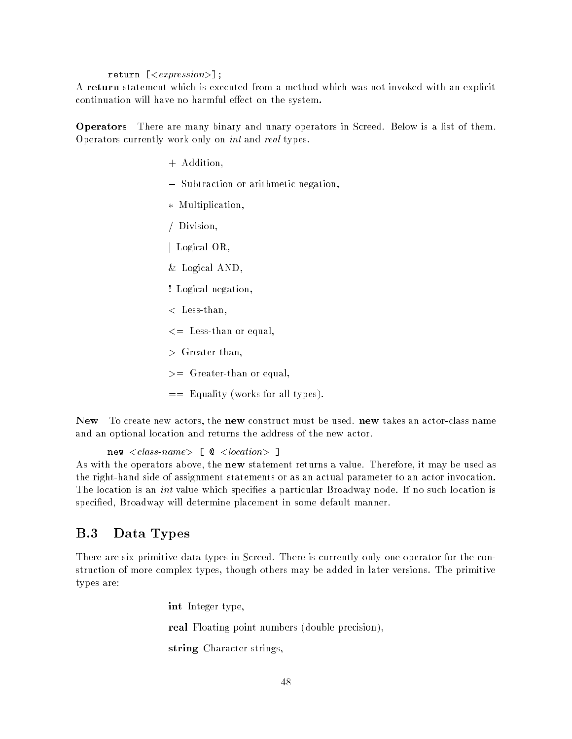```
return [<expression>];
```

A **return** statement which is executed from a method which was not invoked with an explicit continuation will have no harmful effect on the system.

**Operators** There are many binary and unary operators in Screed. Below is a list of them. Operators currently work only on *int* and *real* types.

- + Addition,
- − Subtraction or arithmetic negation,
- * Multiplication,
- / Division,
- | Logical OR,
- & Logical AND,
- ! Logical negation,
- < Less-than,
- <= Less-than or equal,
- > Greater-than,
- >= Greater-than or equal,
- == Equality (works for all types).

**New** To create new actors, the **new** construct must be used. **new** takes an actor-class name and an optional location and returns the address of the new actor.

```
new <class-name> [ @ <location> ]
```

As with the operators above, the **new** statement returns a value. Therefore, it may be used as the right-hand side of assignment statements or as an actual parameter to an actor invocation. The location is an *int* value which specifies a particular Broadway node. If no such location is specified, Broadway will determine placement in some default manner.

## B.3 Data Types

There are six primitive data types in Screed. There is currently only one operator for the construction of more complex types, though others may be added in later versions. The primitive types are:

- **int** Integer type,
- **real** Floating point numbers (double precision),
- **string** Character strings,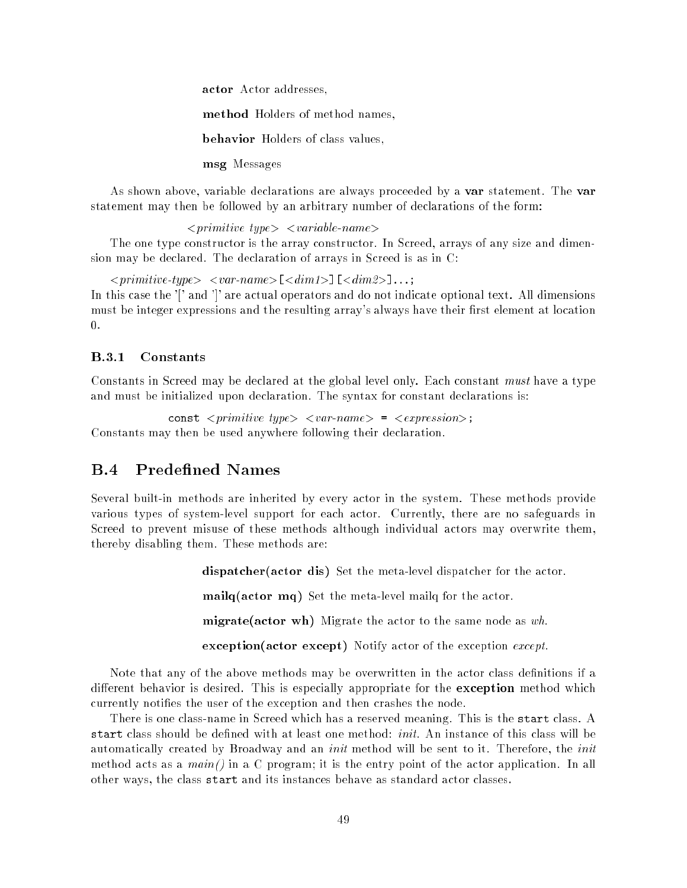**actor** Actor addresses,

**method** Holders of method names,

**behavior** Holders of class values,

**msg** Messages

As shown above, variable declarations are always proceeded by a **var** statement. The **var** statement may then be followed by an arbitrary number of declarations of the form:

*<primitive type>* *<variable-name>*

The one type constructor is the array constructor. In Screed, arrays of any size and dimension may be declared. The declaration of arrays in Screed is as in C:

*<primitive-type>* *<var-name>*`[`*<dim1>*`][`*<dim2>*`]...;`

In this case the '[' and ']' are actual operators and do not indicate optional text. All dimensions must be integer expressions and the resulting array's always have their first element at location 0.

### B.3.1 Constants

Constants in Screed may be declared at the global level only. Each constant *must* have a type and must be initialized upon declaration. The syntax for constant declarations is:

`const` *<primitive type>* *<var-name>* `=` *<expression>*`;`

Constants may then be used anywhere following their declaration.

## B.4 Predefined Names

Several built-in methods are inherited by every actor in the system. These methods provide various types of system-level support for each actor. Currently, there are no safeguards in Screed to prevent misuse of these methods although individual actors may overwrite them, thereby disabling them. These methods are:

**dispatcher(actor dis)** Set the meta-level dispatcher for the actor.

**mailq(actor mq)** Set the meta-level mailq for the actor.

**migrate(actor wh)** Migrate the actor to the same node as *wh*.

**exception(actor except)** Notify actor of the exception *except*.

Note that any of the above methods may be overwritten in the actor class definitions if a different behavior is desired. This is especially appropriate for the **exception** method which currently notifies the user of the exception and then crashes the node.

There is one class-name in Screed which has a reserved meaning. This is the `start` class. A `start` class should be defined with at least one method: *init*. An instance of this class will be automatically created by Broadway and an *init* method will be sent to it. Therefore, the *init* method acts as a *main()* in a C program; it is the entry point of the actor application. In all other ways, the class `start` and its instances behave as standard actor classes.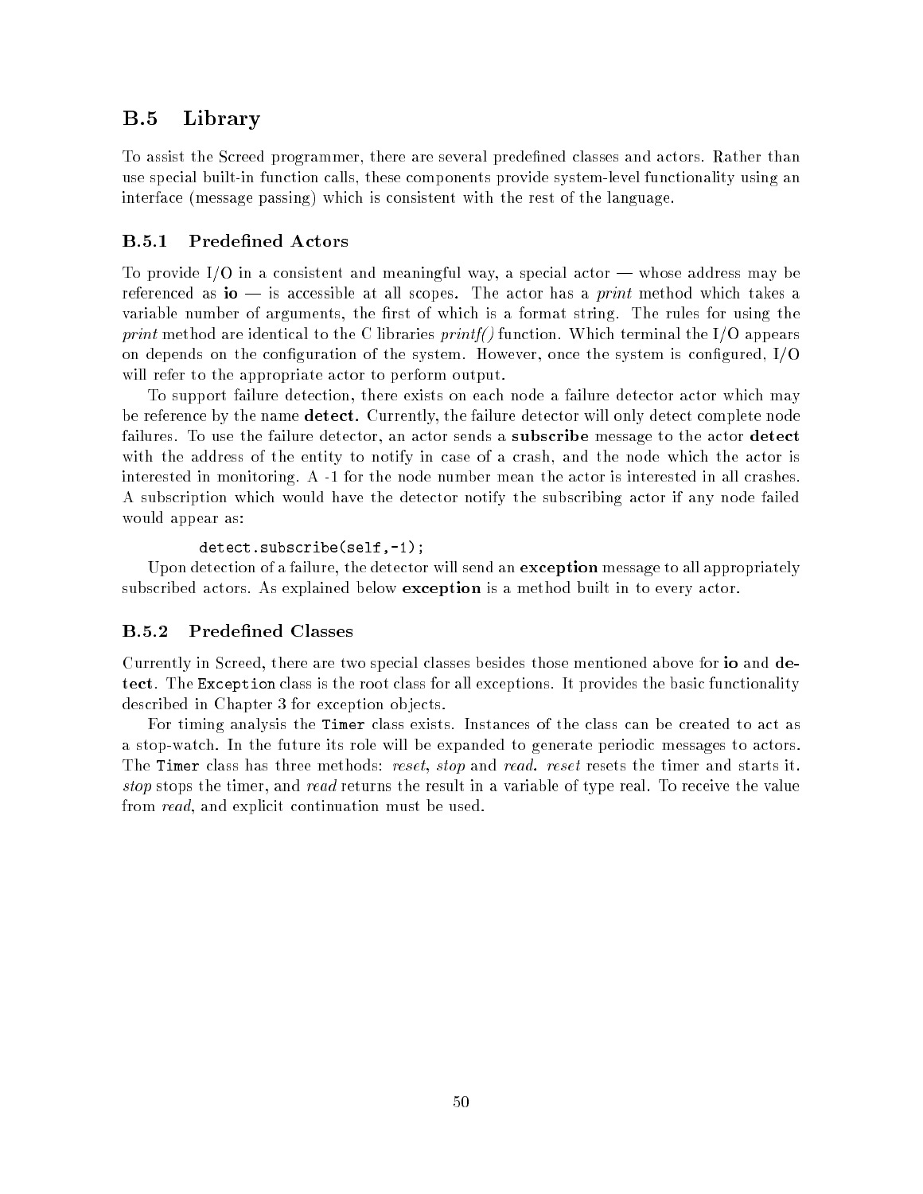## B.5 Library

To assist the Screed programmer, there are several predefined classes and actors. Rather than use special built-in function calls, these components provide system-level functionality using an interface (message passing) which is consistent with the rest of the language.

### B.5.1 Predefined Actors

To provide I/O in a consistent and meaningful way, a special actor — whose address may be referenced as **io** — is accessible at all scopes. The actor has a *print* method which takes a variable number of arguments, the first of which is a format string. The rules for using the *print* method are identical to the C libraries *printf()* function. Which terminal the I/O appears on depends on the configuration of the system. However, once the system is configured, I/O will refer to the appropriate actor to perform output.

To support failure detection, there exists on each node a failure detector actor which may be reference by the name **detect.** Currently, the failure detector will only detect complete node failures. To use the failure detector, an actor sends a **subscribe** message to the actor **detect** with the address of the entity to notify in case of a crash, and the node which the actor is interested in monitoring. A -1 for the node number mean the actor is interested in all crashes. A subscription which would have the detector notify the subscribing actor if any node failed would appear as:

```
detect.subscribe(self,-1);
```

Upon detection of a failure, the detector will send an **exception** message to all appropriately subscribed actors. As explained below **exception** is a method built in to every actor.

### B.5.2 Predefined Classes

Currently in Screed, there are two special classes besides those mentioned above for **io** and **detect**. The `Exception` class is the root class for all exceptions. It provides the basic functionality described in Chapter 3 for exception objects.

For timing analysis the `Timer` class exists. Instances of the class can be created to act as a stop-watch. In the future its role will be expanded to generate periodic messages to actors. The `Timer` class has three methods: *reset*, *stop* and *read*. *reset* resets the timer and starts it. *stop* stops the timer, and *read* returns the result in a variable of type real. To receive the value from *read*, and explicit continuation must be used.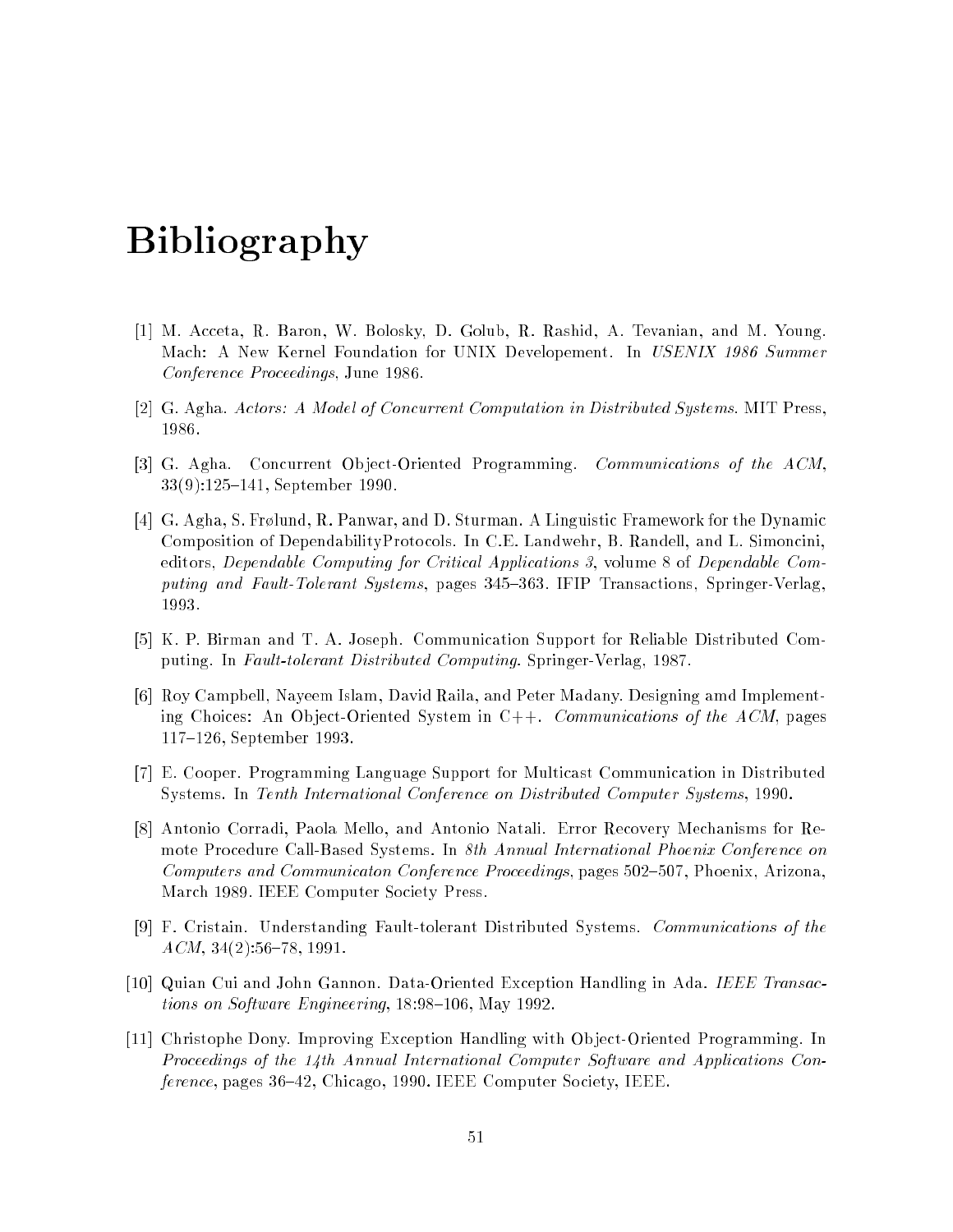# Bibliography

[1] M. Acceta, R. Baron, W. Bolosky, D. Golub, R. Rashid, A. Tevanian, and M. Young. Mach: A New Kernel Foundation for UNIX Developement. In *USENIX 1986 Summer Conference Proceedings*, June 1986.

[2] G. Agha. *Actors: A Model of Concurrent Computation in Distributed Systems*. MIT Press, 1986.

[3] G. Agha. Concurrent Object-Oriented Programming. *Communications of the ACM*, 33(9):125–141, September 1990.

[4] G. Agha, S. Frølund, R. Panwar, and D. Sturman. A Linguistic Framework for the Dynamic Composition of DependabilityProtocols. In C.E. Landwehr, B. Randell, and L. Simoncini, editors, *Dependable Computing for Critical Applications 3*, volume 8 of *Dependable Computing and Fault-Tolerant Systems*, pages 345–363. IFIP Transactions, Springer-Verlag, 1993.

[5] K. P. Birman and T. A. Joseph. Communication Support for Reliable Distributed Computing. In *Fault-tolerant Distributed Computing*. Springer-Verlag, 1987.

[6] Roy Campbell, Nayeem Islam, David Raila, and Peter Madany. Designing amd Implementing Choices: An Object-Oriented System in C++. *Communications of the ACM*, pages 117–126, September 1993.

[7] E. Cooper. Programming Language Support for Multicast Communication in Distributed Systems. In *Tenth International Conference on Distributed Computer Systems*, 1990.

[8] Antonio Corradi, Paola Mello, and Antonio Natali. Error Recovery Mechanisms for Remote Procedure Call-Based Systems. In *8th Annual International Phoenix Conference on Computers and Communicaton Conference Proceedings*, pages 502–507, Phoenix, Arizona, March 1989. IEEE Computer Society Press.

[9] F. Cristain. Understanding Fault-tolerant Distributed Systems. *Communications of the ACM*, 34(2):56–78, 1991.

[10] Quian Cui and John Gannon. Data-Oriented Exception Handling in Ada. *IEEE Transactions on Software Engineering*, 18:98–106, May 1992.

[11] Christophe Dony. Improving Exception Handling with Object-Oriented Programming. In *Proceedings of the 14th Annual International Computer Software and Applications Conference*, pages 36–42, Chicago, 1990. IEEE Computer Society, IEEE.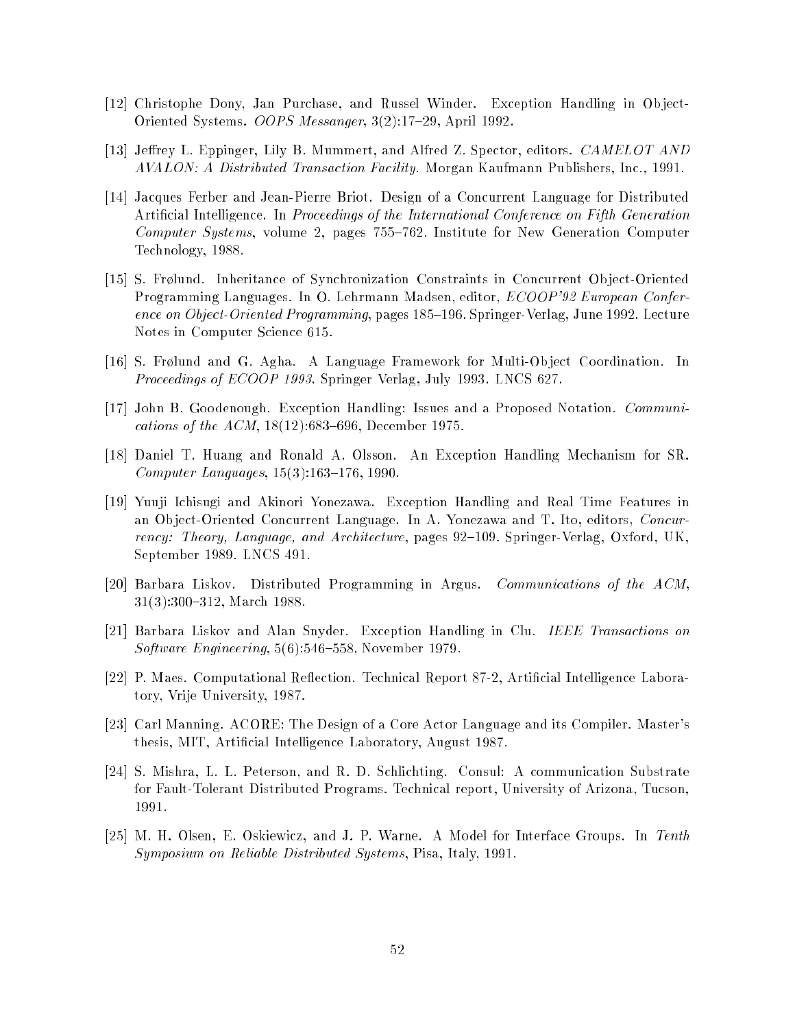[12] Christophe Dony, Jan Purchase, and Russel Winder. Exception Handling in Object-Oriented Systems. *OOPS Messanger*, 3(2):17–29, April 1992.

[13] Jeffrey L. Eppinger, Lily B. Mummert, and Alfred Z. Spector, editors. *CAMELOT AND AVALON: A Distributed Transaction Facility.* Morgan Kaufmann Publishers, Inc., 1991.

[14] Jacques Ferber and Jean-Pierre Briot. Design of a Concurrent Language for Distributed Artificial Intelligence. In *Proceedings of the International Conference on Fifth Generation Computer Systems*, volume 2, pages 755–762. Institute for New Generation Computer Technology, 1988.

[15] S. Frølund. Inheritance of Synchronization Constraints in Concurrent Object-Oriented Programming Languages. In O. Lehrmann Madsen, editor, *ECOOP'92 European Conference on Object-Oriented Programming*, pages 185–196. Springer-Verlag, June 1992. Lecture Notes in Computer Science 615.

[16] S. Frølund and G. Agha. A Language Framework for Multi-Object Coordination. In *Proceedings of ECOOP 1993*. Springer Verlag, July 1993. LNCS 627.

[17] John B. Goodenough. Exception Handling: Issues and a Proposed Notation. *Communications of the ACM*, 18(12):683–696, December 1975.

[18] Daniel T. Huang and Ronald A. Olsson. An Exception Handling Mechanism for SR. *Computer Languages*, 15(3):163–176, 1990.

[19] Yuuji Ichisugi and Akinori Yonezawa. Exception Handling and Real Time Features in an Object-Oriented Concurrent Language. In A. Yonezawa and T. Ito, editors, *Concurrency: Theory, Language, and Architecture*, pages 92–109. Springer-Verlag, Oxford, UK, September 1989. LNCS 491.

[20] Barbara Liskov. Distributed Programming in Argus. *Communications of the ACM*, 31(3):300–312, March 1988.

[21] Barbara Liskov and Alan Snyder. Exception Handling in Clu. *IEEE Transactions on Software Engineering*, 5(6):546–558, November 1979.

[22] P. Maes. Computational Reflection. Technical Report 87-2, Artificial Intelligence Laboratory, Vrije University, 1987.

[23] Carl Manning. ACORE: The Design of a Core Actor Language and its Compiler. Master's thesis, MIT, Artificial Intelligence Laboratory, August 1987.

[24] S. Mishra, L. L. Peterson, and R. D. Schlichting. Consul: A communication Substrate for Fault-Tolerant Distributed Programs. Technical report, University of Arizona, Tucson, 1991.

[25] M. H. Olsen, E. Oskiewicz, and J. P. Warne. A Model for Interface Groups. In *Tenth Symposium on Reliable Distributed Systems*, Pisa, Italy, 1991.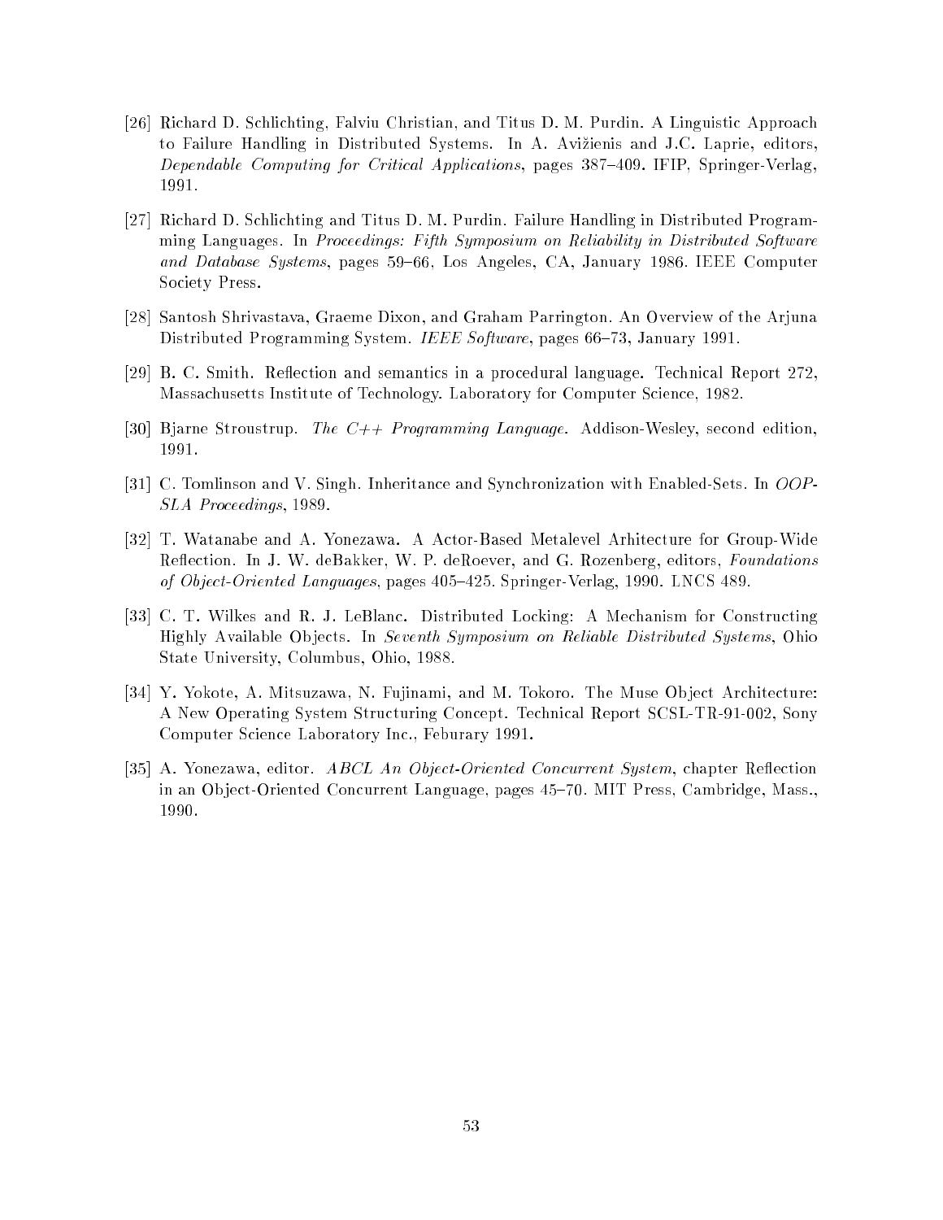[26] Richard D. Schlichting, Falviu Christian, and Titus D. M. Purdin. A Linguistic Approach to Failure Handling in Distributed Systems. In A. Avižienis and J.C. Laprie, editors, *Dependable Computing for Critical Applications*, pages 387–409. IFIP, Springer-Verlag, 1991.

[27] Richard D. Schlichting and Titus D. M. Purdin. Failure Handling in Distributed Programming Languages. In *Proceedings: Fifth Symposium on Reliability in Distributed Software and Database Systems*, pages 59–66, Los Angeles, CA, January 1986. IEEE Computer Society Press.

[28] Santosh Shrivastava, Graeme Dixon, and Graham Parrington. An Overview of the Arjuna Distributed Programming System. *IEEE Software*, pages 66–73, January 1991.

[29] B. C. Smith. Reflection and semantics in a procedural language. Technical Report 272, Massachusetts Institute of Technology. Laboratory for Computer Science, 1982.

[30] Bjarne Stroustrup. *The C++ Programming Language*. Addison-Wesley, second edition, 1991.

[31] C. Tomlinson and V. Singh. Inheritance and Synchronization with Enabled-Sets. In *OOPSLA Proceedings*, 1989.

[32] T. Watanabe and A. Yonezawa. A Actor-Based Metalevel Arhitecture for Group-Wide Reflection. In J. W. deBakker, W. P. deRoever, and G. Rozenberg, editors, *Foundations of Object-Oriented Languages*, pages 405–425. Springer-Verlag, 1990. LNCS 489.

[33] C. T. Wilkes and R. J. LeBlanc. Distributed Locking: A Mechanism for Constructing Highly Available Objects. In *Seventh Symposium on Reliable Distributed Systems*, Ohio State University, Columbus, Ohio, 1988.

[34] Y. Yokote, A. Mitsuzawa, N. Fujinami, and M. Tokoro. The Muse Object Architecture: A New Operating System Structuring Concept. Technical Report SCSL-TR-91-002, Sony Computer Science Laboratory Inc., Feburary 1991.

[35] A. Yonezawa, editor. *ABCL An Object-Oriented Concurrent System*, chapter Reflection in an Object-Oriented Concurrent Language, pages 45–70. MIT Press, Cambridge, Mass., 1990.